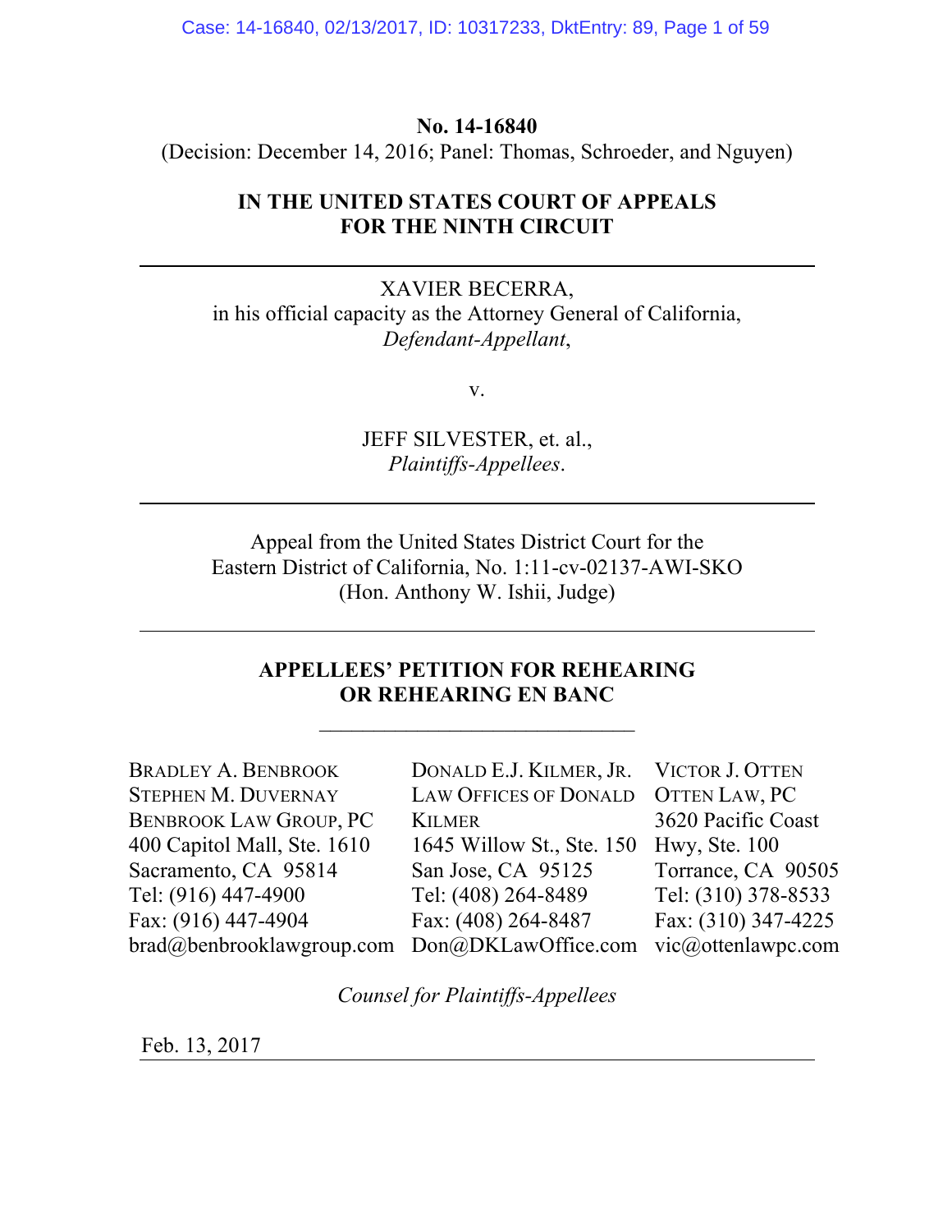**No. 14-16840**

(Decision: December 14, 2016; Panel: Thomas, Schroeder, and Nguyen)

**IN THE UNITED STATES COURT OF APPEALS**
**FOR THE NINTH CIRCUIT**

---

XAVIER BECERRA,
in his official capacity as the Attorney General of California,
*Defendant-Appellant*,

v.

JEFF SILVESTER, et. al.,
*Plaintiffs-Appellees*.

---

Appeal from the United States District Court for the
Eastern District of California, No. 1:11-cv-02137-AWI-SKO
(Hon. Anthony W. Ishii, Judge)

---

**APPELLEES' PETITION FOR REHEARING**
**OR REHEARING EN BANC**

---

BRADLEY A. BENBROOK
STEPHEN M. DUVERNAY
BENBROOK LAW GROUP, PC
400 Capitol Mall, Ste. 1610
Sacramento, CA 95814
Tel: (916) 447-4900
Fax: (916) 447-4904
brad@benbrooklawgroup.com

DONALD E.J. KILMER, JR.
LAW OFFICES OF DONALD KILMER
1645 Willow St., Ste. 150
San Jose, CA 95125
Tel: (408) 264-8489
Fax: (408) 264-8487
Don@DKLawOffice.com

VICTOR J. OTTEN
OTTEN LAW, PC
3620 Pacific Coast Hwy, Ste. 100
Torrance, CA 90505
Tel: (310) 378-8533
Fax: (310) 347-4225
vic@ottenlawpc.com

*Counsel for Plaintiffs-Appellees*

Feb. 13, 2017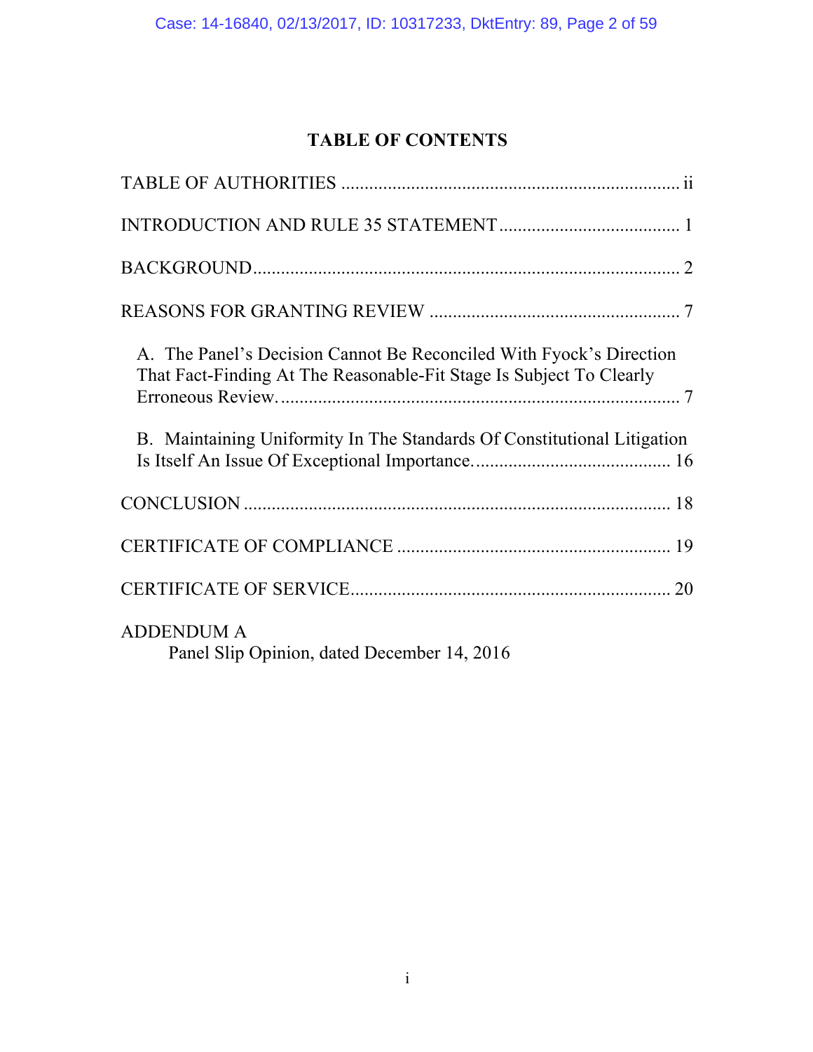# TABLE OF CONTENTS

TABLE OF AUTHORITIES ........................................................................ ii

INTRODUCTION AND RULE 35 STATEMENT ...................................... 1

BACKGROUND........................................................................................... 2

REASONS FOR GRANTING REVIEW ..................................................... 7

A. The Panel's Decision Cannot Be Reconciled With Fyock's Direction That Fact-Finding At The Reasonable-Fit Stage Is Subject To Clearly Erroneous Review. ...................................................................... 7

B. Maintaining Uniformity In The Standards Of Constitutional Litigation Is Itself An Issue Of Exceptional Importance. ......................................... 16

CONCLUSION ........................................................................................... 18

CERTIFICATE OF COMPLIANCE .......................................................... 19

CERTIFICATE OF SERVICE.................................................................... 20

ADDENDUM A
Panel Slip Opinion, dated December 14, 2016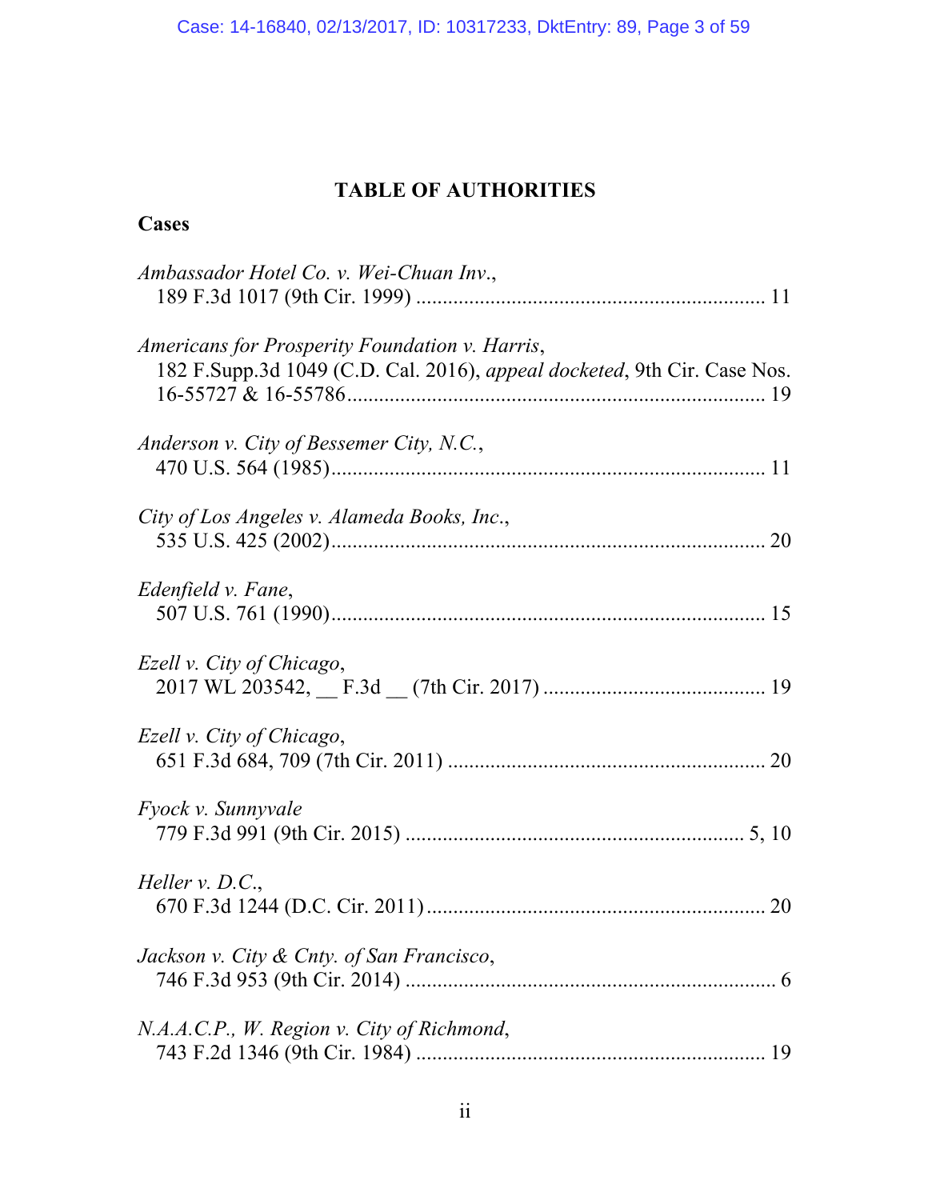## TABLE OF AUTHORITIES

### Cases

*Ambassador Hotel Co. v. Wei-Chuan Inv.*,
189 F.3d 1017 (9th Cir. 1999) ................................................................. 11

*Americans for Prosperity Foundation v. Harris*,
182 F.Supp.3d 1049 (C.D. Cal. 2016), *appeal docketed*, 9th Cir. Case Nos. 16-55727 & 16-55786.............................................................................. 19

*Anderson v. City of Bessemer City, N.C.*,
470 U.S. 564 (1985)................................................................................ 11

*City of Los Angeles v. Alameda Books, Inc.*,
535 U.S. 425 (2002)................................................................................ 20

*Edenfield v. Fane*,
507 U.S. 761 (1990)................................................................................ 15

*Ezell v. City of Chicago*,
2017 WL 203542, __ F.3d __ (7th Cir. 2017) ......................................... 19

*Ezell v. City of Chicago*,
651 F.3d 684, 709 (7th Cir. 2011) .......................................................... 20

*Fyock v. Sunnyvale*
779 F.3d 991 (9th Cir. 2015) ............................................................... 5, 10

*Heller v. D.C.*,
670 F.3d 1244 (D.C. Cir. 2011)............................................................. 20

*Jackson v. City & Cnty. of San Francisco*,
746 F.3d 953 (9th Cir. 2014) ..................................................................... 6

*N.A.A.C.P., W. Region v. City of Richmond*,
743 F.2d 1346 (9th Cir. 1984) ................................................................ 19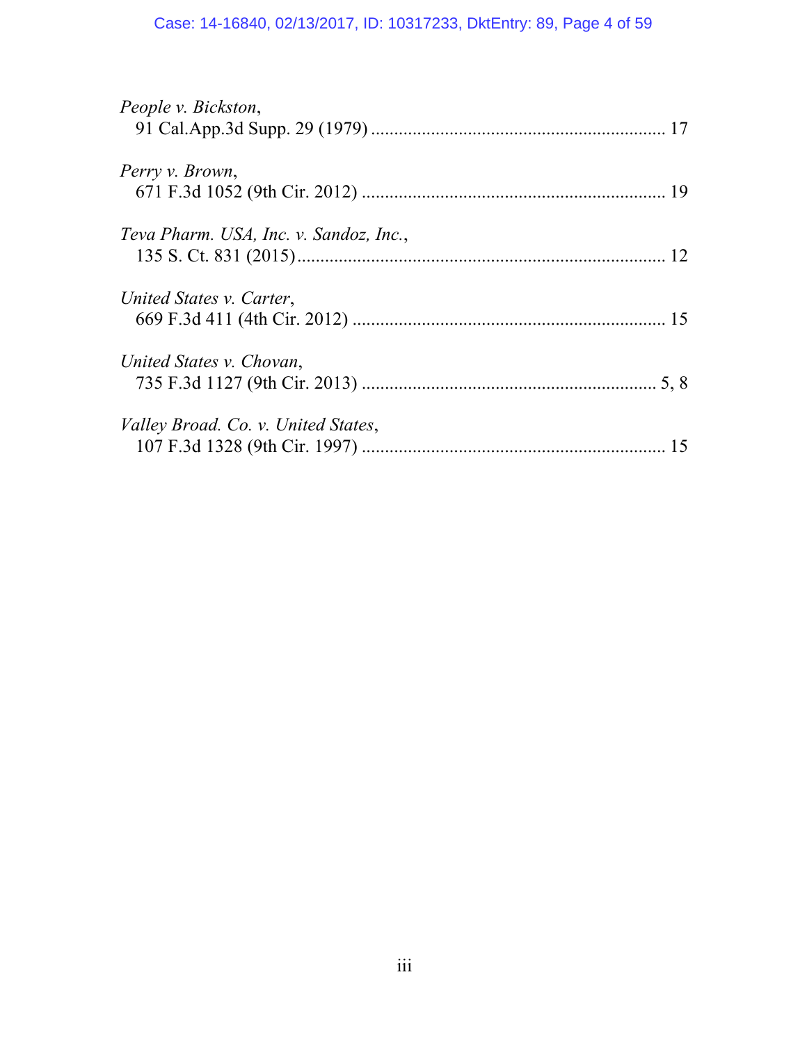*People v. Bickston*,
91 Cal.App.3d Supp. 29 (1979) ............................................................. 17

*Perry v. Brown*,
671 F.3d 1052 (9th Cir. 2012) ............................................................. 19

*Teva Pharm. USA, Inc. v. Sandoz, Inc.*,
135 S. Ct. 831 (2015)............................................................................ 12

*United States v. Carter*,
669 F.3d 411 (4th Cir. 2012) ............................................................... 15

*United States v. Chovan*,
735 F.3d 1127 (9th Cir. 2013) ............................................................ 5, 8

*Valley Broad. Co. v. United States*,
107 F.3d 1328 (9th Cir. 1997) ............................................................. 15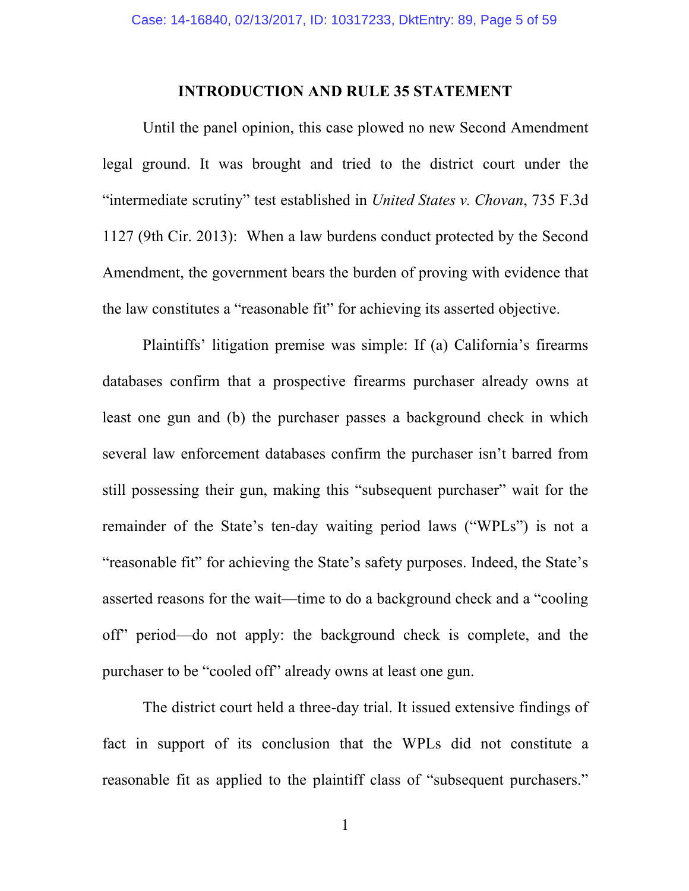## INTRODUCTION AND RULE 35 STATEMENT

Until the panel opinion, this case plowed no new Second Amendment legal ground. It was brought and tried to the district court under the "intermediate scrutiny" test established in *United States v. Chovan*, 735 F.3d 1127 (9th Cir. 2013): When a law burdens conduct protected by the Second Amendment, the government bears the burden of proving with evidence that the law constitutes a "reasonable fit" for achieving its asserted objective.

Plaintiffs' litigation premise was simple: If (a) California's firearms databases confirm that a prospective firearms purchaser already owns at least one gun and (b) the purchaser passes a background check in which several law enforcement databases confirm the purchaser isn't barred from still possessing their gun, making this "subsequent purchaser" wait for the remainder of the State's ten-day waiting period laws ("WPLs") is not a "reasonable fit" for achieving the State's safety purposes. Indeed, the State's asserted reasons for the wait—time to do a background check and a "cooling off" period—do not apply: the background check is complete, and the purchaser to be "cooled off" already owns at least one gun.

The district court held a three-day trial. It issued extensive findings of fact in support of its conclusion that the WPLs did not constitute a reasonable fit as applied to the plaintiff class of "subsequent purchasers."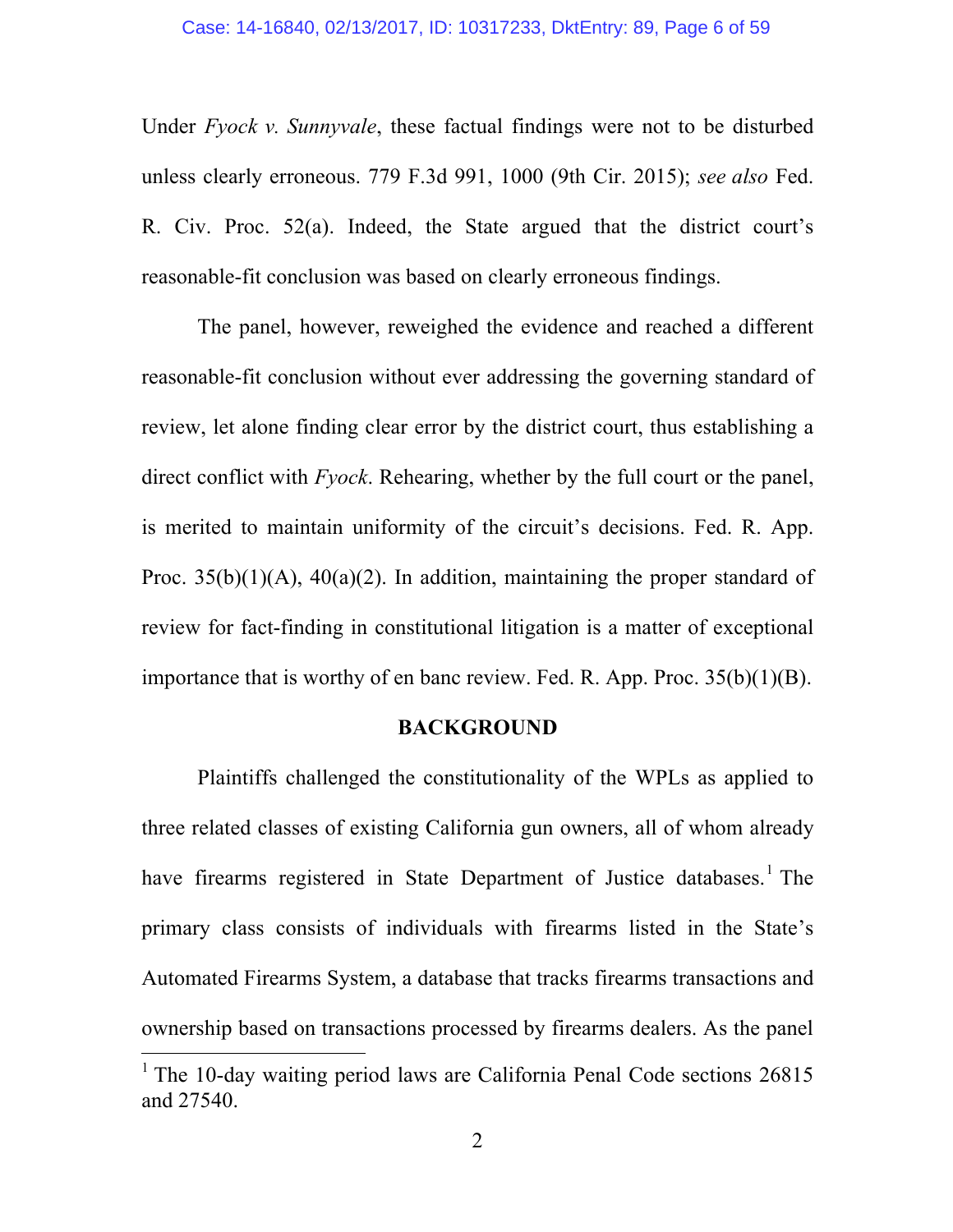Under *Fyock v. Sunnyvale*, these factual findings were not to be disturbed unless clearly erroneous. 779 F.3d 991, 1000 (9th Cir. 2015); *see also* Fed. R. Civ. Proc. 52(a). Indeed, the State argued that the district court's reasonable-fit conclusion was based on clearly erroneous findings.

The panel, however, reweighed the evidence and reached a different reasonable-fit conclusion without ever addressing the governing standard of review, let alone finding clear error by the district court, thus establishing a direct conflict with *Fyock*. Rehearing, whether by the full court or the panel, is merited to maintain uniformity of the circuit's decisions. Fed. R. App. Proc. 35(b)(1)(A), 40(a)(2). In addition, maintaining the proper standard of review for fact-finding in constitutional litigation is a matter of exceptional importance that is worthy of en banc review. Fed. R. App. Proc. 35(b)(1)(B).

## BACKGROUND

Plaintiffs challenged the constitutionality of the WPLs as applied to three related classes of existing California gun owners, all of whom already have firearms registered in State Department of Justice databases.[1] The primary class consists of individuals with firearms listed in the State's Automated Firearms System, a database that tracks firearms transactions and ownership based on transactions processed by firearms dealers. As the panel

[1] The 10-day waiting period laws are California Penal Code sections 26815 and 27540.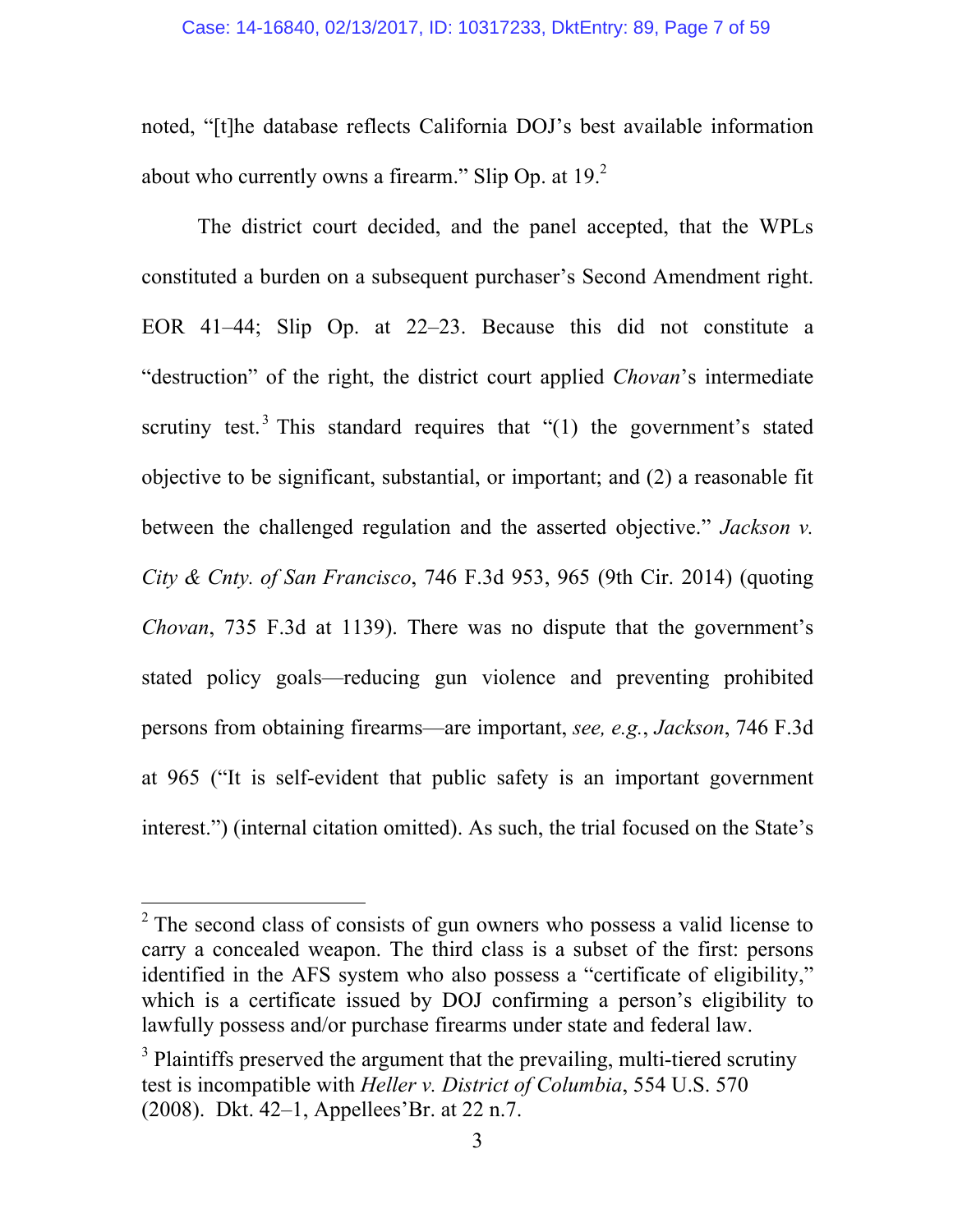noted, "[t]he database reflects California DOJ's best available information about who currently owns a firearm." Slip Op. at 19.[2]

The district court decided, and the panel accepted, that the WPLs constituted a burden on a subsequent purchaser's Second Amendment right. EOR 41–44; Slip Op. at 22–23. Because this did not constitute a "destruction" of the right, the district court applied *Chovan*'s intermediate scrutiny test.[3] This standard requires that "(1) the government's stated objective to be significant, substantial, or important; and (2) a reasonable fit between the challenged regulation and the asserted objective." *Jackson v. City & Cnty. of San Francisco*, 746 F.3d 953, 965 (9th Cir. 2014) (quoting *Chovan*, 735 F.3d at 1139). There was no dispute that the government's stated policy goals—reducing gun violence and preventing prohibited persons from obtaining firearms—are important, *see, e.g.*, *Jackson*, 746 F.3d at 965 ("It is self-evident that public safety is an important government interest.") (internal citation omitted). As such, the trial focused on the State's

---

[2] The second class of consists of gun owners who possess a valid license to carry a concealed weapon. The third class is a subset of the first: persons identified in the AFS system who also possess a "certificate of eligibility," which is a certificate issued by DOJ confirming a person's eligibility to lawfully possess and/or purchase firearms under state and federal law.

[3] Plaintiffs preserved the argument that the prevailing, multi-tiered scrutiny test is incompatible with *Heller v. District of Columbia*, 554 U.S. 570 (2008). Dkt. 42–1, Appellees'Br. at 22 n.7.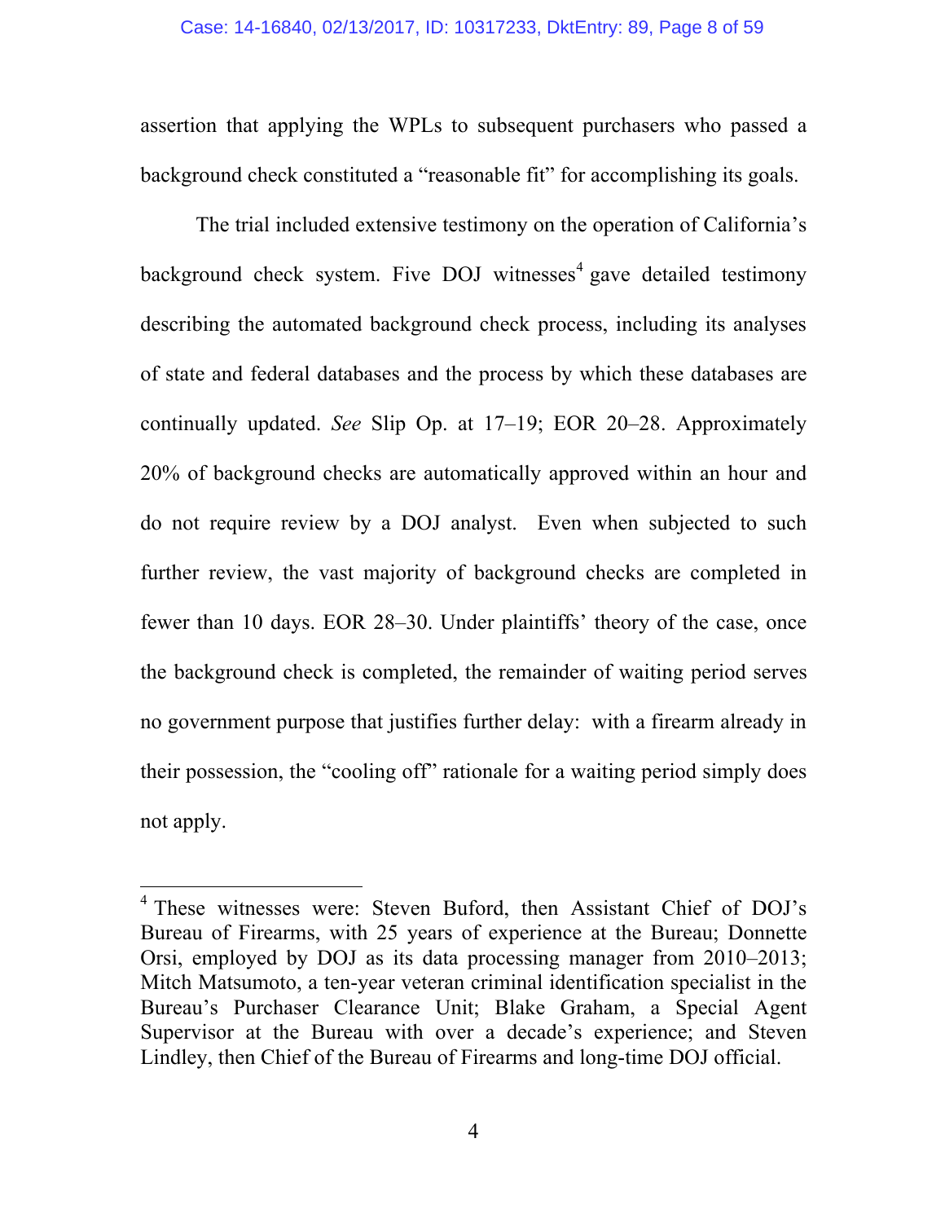assertion that applying the WPLs to subsequent purchasers who passed a background check constituted a "reasonable fit" for accomplishing its goals.

The trial included extensive testimony on the operation of California's background check system. Five DOJ witnesses[4] gave detailed testimony describing the automated background check process, including its analyses of state and federal databases and the process by which these databases are continually updated. *See* Slip Op. at 17–19; EOR 20–28. Approximately 20% of background checks are automatically approved within an hour and do not require review by a DOJ analyst. Even when subjected to such further review, the vast majority of background checks are completed in fewer than 10 days. EOR 28–30. Under plaintiffs' theory of the case, once the background check is completed, the remainder of waiting period serves no government purpose that justifies further delay: with a firearm already in their possession, the "cooling off" rationale for a waiting period simply does not apply.

---

[4] These witnesses were: Steven Buford, then Assistant Chief of DOJ's Bureau of Firearms, with 25 years of experience at the Bureau; Donnette Orsi, employed by DOJ as its data processing manager from 2010–2013; Mitch Matsumoto, a ten-year veteran criminal identification specialist in the Bureau's Purchaser Clearance Unit; Blake Graham, a Special Agent Supervisor at the Bureau with over a decade's experience; and Steven Lindley, then Chief of the Bureau of Firearms and long-time DOJ official.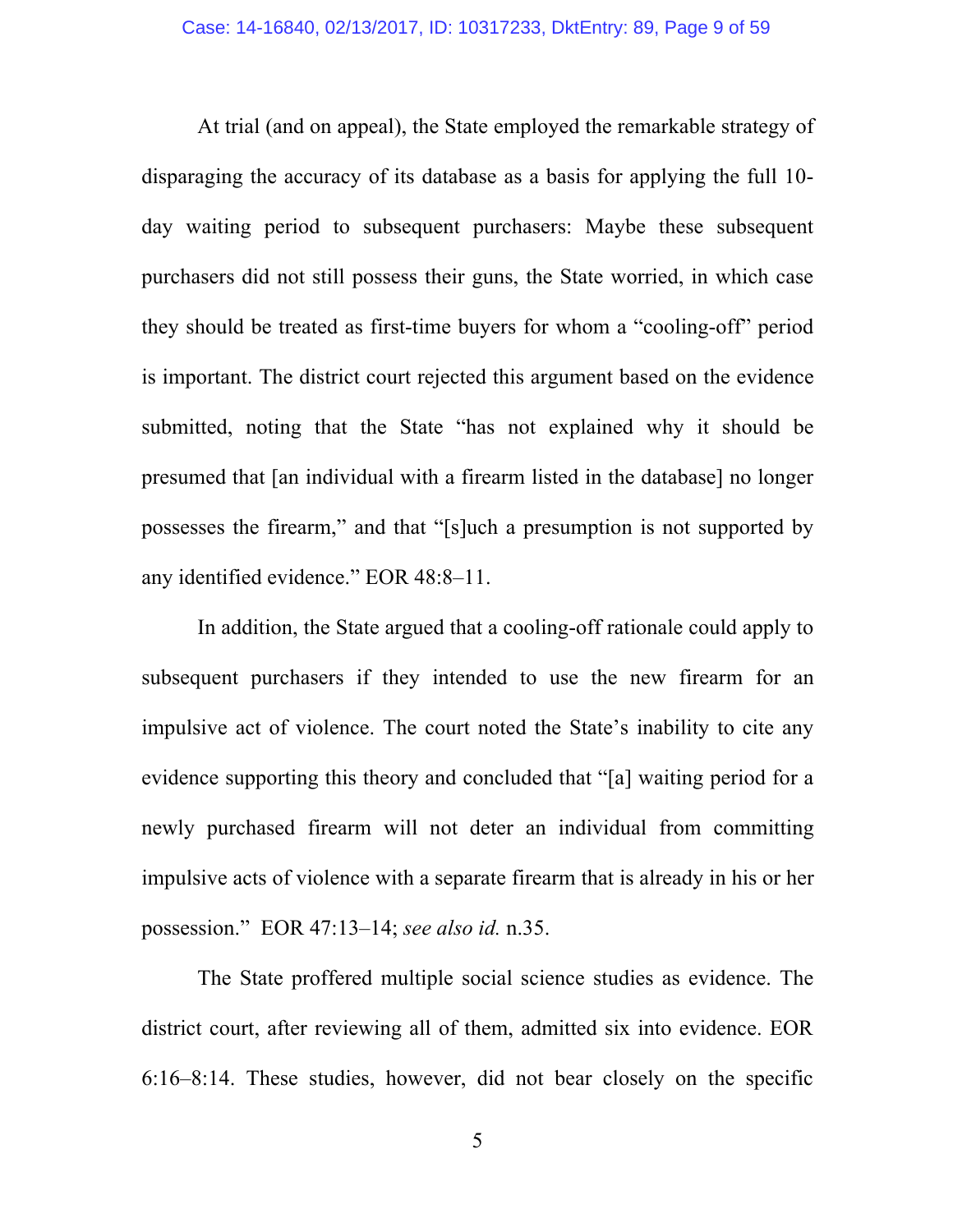At trial (and on appeal), the State employed the remarkable strategy of disparaging the accuracy of its database as a basis for applying the full 10-day waiting period to subsequent purchasers: Maybe these subsequent purchasers did not still possess their guns, the State worried, in which case they should be treated as first-time buyers for whom a "cooling-off" period is important. The district court rejected this argument based on the evidence submitted, noting that the State "has not explained why it should be presumed that [an individual with a firearm listed in the database] no longer possesses the firearm," and that "[s]uch a presumption is not supported by any identified evidence." EOR 48:8–11.

In addition, the State argued that a cooling-off rationale could apply to subsequent purchasers if they intended to use the new firearm for an impulsive act of violence. The court noted the State's inability to cite any evidence supporting this theory and concluded that "[a] waiting period for a newly purchased firearm will not deter an individual from committing impulsive acts of violence with a separate firearm that is already in his or her possession." EOR 47:13–14; *see also id.* n.35.

The State proffered multiple social science studies as evidence. The district court, after reviewing all of them, admitted six into evidence. EOR 6:16–8:14. These studies, however, did not bear closely on the specific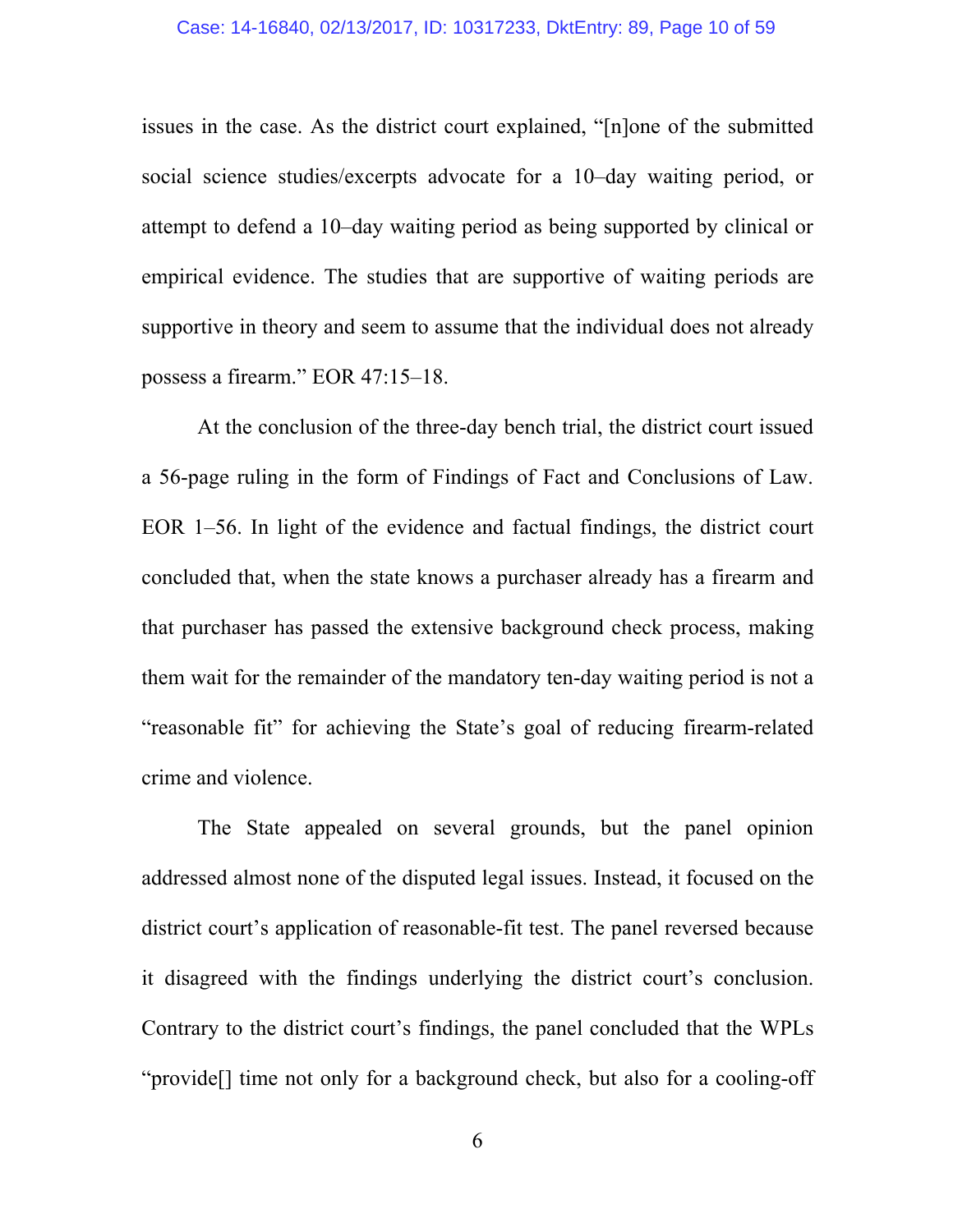issues in the case. As the district court explained, "[n]one of the submitted social science studies/excerpts advocate for a 10–day waiting period, or attempt to defend a 10–day waiting period as being supported by clinical or empirical evidence. The studies that are supportive of waiting periods are supportive in theory and seem to assume that the individual does not already possess a firearm." EOR 47:15–18.

At the conclusion of the three-day bench trial, the district court issued a 56-page ruling in the form of Findings of Fact and Conclusions of Law. EOR 1–56. In light of the evidence and factual findings, the district court concluded that, when the state knows a purchaser already has a firearm and that purchaser has passed the extensive background check process, making them wait for the remainder of the mandatory ten-day waiting period is not a "reasonable fit" for achieving the State's goal of reducing firearm-related crime and violence.

The State appealed on several grounds, but the panel opinion addressed almost none of the disputed legal issues. Instead, it focused on the district court's application of reasonable-fit test. The panel reversed because it disagreed with the findings underlying the district court's conclusion. Contrary to the district court's findings, the panel concluded that the WPLs "provide[] time not only for a background check, but also for a cooling-off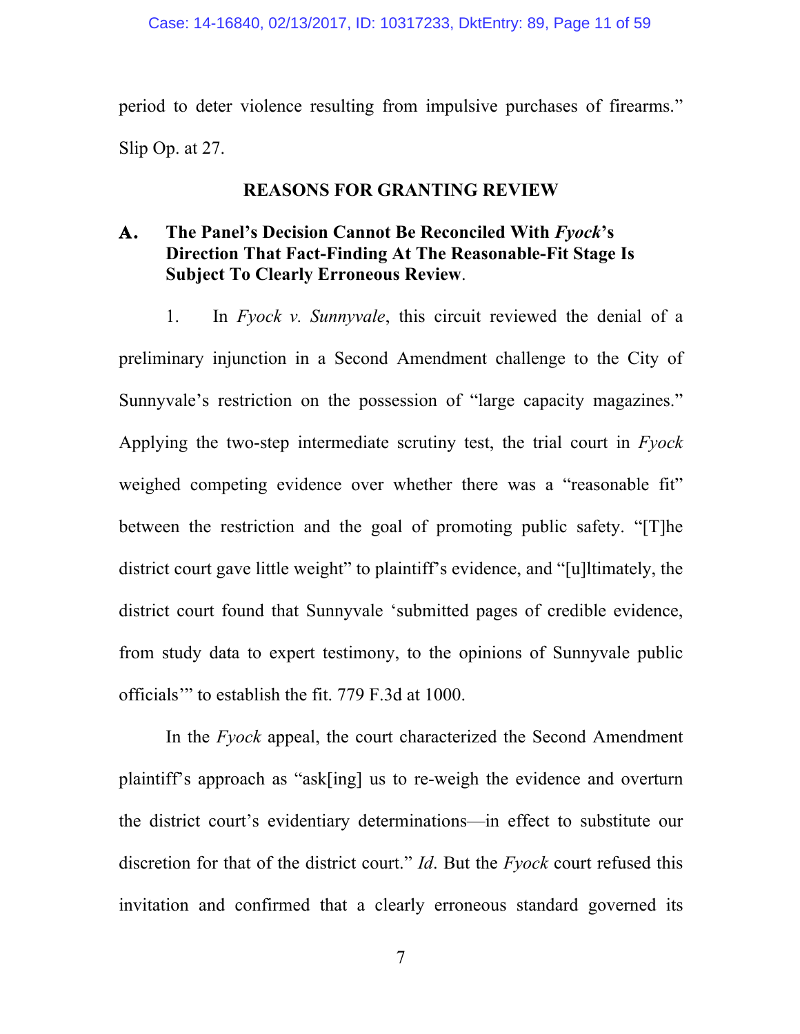period to deter violence resulting from impulsive purchases of firearms." Slip Op. at 27.

## REASONS FOR GRANTING REVIEW

### A. The Panel's Decision Cannot Be Reconciled With *Fyock*'s Direction That Fact-Finding At The Reasonable-Fit Stage Is Subject To Clearly Erroneous Review.

1. In *Fyock v. Sunnyvale*, this circuit reviewed the denial of a preliminary injunction in a Second Amendment challenge to the City of Sunnyvale's restriction on the possession of "large capacity magazines." Applying the two-step intermediate scrutiny test, the trial court in *Fyock* weighed competing evidence over whether there was a "reasonable fit" between the restriction and the goal of promoting public safety. "[T]he district court gave little weight" to plaintiff's evidence, and "[u]ltimately, the district court found that Sunnyvale 'submitted pages of credible evidence, from study data to expert testimony, to the opinions of Sunnyvale public officials'" to establish the fit. 779 F.3d at 1000.

In the *Fyock* appeal, the court characterized the Second Amendment plaintiff's approach as "ask[ing] us to re-weigh the evidence and overturn the district court's evidentiary determinations—in effect to substitute our discretion for that of the district court." *Id*. But the *Fyock* court refused this invitation and confirmed that a clearly erroneous standard governed its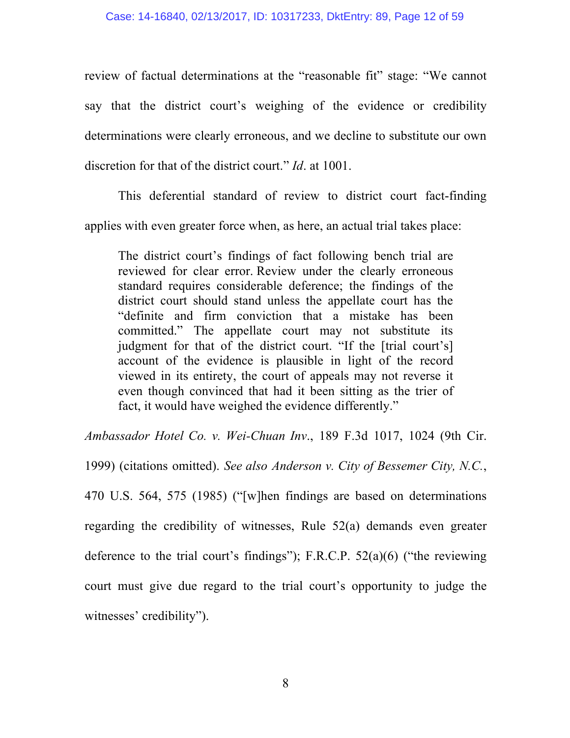review of factual determinations at the "reasonable fit" stage: "We cannot say that the district court's weighing of the evidence or credibility determinations were clearly erroneous, and we decline to substitute our own discretion for that of the district court." *Id*. at 1001.

This deferential standard of review to district court fact-finding applies with even greater force when, as here, an actual trial takes place:

> The district court's findings of fact following bench trial are reviewed for clear error. Review under the clearly erroneous standard requires considerable deference; the findings of the district court should stand unless the appellate court has the "definite and firm conviction that a mistake has been committed." The appellate court may not substitute its judgment for that of the district court. "If the [trial court's] account of the evidence is plausible in light of the record viewed in its entirety, the court of appeals may not reverse it even though convinced that had it been sitting as the trier of fact, it would have weighed the evidence differently."

*Ambassador Hotel Co. v. Wei-Chuan Inv*., 189 F.3d 1017, 1024 (9th Cir. 1999) (citations omitted). *See also Anderson v. City of Bessemer City, N.C.*, 470 U.S. 564, 575 (1985) ("[w]hen findings are based on determinations regarding the credibility of witnesses, Rule 52(a) demands even greater deference to the trial court's findings"); F.R.C.P. 52(a)(6) ("the reviewing court must give due regard to the trial court's opportunity to judge the witnesses' credibility").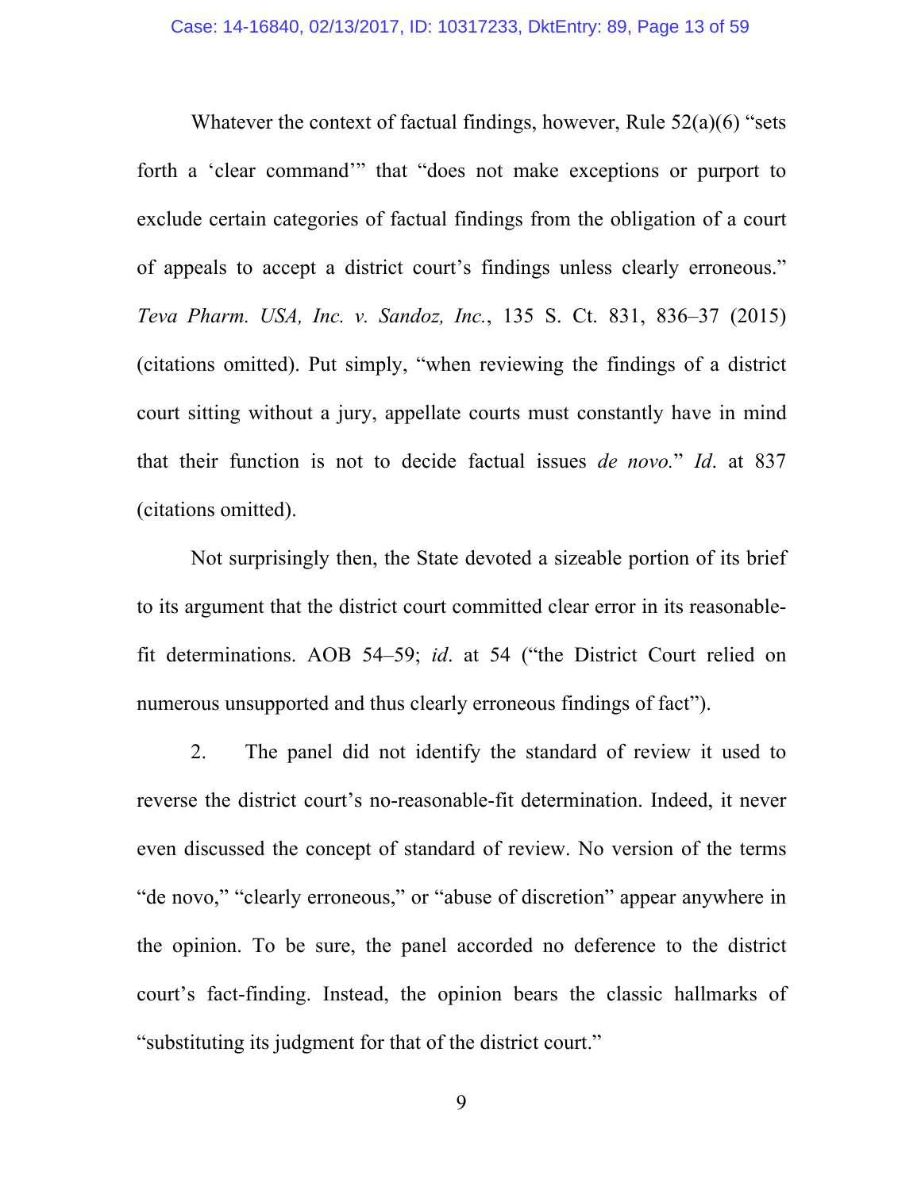Whatever the context of factual findings, however, Rule 52(a)(6) "sets forth a 'clear command'" that "does not make exceptions or purport to exclude certain categories of factual findings from the obligation of a court of appeals to accept a district court's findings unless clearly erroneous." *Teva Pharm. USA, Inc. v. Sandoz, Inc.*, 135 S. Ct. 831, 836–37 (2015) (citations omitted). Put simply, "when reviewing the findings of a district court sitting without a jury, appellate courts must constantly have in mind that their function is not to decide factual issues *de novo*." *Id*. at 837 (citations omitted).

Not surprisingly then, the State devoted a sizeable portion of its brief to its argument that the district court committed clear error in its reasonable-fit determinations. AOB 54–59; *id*. at 54 ("the District Court relied on numerous unsupported and thus clearly erroneous findings of fact").

2. The panel did not identify the standard of review it used to reverse the district court's no-reasonable-fit determination. Indeed, it never even discussed the concept of standard of review. No version of the terms "de novo," "clearly erroneous," or "abuse of discretion" appear anywhere in the opinion. To be sure, the panel accorded no deference to the district court's fact-finding. Instead, the opinion bears the classic hallmarks of "substituting its judgment for that of the district court."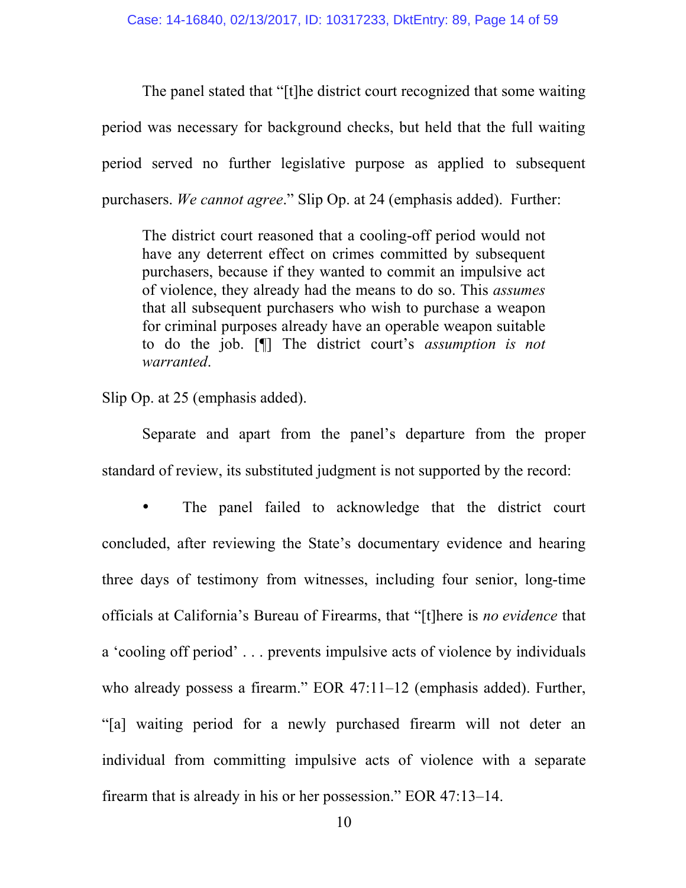The panel stated that "[t]he district court recognized that some waiting period was necessary for background checks, but held that the full waiting period served no further legislative purpose as applied to subsequent purchasers. *We cannot agree*." Slip Op. at 24 (emphasis added). Further:

> The district court reasoned that a cooling-off period would not have any deterrent effect on crimes committed by subsequent purchasers, because if they wanted to commit an impulsive act of violence, they already had the means to do so. This *assumes* that all subsequent purchasers who wish to purchase a weapon for criminal purposes already have an operable weapon suitable to do the job. [¶] The district court's *assumption is not warranted*.

Slip Op. at 25 (emphasis added).

Separate and apart from the panel's departure from the proper standard of review, its substituted judgment is not supported by the record:

- The panel failed to acknowledge that the district court concluded, after reviewing the State's documentary evidence and hearing three days of testimony from witnesses, including four senior, long-time officials at California's Bureau of Firearms, that "[t]here is *no evidence* that a 'cooling off period' . . . prevents impulsive acts of violence by individuals who already possess a firearm." EOR 47:11–12 (emphasis added). Further, "[a] waiting period for a newly purchased firearm will not deter an individual from committing impulsive acts of violence with a separate firearm that is already in his or her possession." EOR 47:13–14.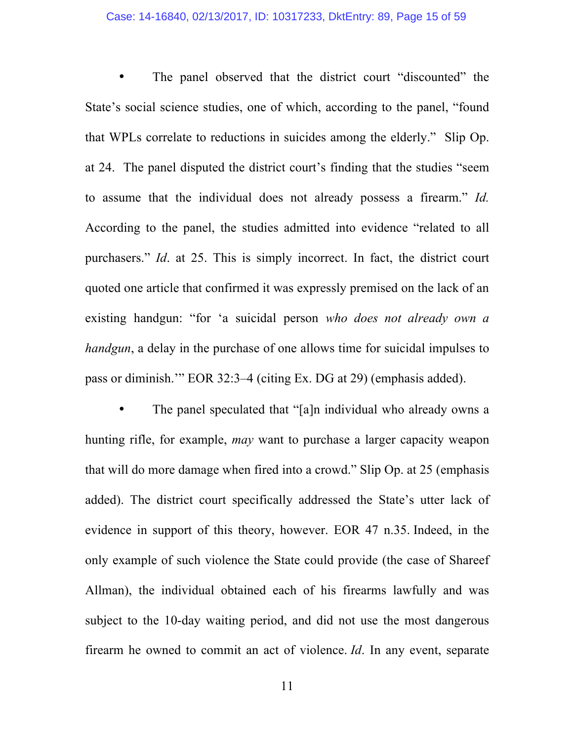- The panel observed that the district court "discounted" the State's social science studies, one of which, according to the panel, "found that WPLs correlate to reductions in suicides among the elderly." Slip Op. at 24. The panel disputed the district court's finding that the studies "seem to assume that the individual does not already possess a firearm." *Id.* According to the panel, the studies admitted into evidence "related to all purchasers." *Id*. at 25. This is simply incorrect. In fact, the district court quoted one article that confirmed it was expressly premised on the lack of an existing handgun: "for 'a suicidal person *who does not already own a handgun*, a delay in the purchase of one allows time for suicidal impulses to pass or diminish.'" EOR 32:3–4 (citing Ex. DG at 29) (emphasis added).

- The panel speculated that "[a]n individual who already owns a hunting rifle, for example, *may* want to purchase a larger capacity weapon that will do more damage when fired into a crowd." Slip Op. at 25 (emphasis added). The district court specifically addressed the State's utter lack of evidence in support of this theory, however. EOR 47 n.35. Indeed, in the only example of such violence the State could provide (the case of Shareef Allman), the individual obtained each of his firearms lawfully and was subject to the 10-day waiting period, and did not use the most dangerous firearm he owned to commit an act of violence. *Id*. In any event, separate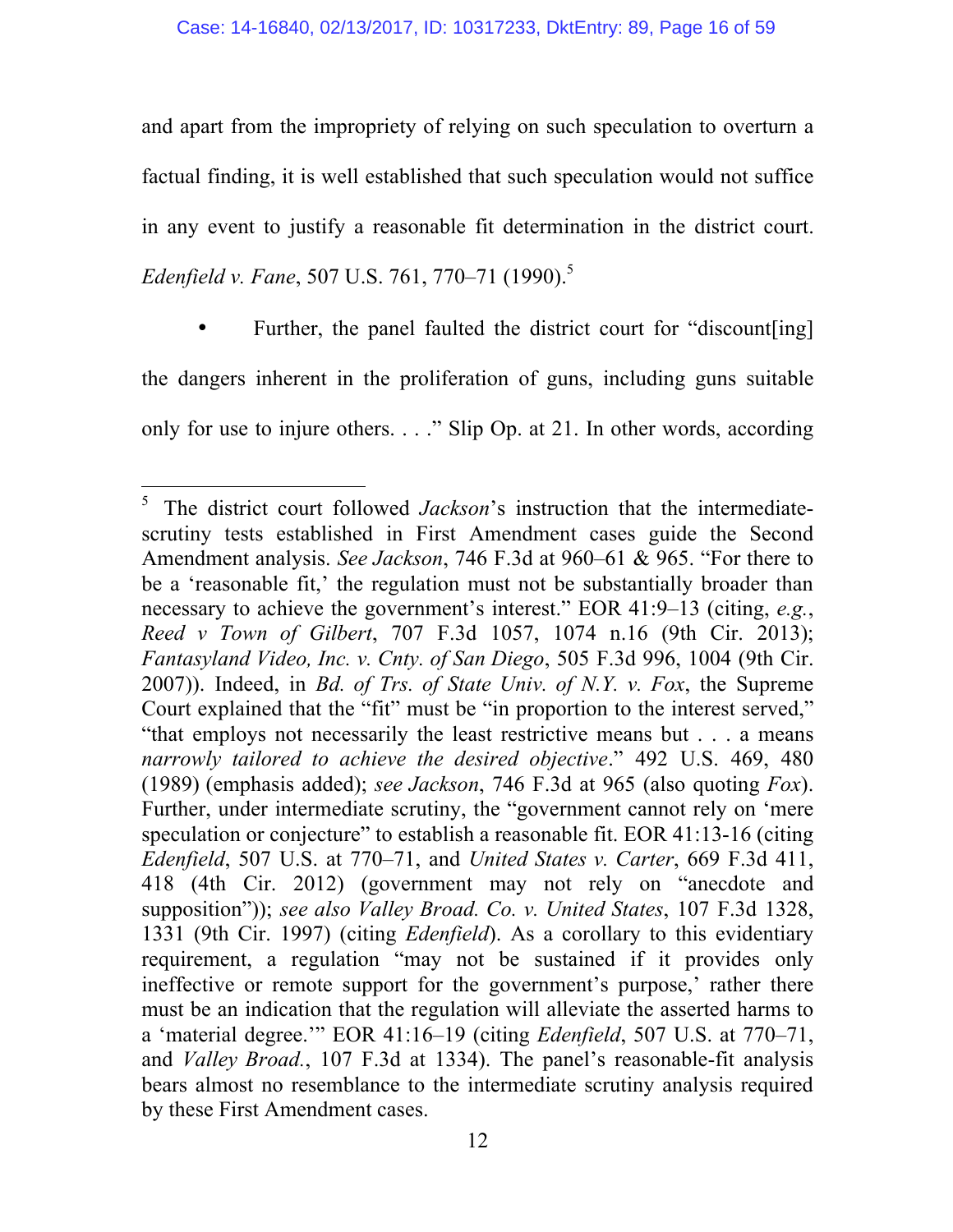and apart from the impropriety of relying on such speculation to overturn a factual finding, it is well established that such speculation would not suffice in any event to justify a reasonable fit determination in the district court. *Edenfield v. Fane*, 507 U.S. 761, 770–71 (1990).[5]

- Further, the panel faulted the district court for "discount[ing] the dangers inherent in the proliferation of guns, including guns suitable only for use to injure others. . . ." Slip Op. at 21. In other words, according

---

[5] The district court followed *Jackson*'s instruction that the intermediate-scrutiny tests established in First Amendment cases guide the Second Amendment analysis. *See Jackson*, 746 F.3d at 960–61 & 965. "For there to be a 'reasonable fit,' the regulation must not be substantially broader than necessary to achieve the government's interest." EOR 41:9–13 (citing, *e.g.*, *Reed v Town of Gilbert*, 707 F.3d 1057, 1074 n.16 (9th Cir. 2013); *Fantasyland Video, Inc. v. Cnty. of San Diego*, 505 F.3d 996, 1004 (9th Cir. 2007)). Indeed, in *Bd. of Trs. of State Univ. of N.Y. v. Fox*, the Supreme Court explained that the "fit" must be "in proportion to the interest served," "that employs not necessarily the least restrictive means but . . . a means *narrowly tailored to achieve the desired objective*." 492 U.S. 469, 480 (1989) (emphasis added); *see Jackson*, 746 F.3d at 965 (also quoting *Fox*). Further, under intermediate scrutiny, the "government cannot rely on 'mere speculation or conjecture" to establish a reasonable fit. EOR 41:13-16 (citing *Edenfield*, 507 U.S. at 770–71, and *United States v. Carter*, 669 F.3d 411, 418 (4th Cir. 2012) (government may not rely on "anecdote and supposition")); *see also Valley Broad. Co. v. United States*, 107 F.3d 1328, 1331 (9th Cir. 1997) (citing *Edenfield*). As a corollary to this evidentiary requirement, a regulation "may not be sustained if it provides only ineffective or remote support for the government's purpose,' rather there must be an indication that the regulation will alleviate the asserted harms to a 'material degree.'" EOR 41:16–19 (citing *Edenfield*, 507 U.S. at 770–71, and *Valley Broad.*, 107 F.3d at 1334). The panel's reasonable-fit analysis bears almost no resemblance to the intermediate scrutiny analysis required by these First Amendment cases.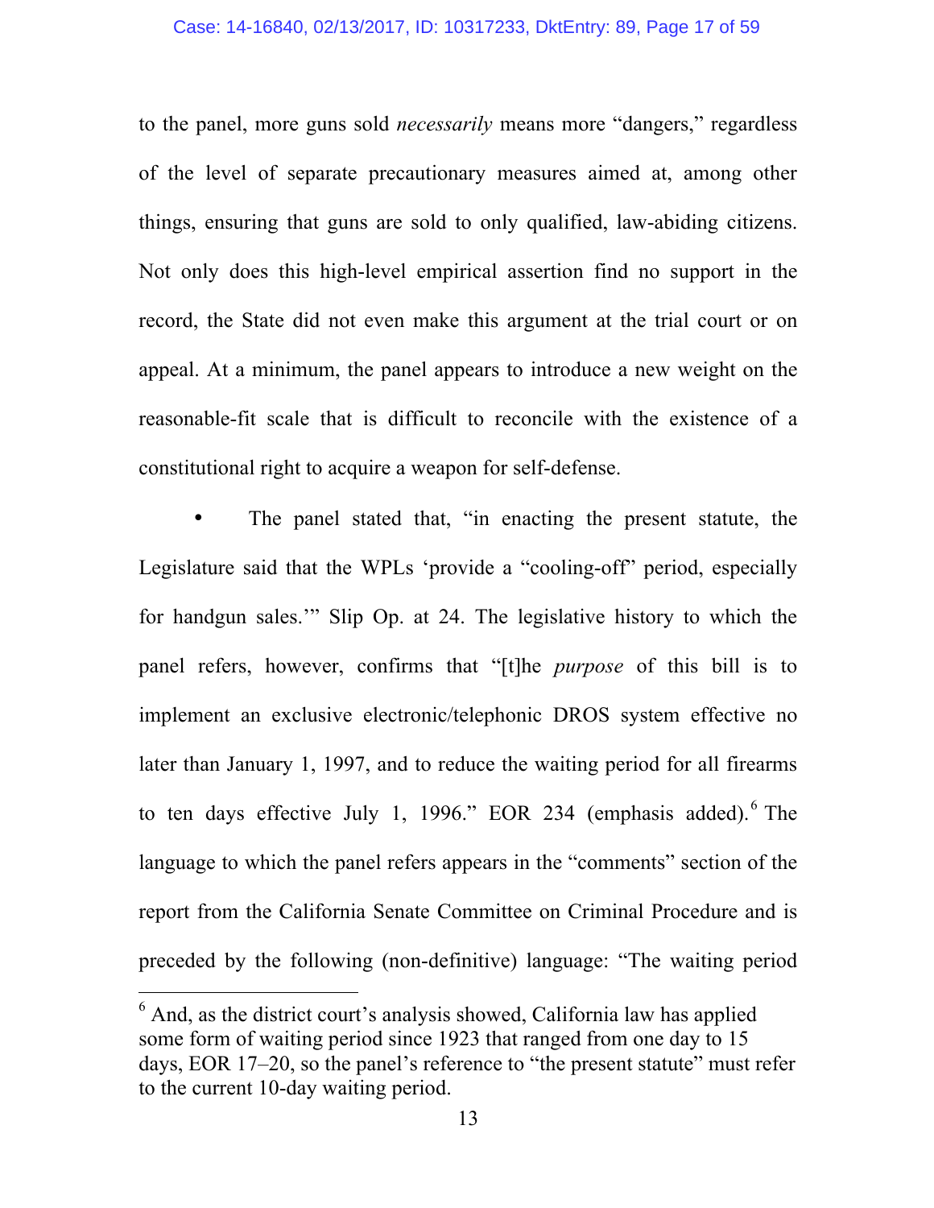to the panel, more guns sold *necessarily* means more "dangers," regardless of the level of separate precautionary measures aimed at, among other things, ensuring that guns are sold to only qualified, law-abiding citizens. Not only does this high-level empirical assertion find no support in the record, the State did not even make this argument at the trial court or on appeal. At a minimum, the panel appears to introduce a new weight on the reasonable-fit scale that is difficult to reconcile with the existence of a constitutional right to acquire a weapon for self-defense.

- The panel stated that, "in enacting the present statute, the Legislature said that the WPLs 'provide a "cooling-off" period, especially for handgun sales.'" Slip Op. at 24. The legislative history to which the panel refers, however, confirms that "[t]he *purpose* of this bill is to implement an exclusive electronic/telephonic DROS system effective no later than January 1, 1997, and to reduce the waiting period for all firearms to ten days effective July 1, 1996." EOR 234 (emphasis added).[6] The language to which the panel refers appears in the "comments" section of the report from the California Senate Committee on Criminal Procedure and is preceded by the following (non-definitive) language: "The waiting period

[6] And, as the district court's analysis showed, California law has applied some form of waiting period since 1923 that ranged from one day to 15 days, EOR 17–20, so the panel's reference to "the present statute" must refer to the current 10-day waiting period.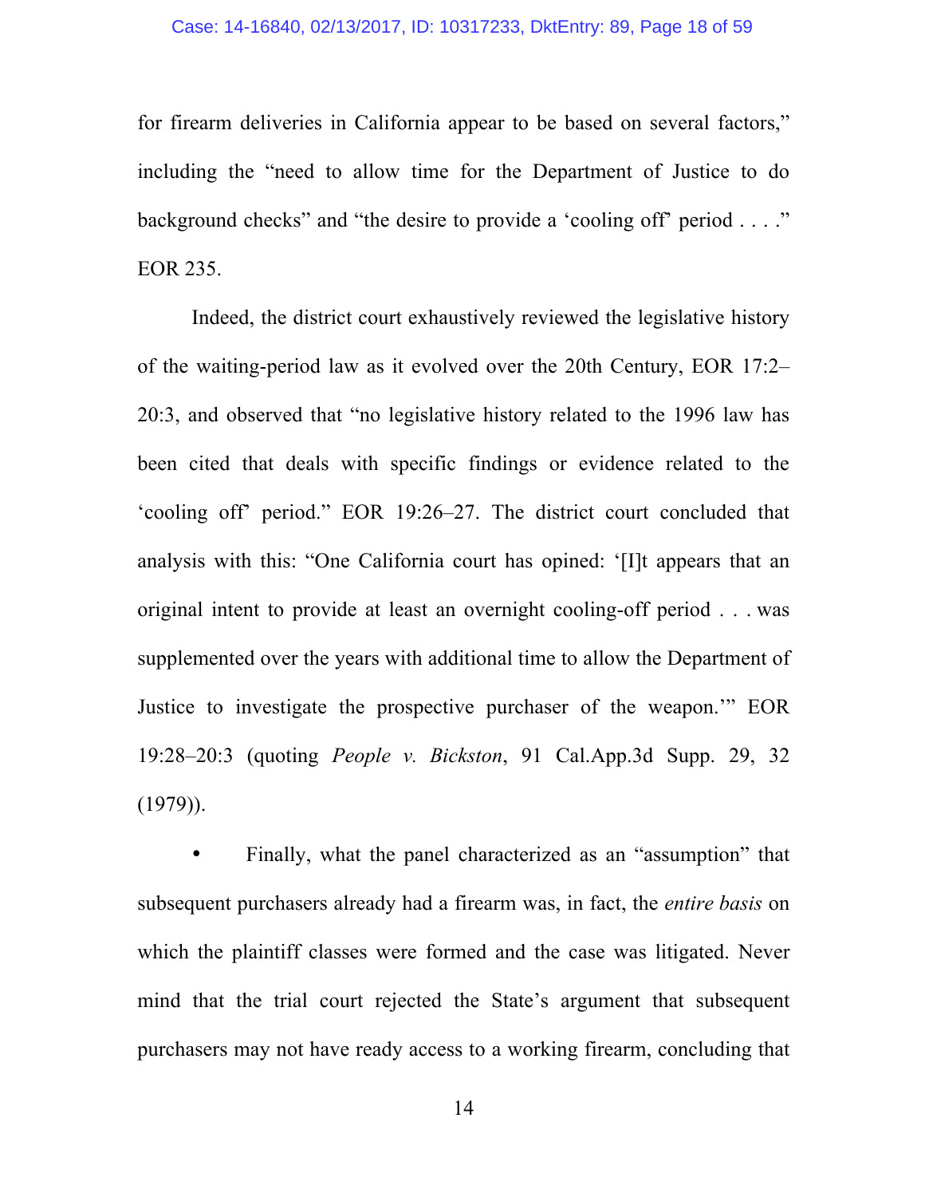for firearm deliveries in California appear to be based on several factors," including the "need to allow time for the Department of Justice to do background checks" and "the desire to provide a 'cooling off' period . . . ." EOR 235.

Indeed, the district court exhaustively reviewed the legislative history of the waiting-period law as it evolved over the 20th Century, EOR 17:2–20:3, and observed that "no legislative history related to the 1996 law has been cited that deals with specific findings or evidence related to the 'cooling off' period." EOR 19:26–27. The district court concluded that analysis with this: "One California court has opined: '[I]t appears that an original intent to provide at least an overnight cooling-off period . . . was supplemented over the years with additional time to allow the Department of Justice to investigate the prospective purchaser of the weapon.'" EOR 19:28–20:3 (quoting *People v. Bickston*, 91 Cal.App.3d Supp. 29, 32 (1979)).

- Finally, what the panel characterized as an "assumption" that subsequent purchasers already had a firearm was, in fact, the *entire basis* on which the plaintiff classes were formed and the case was litigated. Never mind that the trial court rejected the State's argument that subsequent purchasers may not have ready access to a working firearm, concluding that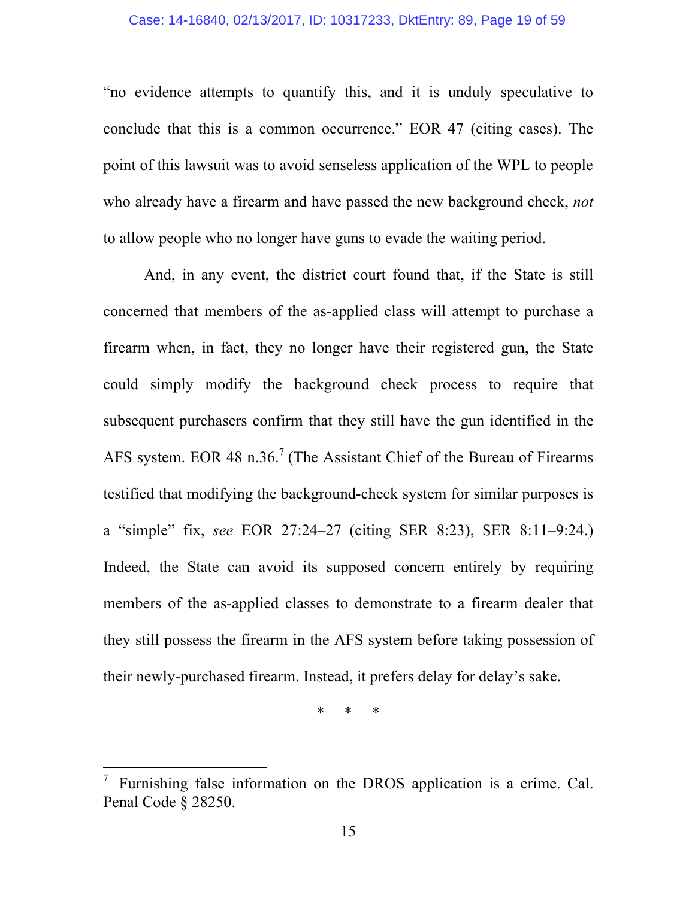"no evidence attempts to quantify this, and it is unduly speculative to conclude that this is a common occurrence." EOR 47 (citing cases). The point of this lawsuit was to avoid senseless application of the WPL to people who already have a firearm and have passed the new background check, *not* to allow people who no longer have guns to evade the waiting period.

And, in any event, the district court found that, if the State is still concerned that members of the as-applied class will attempt to purchase a firearm when, in fact, they no longer have their registered gun, the State could simply modify the background check process to require that subsequent purchasers confirm that they still have the gun identified in the AFS system. EOR 48 n.36.[7] (The Assistant Chief of the Bureau of Firearms testified that modifying the background-check system for similar purposes is a "simple" fix, *see* EOR 27:24–27 (citing SER 8:23), SER 8:11–9:24.) Indeed, the State can avoid its supposed concern entirely by requiring members of the as-applied classes to demonstrate to a firearm dealer that they still possess the firearm in the AFS system before taking possession of their newly-purchased firearm. Instead, it prefers delay for delay's sake.

\* \* \*

---

[7] Furnishing false information on the DROS application is a crime. Cal. Penal Code § 28250.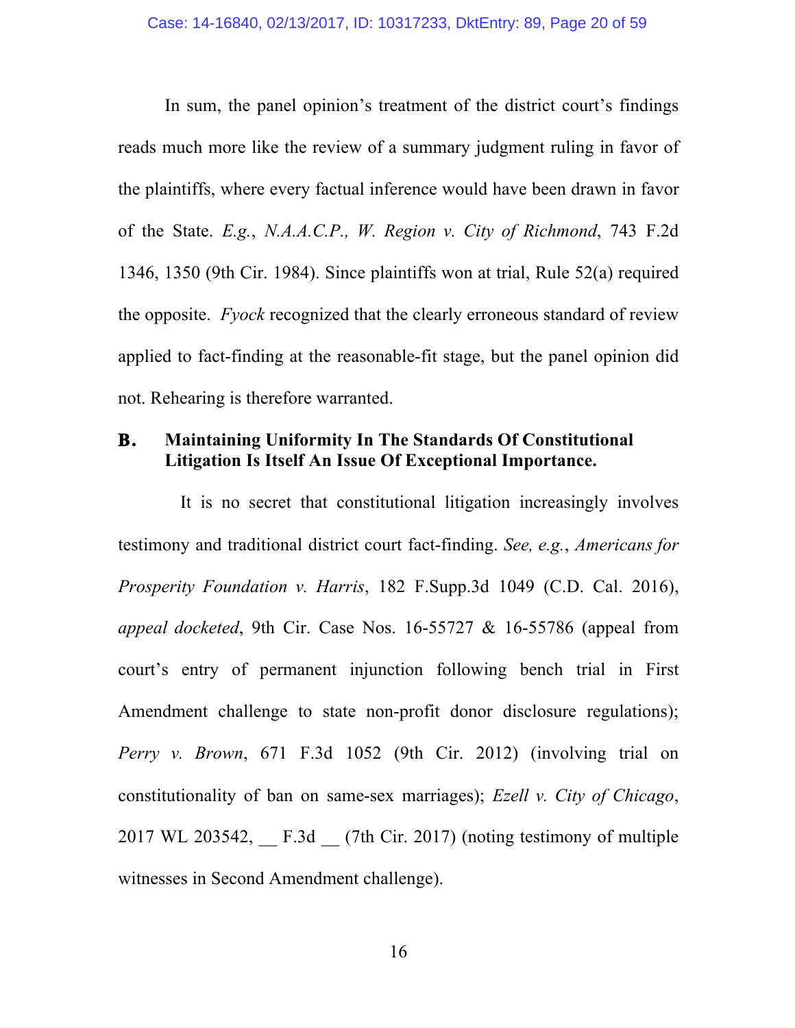In sum, the panel opinion's treatment of the district court's findings reads much more like the review of a summary judgment ruling in favor of the plaintiffs, where every factual inference would have been drawn in favor of the State. *E.g.*, *N.A.A.C.P., W. Region v. City of Richmond*, 743 F.2d 1346, 1350 (9th Cir. 1984). Since plaintiffs won at trial, Rule 52(a) required the opposite. *Fyock* recognized that the clearly erroneous standard of review applied to fact-finding at the reasonable-fit stage, but the panel opinion did not. Rehearing is therefore warranted.

### B. Maintaining Uniformity In The Standards Of Constitutional Litigation Is Itself An Issue Of Exceptional Importance.

It is no secret that constitutional litigation increasingly involves testimony and traditional district court fact-finding. *See, e.g.*, *Americans for Prosperity Foundation v. Harris*, 182 F.Supp.3d 1049 (C.D. Cal. 2016), *appeal docketed*, 9th Cir. Case Nos. 16-55727 & 16-55786 (appeal from court's entry of permanent injunction following bench trial in First Amendment challenge to state non-profit donor disclosure regulations); *Perry v. Brown*, 671 F.3d 1052 (9th Cir. 2012) (involving trial on constitutionality of ban on same-sex marriages); *Ezell v. City of Chicago*, 2017 WL 203542, __ F.3d __ (7th Cir. 2017) (noting testimony of multiple witnesses in Second Amendment challenge).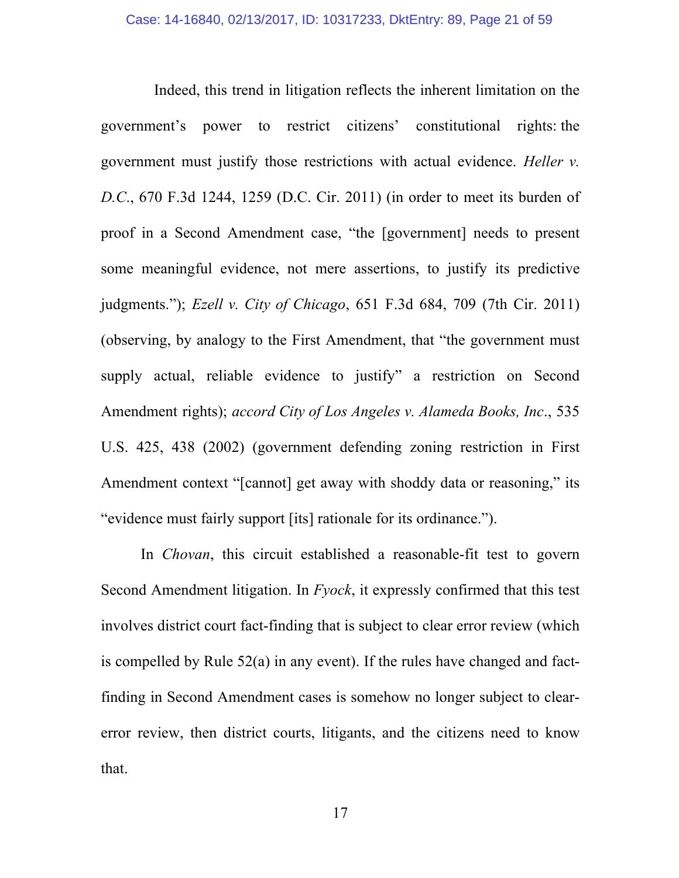Indeed, this trend in litigation reflects the inherent limitation on the government's power to restrict citizens' constitutional rights: the government must justify those restrictions with actual evidence. *Heller v. D.C.*, 670 F.3d 1244, 1259 (D.C. Cir. 2011) (in order to meet its burden of proof in a Second Amendment case, "the [government] needs to present some meaningful evidence, not mere assertions, to justify its predictive judgments."); *Ezell v. City of Chicago*, 651 F.3d 684, 709 (7th Cir. 2011) (observing, by analogy to the First Amendment, that "the government must supply actual, reliable evidence to justify" a restriction on Second Amendment rights); *accord City of Los Angeles v. Alameda Books, Inc.*, 535 U.S. 425, 438 (2002) (government defending zoning restriction in First Amendment context "[cannot] get away with shoddy data or reasoning," its "evidence must fairly support [its] rationale for its ordinance.").

In *Chovan*, this circuit established a reasonable-fit test to govern Second Amendment litigation. In *Fyock*, it expressly confirmed that this test involves district court fact-finding that is subject to clear error review (which is compelled by Rule 52(a) in any event). If the rules have changed and fact-finding in Second Amendment cases is somehow no longer subject to clear-error review, then district courts, litigants, and the citizens need to know that.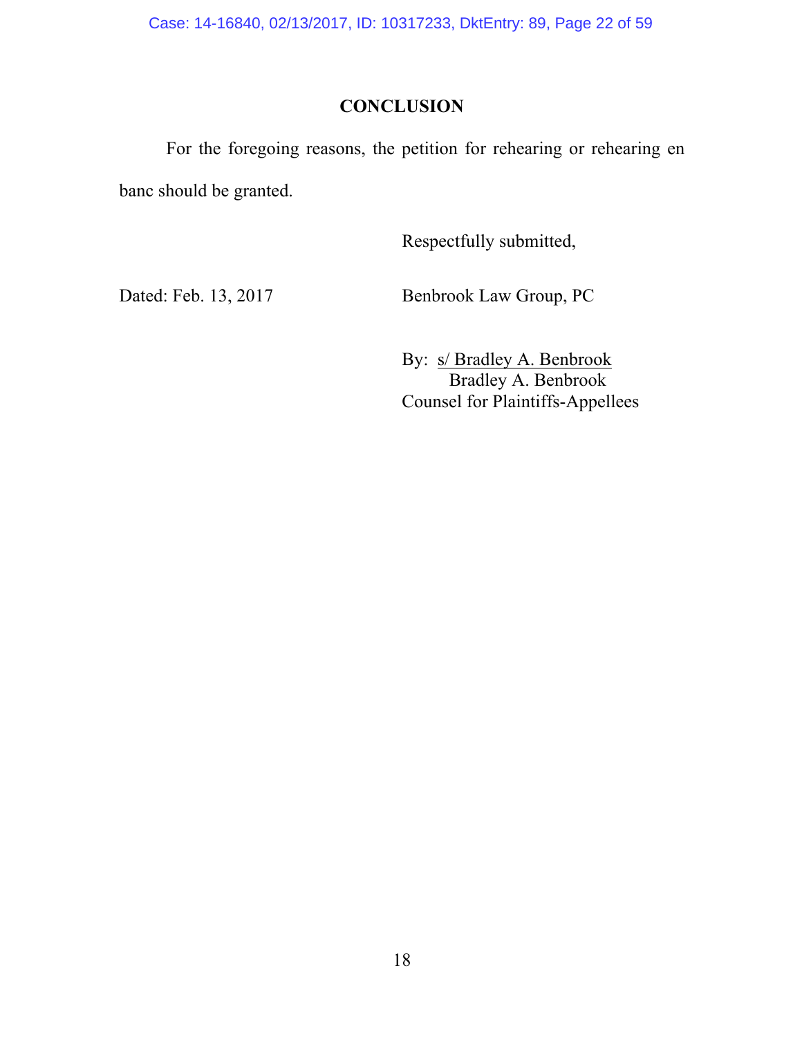## CONCLUSION

For the foregoing reasons, the petition for rehearing or rehearing en banc should be granted.

Respectfully submitted,

Dated: Feb. 13, 2017

Benbrook Law Group, PC

By: s/ Bradley A. Benbrook
Bradley A. Benbrook
Counsel for Plaintiffs-Appellees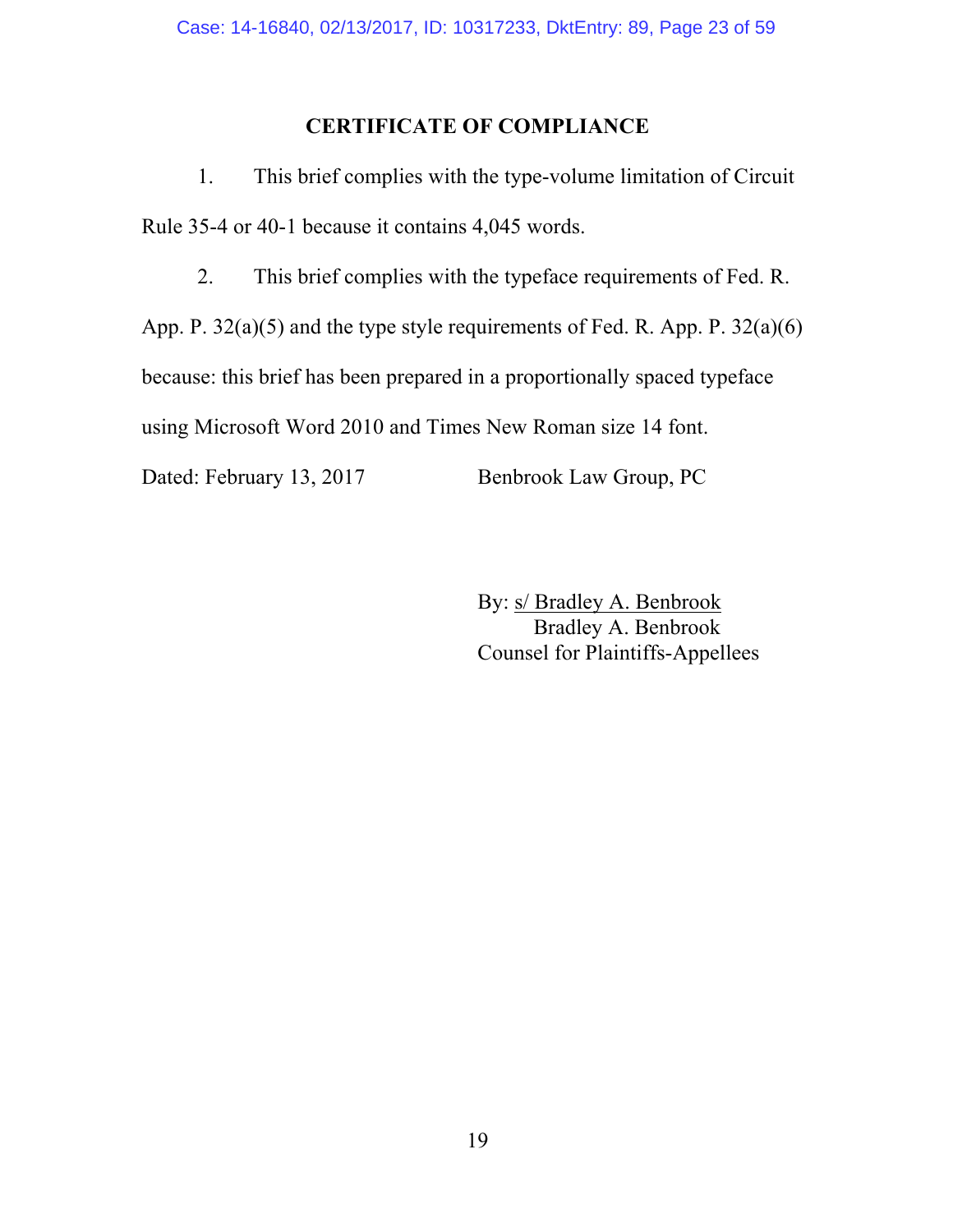## CERTIFICATE OF COMPLIANCE

1. This brief complies with the type-volume limitation of Circuit Rule 35-4 or 40-1 because it contains 4,045 words.

2. This brief complies with the typeface requirements of Fed. R. App. P. 32(a)(5) and the type style requirements of Fed. R. App. P. 32(a)(6) because: this brief has been prepared in a proportionally spaced typeface using Microsoft Word 2010 and Times New Roman size 14 font.

Dated: February 13, 2017

Benbrook Law Group, PC

By: s/ Bradley A. Benbrook
Bradley A. Benbrook
Counsel for Plaintiffs-Appellees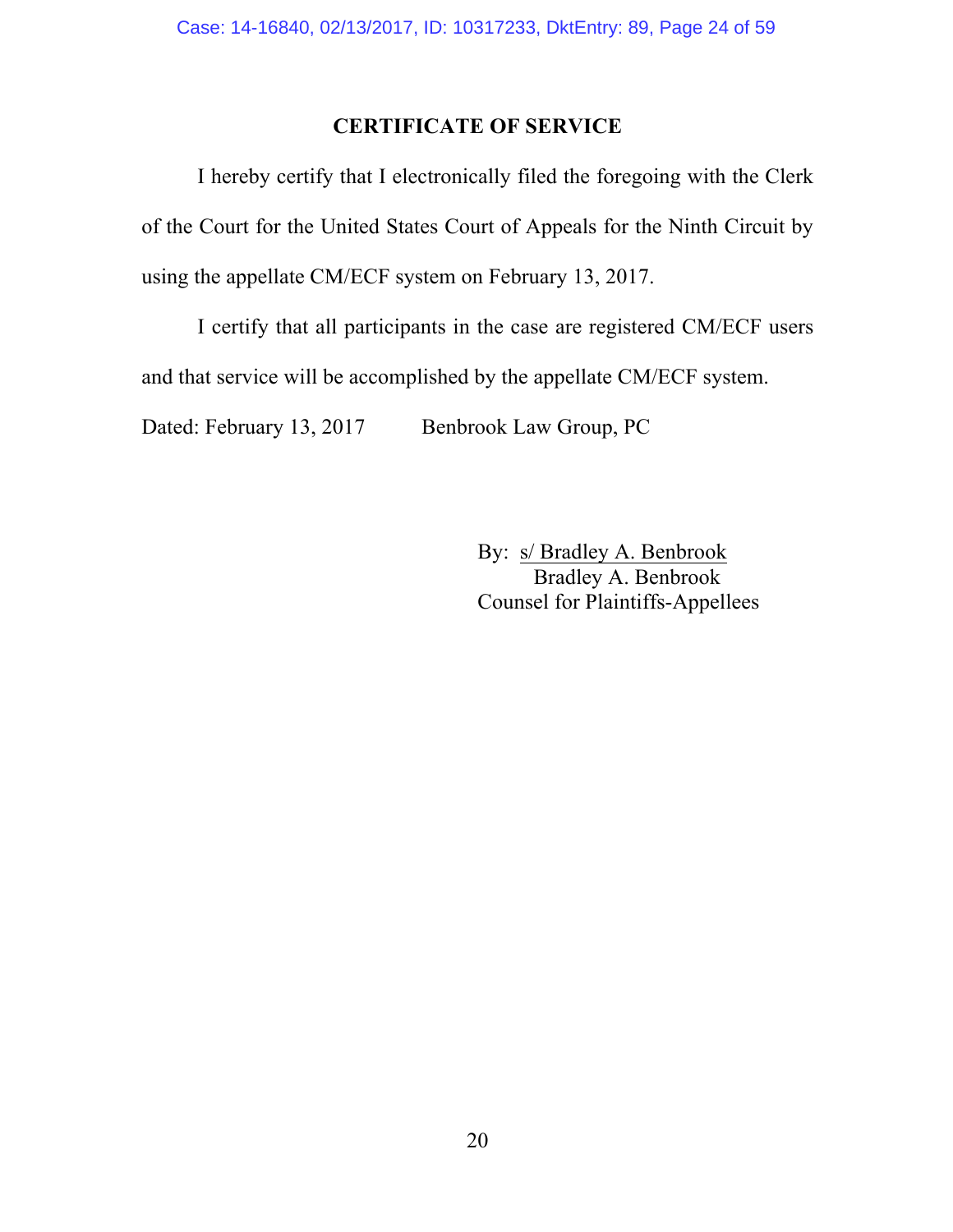## CERTIFICATE OF SERVICE

I hereby certify that I electronically filed the foregoing with the Clerk of the Court for the United States Court of Appeals for the Ninth Circuit by using the appellate CM/ECF system on February 13, 2017.

I certify that all participants in the case are registered CM/ECF users and that service will be accomplished by the appellate CM/ECF system.

Dated: February 13, 2017　　　Benbrook Law Group, PC

By: s/ Bradley A. Benbrook
Bradley A. Benbrook
Counsel for Plaintiffs-Appellees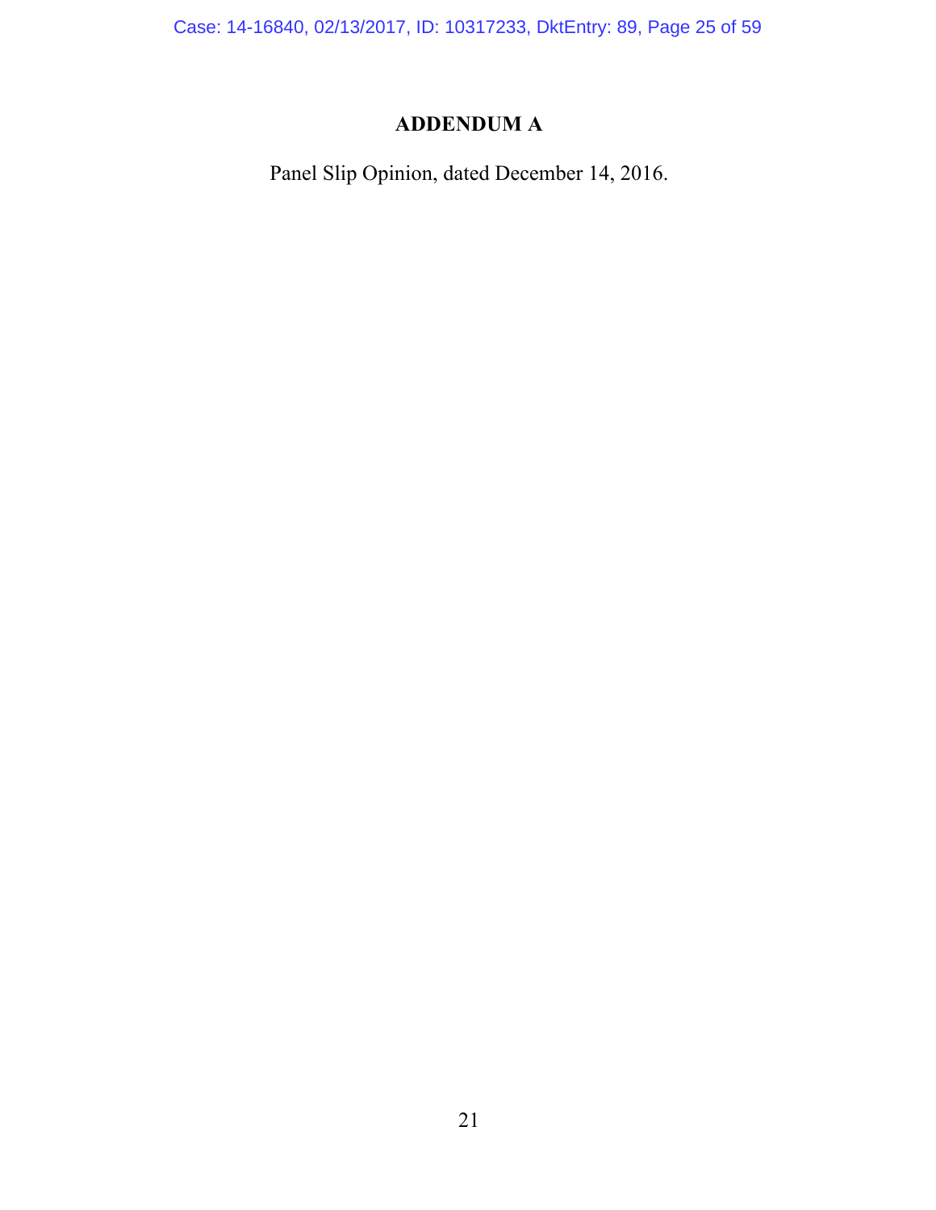# ADDENDUM A

Panel Slip Opinion, dated December 14, 2016.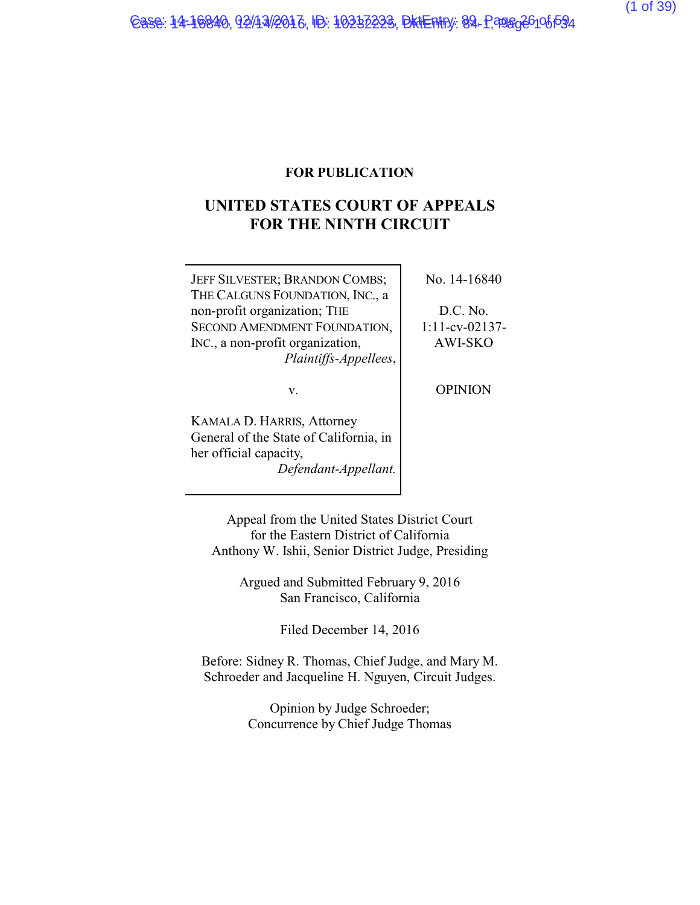**FOR PUBLICATION**

# UNITED STATES COURT OF APPEALS FOR THE NINTH CIRCUIT

| | |
|---|---|
| JEFF SILVESTER; BRANDON COMBS; THE CALGUNS FOUNDATION, INC., a non-profit organization; THE SECOND AMENDMENT FOUNDATION, INC., a non-profit organization, *Plaintiffs-Appellees*, | No. 14-16840 |
| | D.C. No. 1:11-cv-02137-AWI-SKO |
| v. | OPINION |
| KAMALA D. HARRIS, Attorney General of the State of California, in her official capacity, *Defendant-Appellant.* | |

Appeal from the United States District Court for the Eastern District of California
Anthony W. Ishii, Senior District Judge, Presiding

Argued and Submitted February 9, 2016
San Francisco, California

Filed December 14, 2016

Before: Sidney R. Thomas, Chief Judge, and Mary M. Schroeder and Jacqueline H. Nguyen, Circuit Judges.

Opinion by Judge Schroeder;
Concurrence by Chief Judge Thomas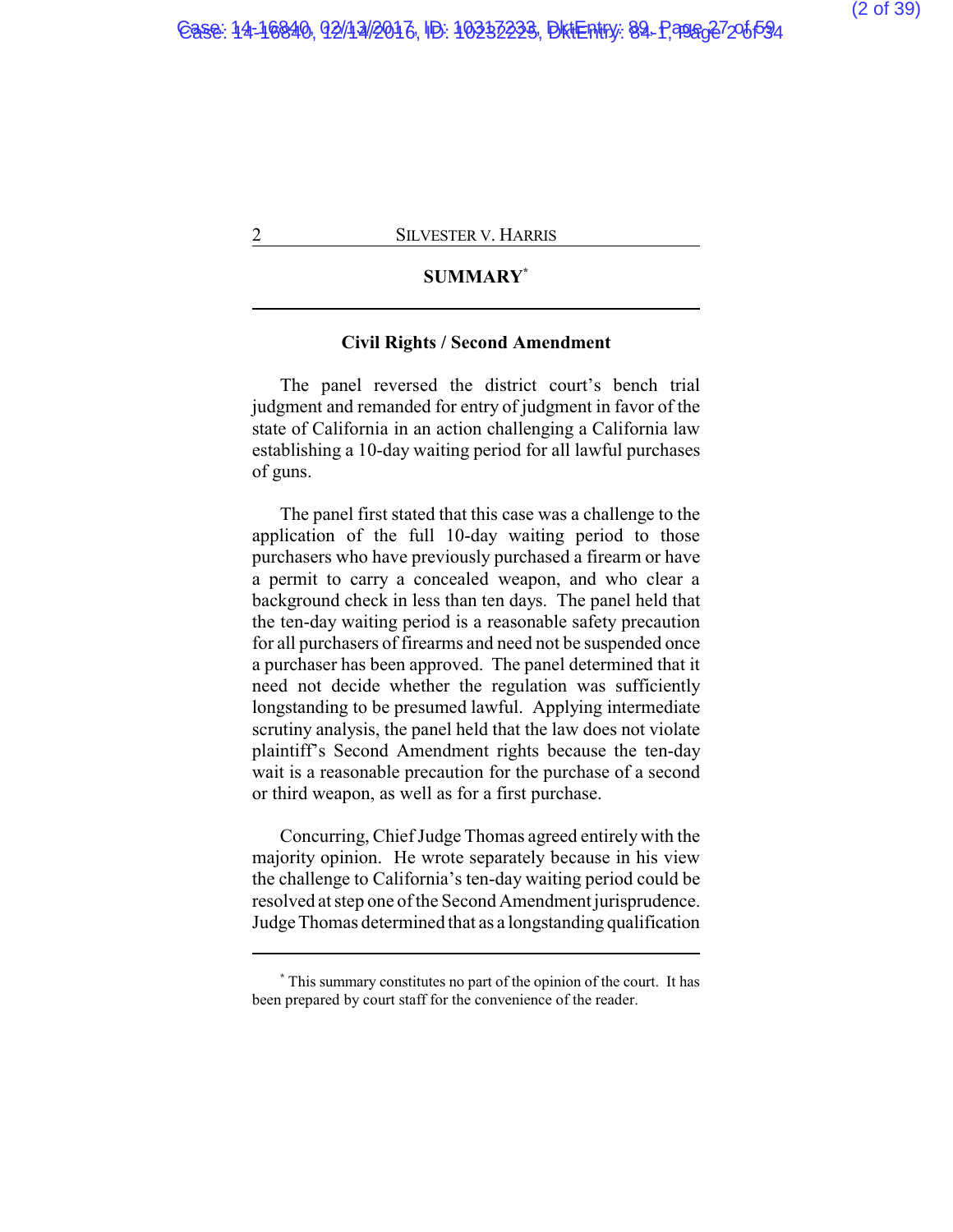## SUMMARY[*]

### Civil Rights / Second Amendment

The panel reversed the district court's bench trial judgment and remanded for entry of judgment in favor of the state of California in an action challenging a California law establishing a 10-day waiting period for all lawful purchases of guns.

The panel first stated that this case was a challenge to the application of the full 10-day waiting period to those purchasers who have previously purchased a firearm or have a permit to carry a concealed weapon, and who clear a background check in less than ten days. The panel held that the ten-day waiting period is a reasonable safety precaution for all purchasers of firearms and need not be suspended once a purchaser has been approved. The panel determined that it need not decide whether the regulation was sufficiently longstanding to be presumed lawful. Applying intermediate scrutiny analysis, the panel held that the law does not violate plaintiff's Second Amendment rights because the ten-day wait is a reasonable precaution for the purchase of a second or third weapon, as well as for a first purchase.

Concurring, Chief Judge Thomas agreed entirely with the majority opinion. He wrote separately because in his view the challenge to California's ten-day waiting period could be resolved at step one of the Second Amendment jurisprudence. Judge Thomas determined that as a longstanding qualification

---

[*] This summary constitutes no part of the opinion of the court. It has been prepared by court staff for the convenience of the reader.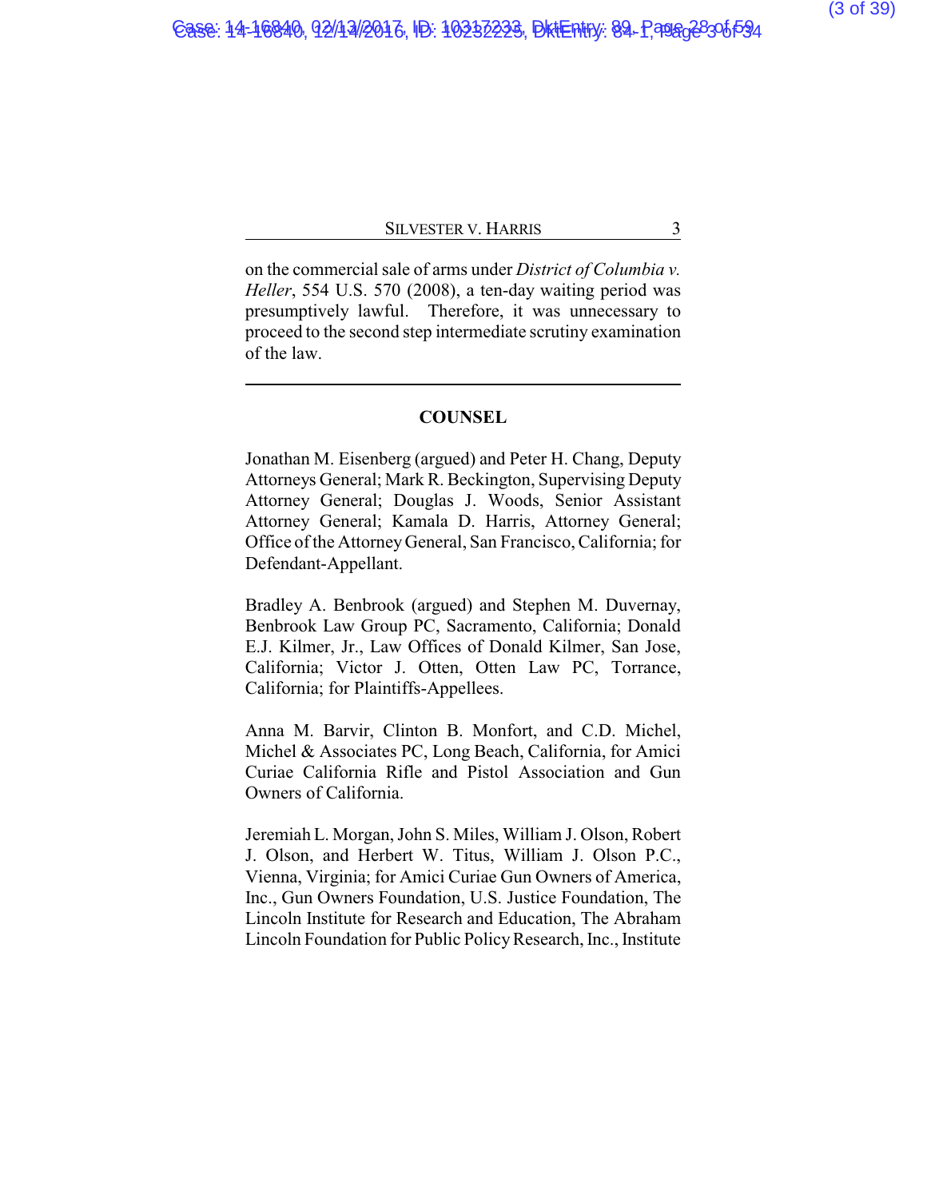on the commercial sale of arms under *District of Columbia v. Heller*, 554 U.S. 570 (2008), a ten-day waiting period was presumptively lawful. Therefore, it was unnecessary to proceed to the second step intermediate scrutiny examination of the law.

---

## COUNSEL

Jonathan M. Eisenberg (argued) and Peter H. Chang, Deputy Attorneys General; Mark R. Beckington, Supervising Deputy Attorney General; Douglas J. Woods, Senior Assistant Attorney General; Kamala D. Harris, Attorney General; Office of the Attorney General, San Francisco, California; for Defendant-Appellant.

Bradley A. Benbrook (argued) and Stephen M. Duvernay, Benbrook Law Group PC, Sacramento, California; Donald E.J. Kilmer, Jr., Law Offices of Donald Kilmer, San Jose, California; Victor J. Otten, Otten Law PC, Torrance, California; for Plaintiffs-Appellees.

Anna M. Barvir, Clinton B. Monfort, and C.D. Michel, Michel & Associates PC, Long Beach, California, for Amici Curiae California Rifle and Pistol Association and Gun Owners of California.

Jeremiah L. Morgan, John S. Miles, William J. Olson, Robert J. Olson, and Herbert W. Titus, William J. Olson P.C., Vienna, Virginia; for Amici Curiae Gun Owners of America, Inc., Gun Owners Foundation, U.S. Justice Foundation, The Lincoln Institute for Research and Education, The Abraham Lincoln Foundation for Public Policy Research, Inc., Institute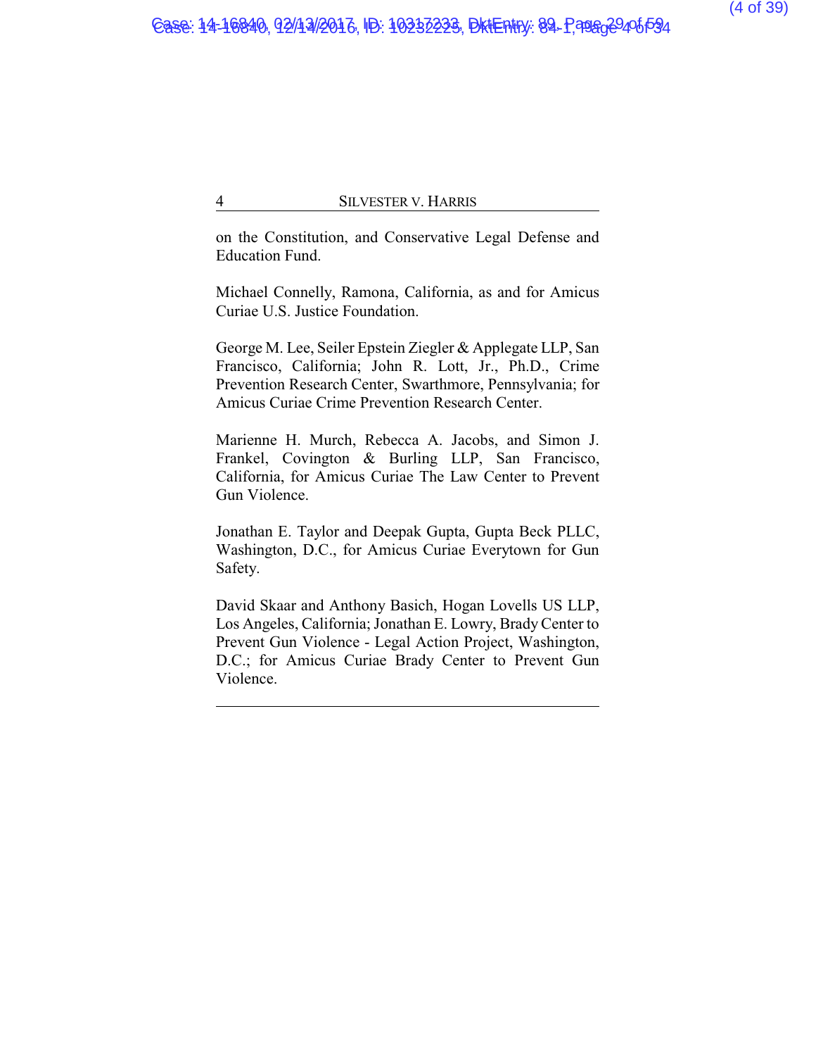on the Constitution, and Conservative Legal Defense and Education Fund.

Michael Connelly, Ramona, California, as and for Amicus Curiae U.S. Justice Foundation.

George M. Lee, Seiler Epstein Ziegler & Applegate LLP, San Francisco, California; John R. Lott, Jr., Ph.D., Crime Prevention Research Center, Swarthmore, Pennsylvania; for Amicus Curiae Crime Prevention Research Center.

Marienne H. Murch, Rebecca A. Jacobs, and Simon J. Frankel, Covington & Burling LLP, San Francisco, California, for Amicus Curiae The Law Center to Prevent Gun Violence.

Jonathan E. Taylor and Deepak Gupta, Gupta Beck PLLC, Washington, D.C., for Amicus Curiae Everytown for Gun Safety.

David Skaar and Anthony Basich, Hogan Lovells US LLP, Los Angeles, California; Jonathan E. Lowry, Brady Center to Prevent Gun Violence - Legal Action Project, Washington, D.C.; for Amicus Curiae Brady Center to Prevent Gun Violence.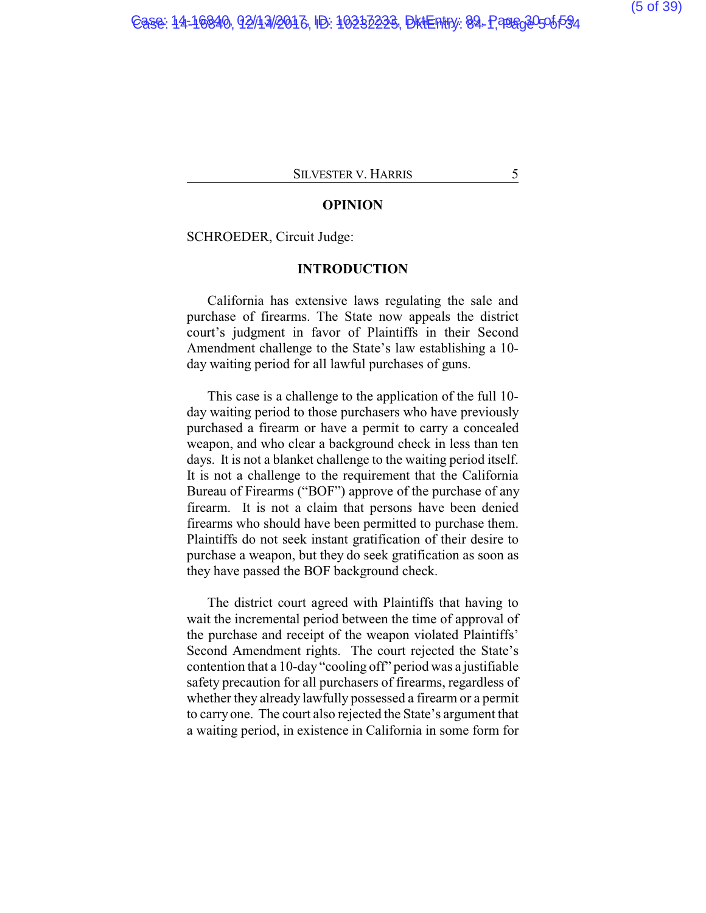## OPINION

SCHROEDER, Circuit Judge:

## INTRODUCTION

California has extensive laws regulating the sale and purchase of firearms. The State now appeals the district court's judgment in favor of Plaintiffs in their Second Amendment challenge to the State's law establishing a 10-day waiting period for all lawful purchases of guns.

This case is a challenge to the application of the full 10-day waiting period to those purchasers who have previously purchased a firearm or have a permit to carry a concealed weapon, and who clear a background check in less than ten days. It is not a blanket challenge to the waiting period itself. It is not a challenge to the requirement that the California Bureau of Firearms ("BOF") approve of the purchase of any firearm. It is not a claim that persons have been denied firearms who should have been permitted to purchase them. Plaintiffs do not seek instant gratification of their desire to purchase a weapon, but they do seek gratification as soon as they have passed the BOF background check.

The district court agreed with Plaintiffs that having to wait the incremental period between the time of approval of the purchase and receipt of the weapon violated Plaintiffs' Second Amendment rights. The court rejected the State's contention that a 10-day "cooling off" period was a justifiable safety precaution for all purchasers of firearms, regardless of whether they already lawfully possessed a firearm or a permit to carry one. The court also rejected the State's argument that a waiting period, in existence in California in some form for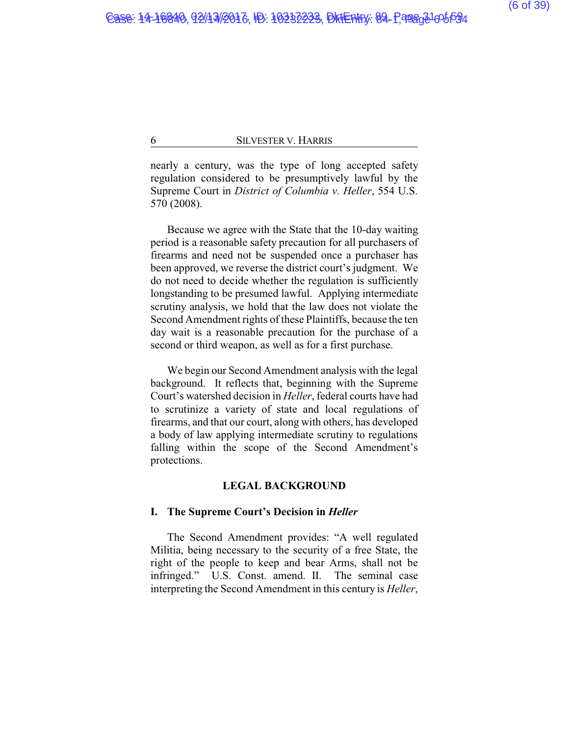nearly a century, was the type of long accepted safety regulation considered to be presumptively lawful by the Supreme Court in *District of Columbia v. Heller*, 554 U.S. 570 (2008).

Because we agree with the State that the 10-day waiting period is a reasonable safety precaution for all purchasers of firearms and need not be suspended once a purchaser has been approved, we reverse the district court's judgment. We do not need to decide whether the regulation is sufficiently longstanding to be presumed lawful. Applying intermediate scrutiny analysis, we hold that the law does not violate the Second Amendment rights of these Plaintiffs, because the ten day wait is a reasonable precaution for the purchase of a second or third weapon, as well as for a first purchase.

We begin our Second Amendment analysis with the legal background. It reflects that, beginning with the Supreme Court's watershed decision in *Heller*, federal courts have had to scrutinize a variety of state and local regulations of firearms, and that our court, along with others, has developed a body of law applying intermediate scrutiny to regulations falling within the scope of the Second Amendment's protections.

## LEGAL BACKGROUND

### I. The Supreme Court's Decision in *Heller*

The Second Amendment provides: "A well regulated Militia, being necessary to the security of a free State, the right of the people to keep and bear Arms, shall not be infringed." U.S. Const. amend. II. The seminal case interpreting the Second Amendment in this century is *Heller*,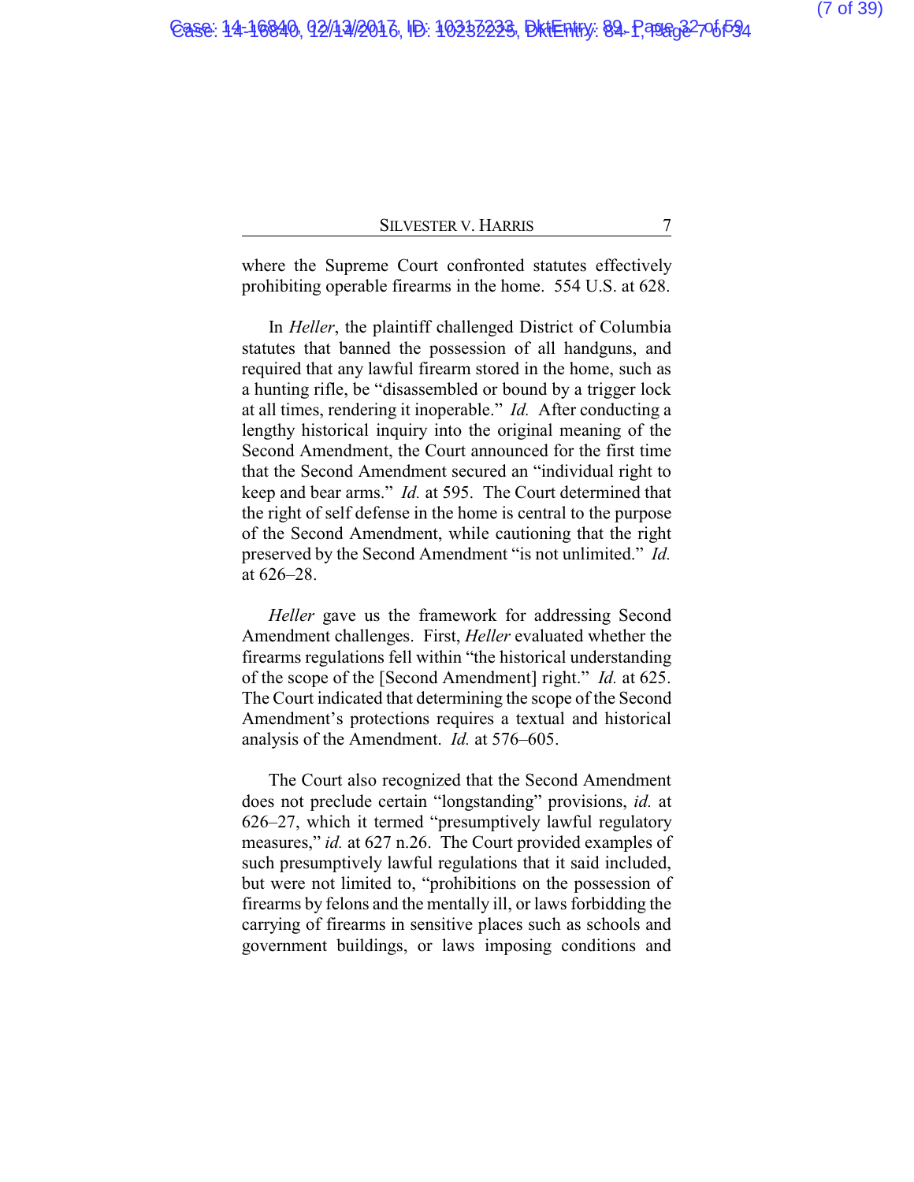where the Supreme Court confronted statutes effectively prohibiting operable firearms in the home. 554 U.S. at 628.

In *Heller*, the plaintiff challenged District of Columbia statutes that banned the possession of all handguns, and required that any lawful firearm stored in the home, such as a hunting rifle, be "disassembled or bound by a trigger lock at all times, rendering it inoperable." *Id.* After conducting a lengthy historical inquiry into the original meaning of the Second Amendment, the Court announced for the first time that the Second Amendment secured an "individual right to keep and bear arms." *Id.* at 595. The Court determined that the right of self defense in the home is central to the purpose of the Second Amendment, while cautioning that the right preserved by the Second Amendment "is not unlimited." *Id.* at 626–28.

*Heller* gave us the framework for addressing Second Amendment challenges. First, *Heller* evaluated whether the firearms regulations fell within "the historical understanding of the scope of the [Second Amendment] right." *Id.* at 625. The Court indicated that determining the scope of the Second Amendment's protections requires a textual and historical analysis of the Amendment. *Id.* at 576–605.

The Court also recognized that the Second Amendment does not preclude certain "longstanding" provisions, *id.* at 626–27, which it termed "presumptively lawful regulatory measures," *id.* at 627 n.26. The Court provided examples of such presumptively lawful regulations that it said included, but were not limited to, "prohibitions on the possession of firearms by felons and the mentally ill, or laws forbidding the carrying of firearms in sensitive places such as schools and government buildings, or laws imposing conditions and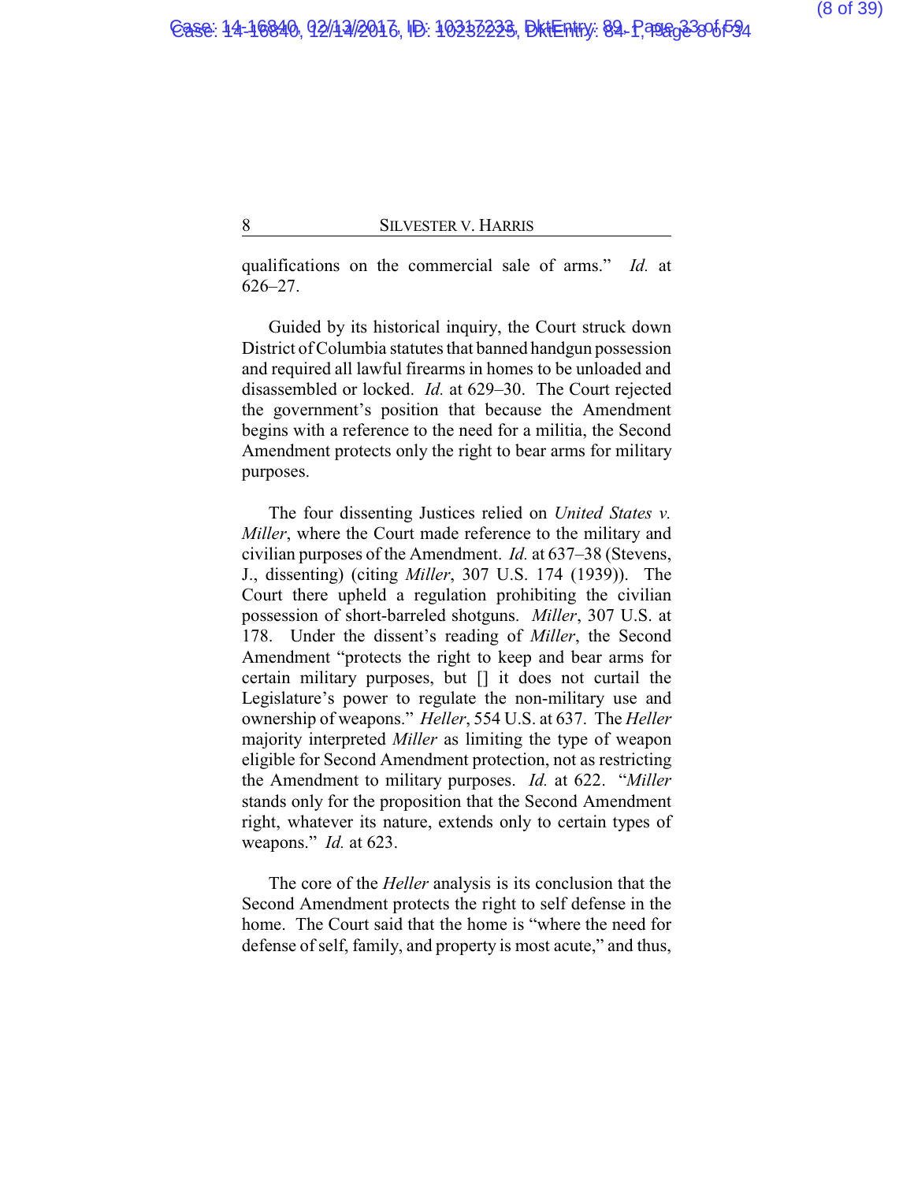qualifications on the commercial sale of arms." *Id.* at 626–27.

Guided by its historical inquiry, the Court struck down District of Columbia statutes that banned handgun possession and required all lawful firearms in homes to be unloaded and disassembled or locked. *Id.* at 629–30. The Court rejected the government's position that because the Amendment begins with a reference to the need for a militia, the Second Amendment protects only the right to bear arms for military purposes.

The four dissenting Justices relied on *United States v. Miller*, where the Court made reference to the military and civilian purposes of the Amendment. *Id.* at 637–38 (Stevens, J., dissenting) (citing *Miller*, 307 U.S. 174 (1939)). The Court there upheld a regulation prohibiting the civilian possession of short-barreled shotguns. *Miller*, 307 U.S. at 178. Under the dissent's reading of *Miller*, the Second Amendment "protects the right to keep and bear arms for certain military purposes, but [] it does not curtail the Legislature's power to regulate the non-military use and ownership of weapons." *Heller*, 554 U.S. at 637. The *Heller* majority interpreted *Miller* as limiting the type of weapon eligible for Second Amendment protection, not as restricting the Amendment to military purposes. *Id.* at 622. "*Miller* stands only for the proposition that the Second Amendment right, whatever its nature, extends only to certain types of weapons." *Id.* at 623.

The core of the *Heller* analysis is its conclusion that the Second Amendment protects the right to self defense in the home. The Court said that the home is "where the need for defense of self, family, and property is most acute," and thus,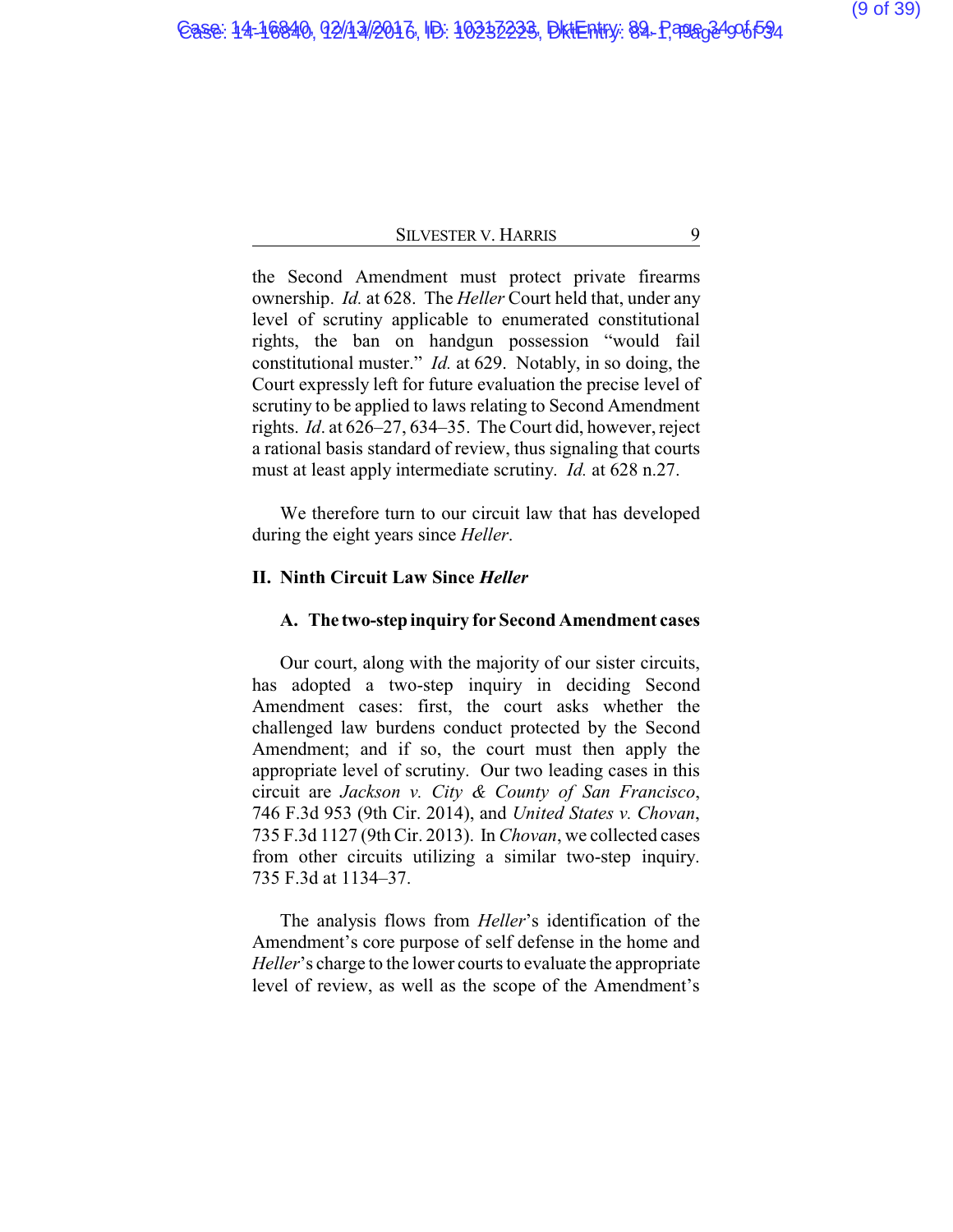the Second Amendment must protect private firearms ownership. *Id.* at 628. The *Heller* Court held that, under any level of scrutiny applicable to enumerated constitutional rights, the ban on handgun possession "would fail constitutional muster." *Id.* at 629. Notably, in so doing, the Court expressly left for future evaluation the precise level of scrutiny to be applied to laws relating to Second Amendment rights. *Id*. at 626–27, 634–35. The Court did, however, reject a rational basis standard of review, thus signaling that courts must at least apply intermediate scrutiny. *Id.* at 628 n.27.

We therefore turn to our circuit law that has developed during the eight years since *Heller*.

## II. Ninth Circuit Law Since *Heller*

### A. The two-step inquiry for Second Amendment cases

Our court, along with the majority of our sister circuits, has adopted a two-step inquiry in deciding Second Amendment cases: first, the court asks whether the challenged law burdens conduct protected by the Second Amendment; and if so, the court must then apply the appropriate level of scrutiny. Our two leading cases in this circuit are *Jackson v. City & County of San Francisco*, 746 F.3d 953 (9th Cir. 2014), and *United States v. Chovan*, 735 F.3d 1127 (9th Cir. 2013). In *Chovan*, we collected cases from other circuits utilizing a similar two-step inquiry. 735 F.3d at 1134–37.

The analysis flows from *Heller*'s identification of the Amendment's core purpose of self defense in the home and *Heller*'s charge to the lower courts to evaluate the appropriate level of review, as well as the scope of the Amendment's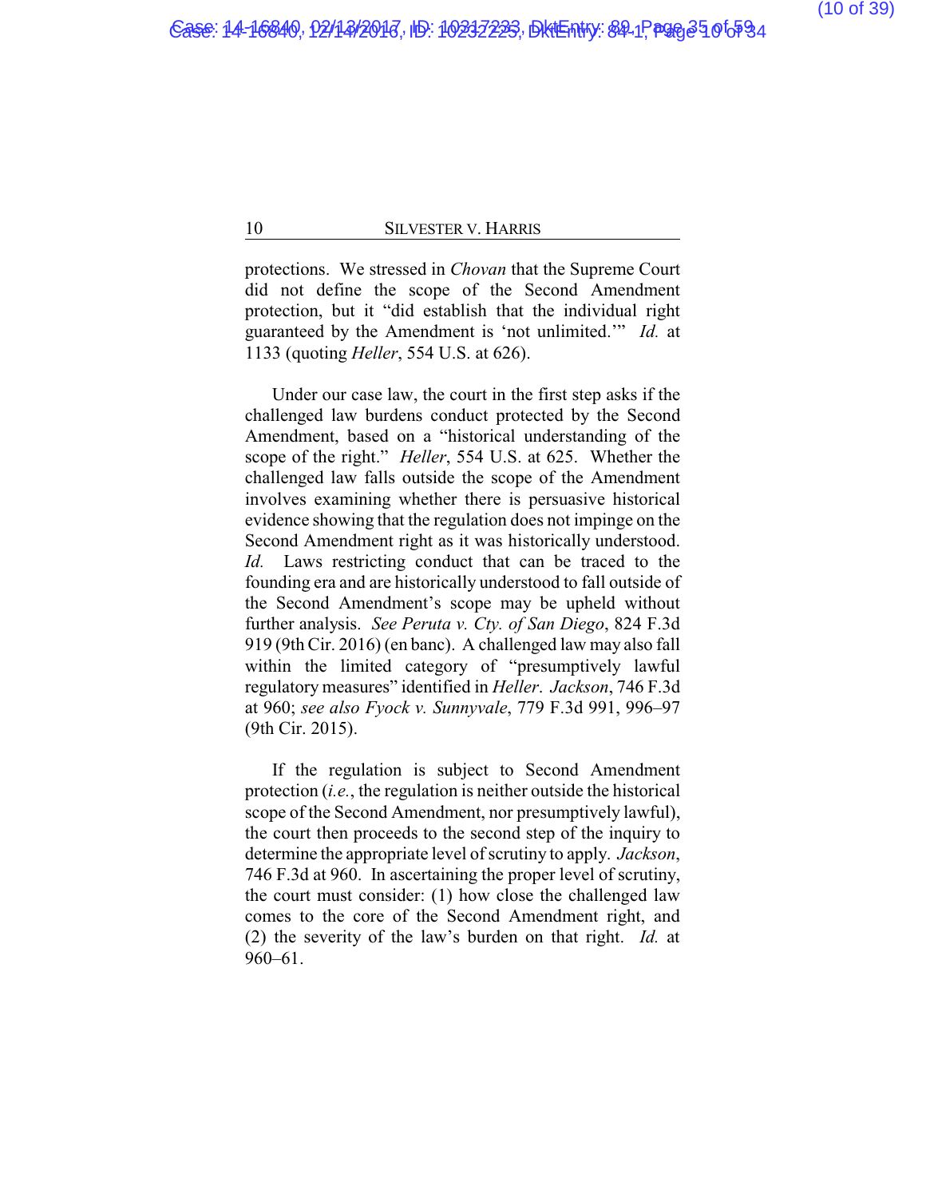protections. We stressed in *Chovan* that the Supreme Court did not define the scope of the Second Amendment protection, but it "did establish that the individual right guaranteed by the Amendment is 'not unlimited.'" *Id.* at 1133 (quoting *Heller*, 554 U.S. at 626).

Under our case law, the court in the first step asks if the challenged law burdens conduct protected by the Second Amendment, based on a "historical understanding of the scope of the right." *Heller*, 554 U.S. at 625. Whether the challenged law falls outside the scope of the Amendment involves examining whether there is persuasive historical evidence showing that the regulation does not impinge on the Second Amendment right as it was historically understood. *Id.* Laws restricting conduct that can be traced to the founding era and are historically understood to fall outside of the Second Amendment's scope may be upheld without further analysis. *See Peruta v. Cty. of San Diego*, 824 F.3d 919 (9th Cir. 2016) (en banc). A challenged law may also fall within the limited category of "presumptively lawful regulatory measures" identified in *Heller*. *Jackson*, 746 F.3d at 960; *see also Fyock v. Sunnyvale*, 779 F.3d 991, 996–97 (9th Cir. 2015).

If the regulation is subject to Second Amendment protection (*i.e.*, the regulation is neither outside the historical scope of the Second Amendment, nor presumptively lawful), the court then proceeds to the second step of the inquiry to determine the appropriate level of scrutiny to apply. *Jackson*, 746 F.3d at 960. In ascertaining the proper level of scrutiny, the court must consider: (1) how close the challenged law comes to the core of the Second Amendment right, and (2) the severity of the law's burden on that right. *Id.* at 960–61.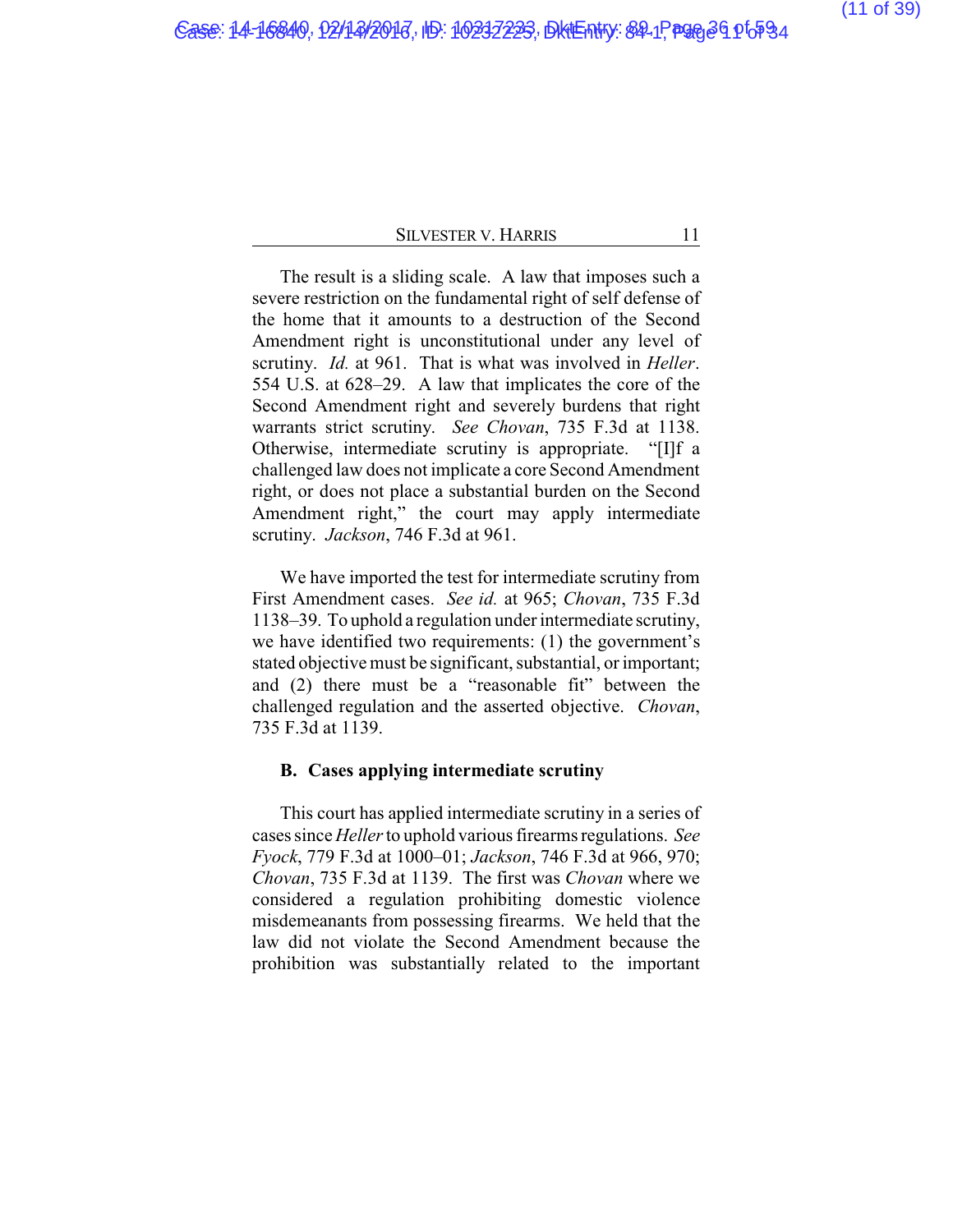The result is a sliding scale. A law that imposes such a severe restriction on the fundamental right of self defense of the home that it amounts to a destruction of the Second Amendment right is unconstitutional under any level of scrutiny. *Id.* at 961. That is what was involved in *Heller*. 554 U.S. at 628–29. A law that implicates the core of the Second Amendment right and severely burdens that right warrants strict scrutiny. *See Chovan*, 735 F.3d at 1138. Otherwise, intermediate scrutiny is appropriate. "[I]f a challenged law does not implicate a core Second Amendment right, or does not place a substantial burden on the Second Amendment right," the court may apply intermediate scrutiny. *Jackson*, 746 F.3d at 961.

We have imported the test for intermediate scrutiny from First Amendment cases. *See id.* at 965; *Chovan*, 735 F.3d 1138–39. To uphold a regulation under intermediate scrutiny, we have identified two requirements: (1) the government's stated objective must be significant, substantial, or important; and (2) there must be a "reasonable fit" between the challenged regulation and the asserted objective. *Chovan*, 735 F.3d at 1139.

### B. Cases applying intermediate scrutiny

This court has applied intermediate scrutiny in a series of cases since *Heller* to uphold various firearms regulations. *See Fyock*, 779 F.3d at 1000–01; *Jackson*, 746 F.3d at 966, 970; *Chovan*, 735 F.3d at 1139. The first was *Chovan* where we considered a regulation prohibiting domestic violence misdemeanants from possessing firearms. We held that the law did not violate the Second Amendment because the prohibition was substantially related to the important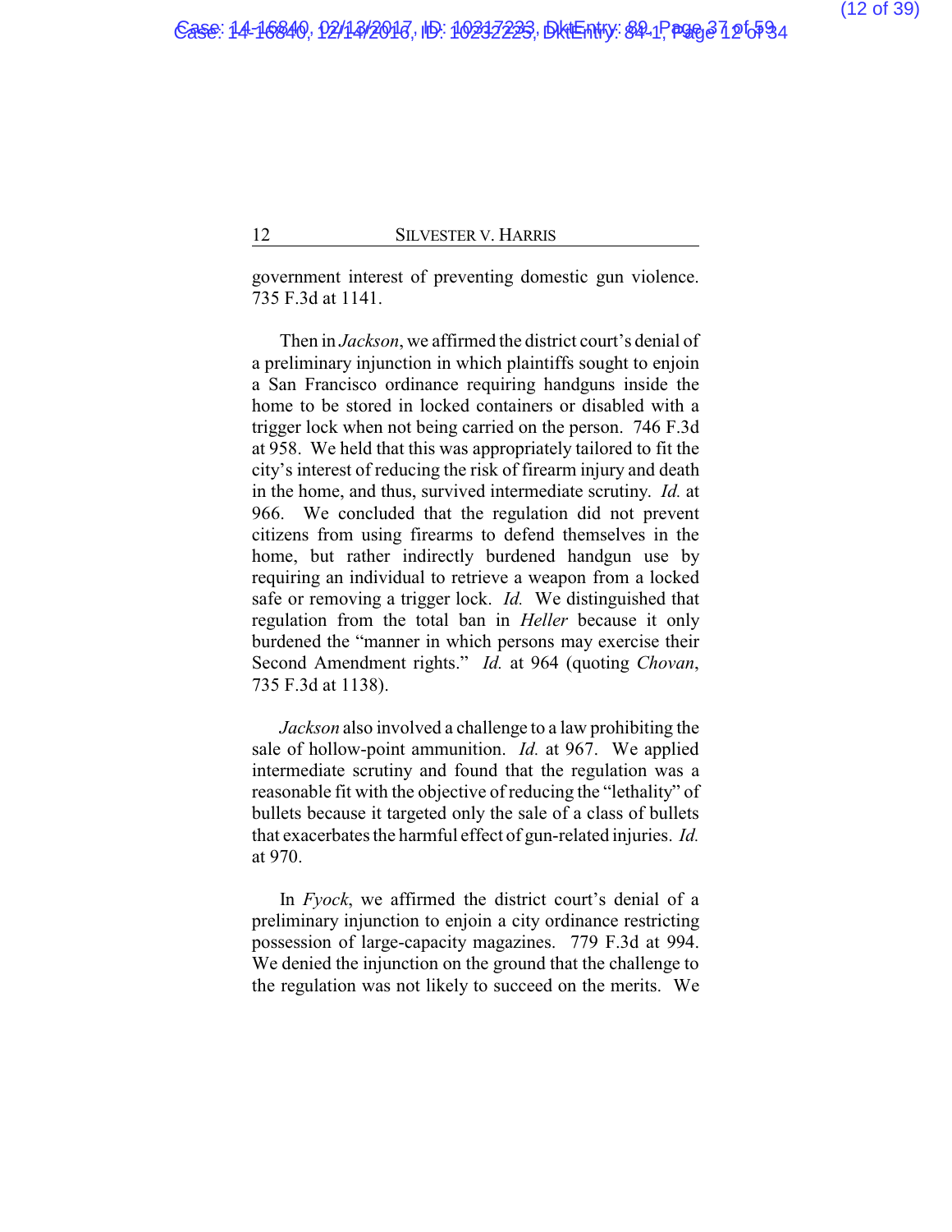government interest of preventing domestic gun violence. 735 F.3d at 1141.

Then in *Jackson*, we affirmed the district court's denial of a preliminary injunction in which plaintiffs sought to enjoin a San Francisco ordinance requiring handguns inside the home to be stored in locked containers or disabled with a trigger lock when not being carried on the person. 746 F.3d at 958. We held that this was appropriately tailored to fit the city's interest of reducing the risk of firearm injury and death in the home, and thus, survived intermediate scrutiny. *Id.* at 966. We concluded that the regulation did not prevent citizens from using firearms to defend themselves in the home, but rather indirectly burdened handgun use by requiring an individual to retrieve a weapon from a locked safe or removing a trigger lock. *Id.* We distinguished that regulation from the total ban in *Heller* because it only burdened the "manner in which persons may exercise their Second Amendment rights." *Id.* at 964 (quoting *Chovan*, 735 F.3d at 1138).

*Jackson* also involved a challenge to a law prohibiting the sale of hollow-point ammunition. *Id.* at 967. We applied intermediate scrutiny and found that the regulation was a reasonable fit with the objective of reducing the "lethality" of bullets because it targeted only the sale of a class of bullets that exacerbates the harmful effect of gun-related injuries. *Id.* at 970.

In *Fyock*, we affirmed the district court's denial of a preliminary injunction to enjoin a city ordinance restricting possession of large-capacity magazines. 779 F.3d at 994. We denied the injunction on the ground that the challenge to the regulation was not likely to succeed on the merits. We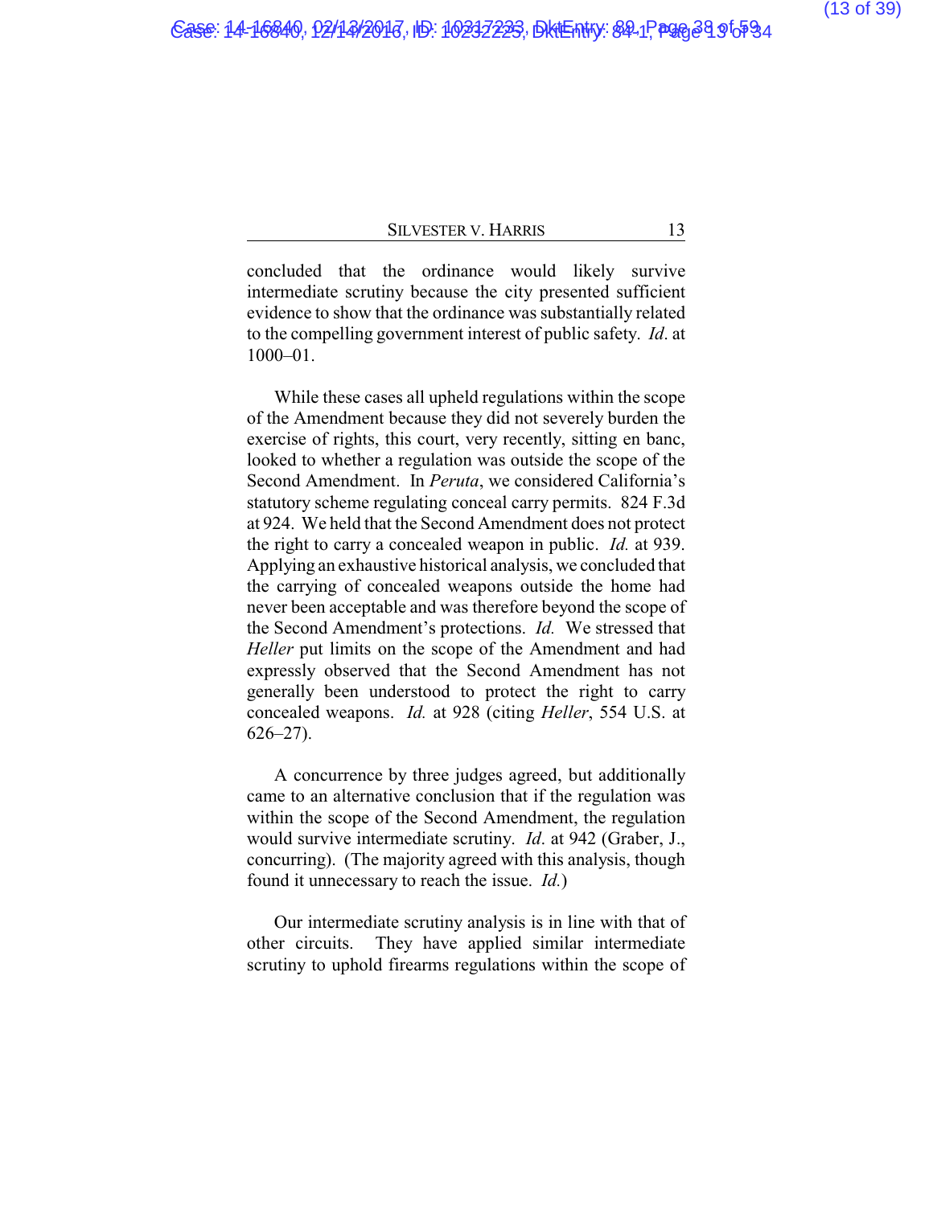concluded that the ordinance would likely survive intermediate scrutiny because the city presented sufficient evidence to show that the ordinance was substantially related to the compelling government interest of public safety. *Id*. at 1000–01.

While these cases all upheld regulations within the scope of the Amendment because they did not severely burden the exercise of rights, this court, very recently, sitting en banc, looked to whether a regulation was outside the scope of the Second Amendment. In *Peruta*, we considered California's statutory scheme regulating conceal carry permits. 824 F.3d at 924. We held that the Second Amendment does not protect the right to carry a concealed weapon in public. *Id.* at 939. Applying an exhaustive historical analysis, we concluded that the carrying of concealed weapons outside the home had never been acceptable and was therefore beyond the scope of the Second Amendment's protections. *Id.* We stressed that *Heller* put limits on the scope of the Amendment and had expressly observed that the Second Amendment has not generally been understood to protect the right to carry concealed weapons. *Id.* at 928 (citing *Heller*, 554 U.S. at 626–27).

A concurrence by three judges agreed, but additionally came to an alternative conclusion that if the regulation was within the scope of the Second Amendment, the regulation would survive intermediate scrutiny. *Id*. at 942 (Graber, J., concurring). (The majority agreed with this analysis, though found it unnecessary to reach the issue. *Id.*)

Our intermediate scrutiny analysis is in line with that of other circuits. They have applied similar intermediate scrutiny to uphold firearms regulations within the scope of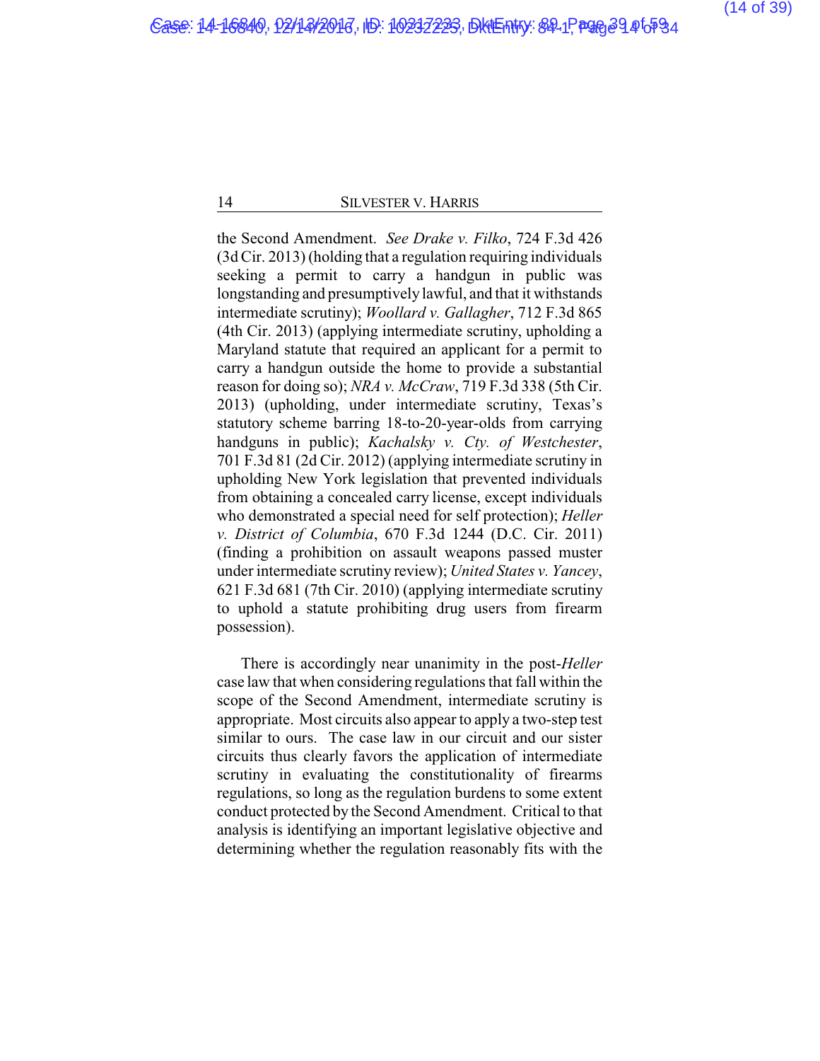the Second Amendment. *See Drake v. Filko*, 724 F.3d 426 (3d Cir. 2013) (holding that a regulation requiring individuals seeking a permit to carry a handgun in public was longstanding and presumptively lawful, and that it withstands intermediate scrutiny); *Woollard v. Gallagher*, 712 F.3d 865 (4th Cir. 2013) (applying intermediate scrutiny, upholding a Maryland statute that required an applicant for a permit to carry a handgun outside the home to provide a substantial reason for doing so); *NRA v. McCraw*, 719 F.3d 338 (5th Cir. 2013) (upholding, under intermediate scrutiny, Texas's statutory scheme barring 18-to-20-year-olds from carrying handguns in public); *Kachalsky v. Cty. of Westchester*, 701 F.3d 81 (2d Cir. 2012) (applying intermediate scrutiny in upholding New York legislation that prevented individuals from obtaining a concealed carry license, except individuals who demonstrated a special need for self protection); *Heller v. District of Columbia*, 670 F.3d 1244 (D.C. Cir. 2011) (finding a prohibition on assault weapons passed muster under intermediate scrutiny review); *United States v. Yancey*, 621 F.3d 681 (7th Cir. 2010) (applying intermediate scrutiny to uphold a statute prohibiting drug users from firearm possession).

There is accordingly near unanimity in the post-*Heller* case law that when considering regulations that fall within the scope of the Second Amendment, intermediate scrutiny is appropriate. Most circuits also appear to apply a two-step test similar to ours. The case law in our circuit and our sister circuits thus clearly favors the application of intermediate scrutiny in evaluating the constitutionality of firearms regulations, so long as the regulation burdens to some extent conduct protected by the Second Amendment. Critical to that analysis is identifying an important legislative objective and determining whether the regulation reasonably fits with the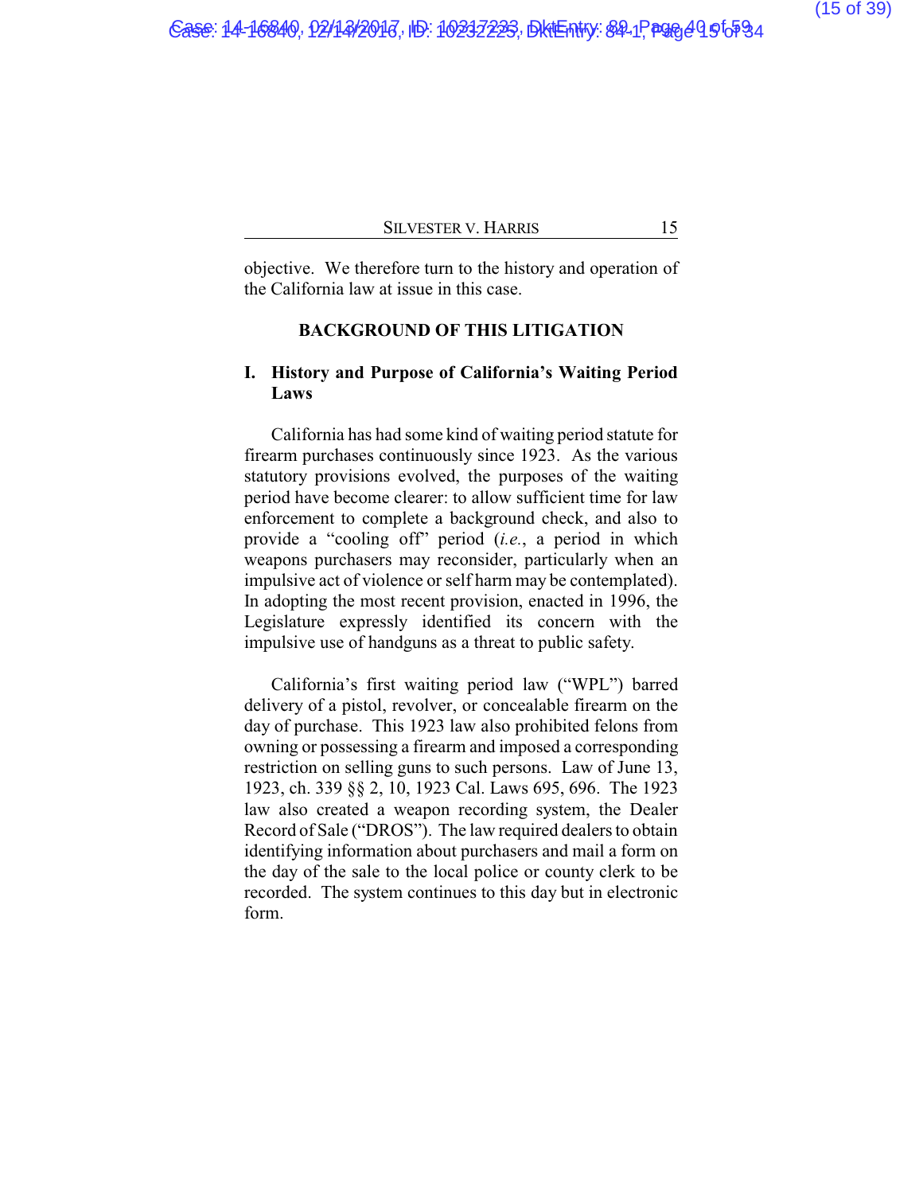objective. We therefore turn to the history and operation of the California law at issue in this case.

## BACKGROUND OF THIS LITIGATION

### I. History and Purpose of California's Waiting Period Laws

California has had some kind of waiting period statute for firearm purchases continuously since 1923. As the various statutory provisions evolved, the purposes of the waiting period have become clearer: to allow sufficient time for law enforcement to complete a background check, and also to provide a "cooling off" period (*i.e.*, a period in which weapons purchasers may reconsider, particularly when an impulsive act of violence or self harm may be contemplated). In adopting the most recent provision, enacted in 1996, the Legislature expressly identified its concern with the impulsive use of handguns as a threat to public safety.

California's first waiting period law ("WPL") barred delivery of a pistol, revolver, or concealable firearm on the day of purchase. This 1923 law also prohibited felons from owning or possessing a firearm and imposed a corresponding restriction on selling guns to such persons. Law of June 13, 1923, ch. 339 §§ 2, 10, 1923 Cal. Laws 695, 696. The 1923 law also created a weapon recording system, the Dealer Record of Sale ("DROS"). The law required dealers to obtain identifying information about purchasers and mail a form on the day of the sale to the local police or county clerk to be recorded. The system continues to this day but in electronic form.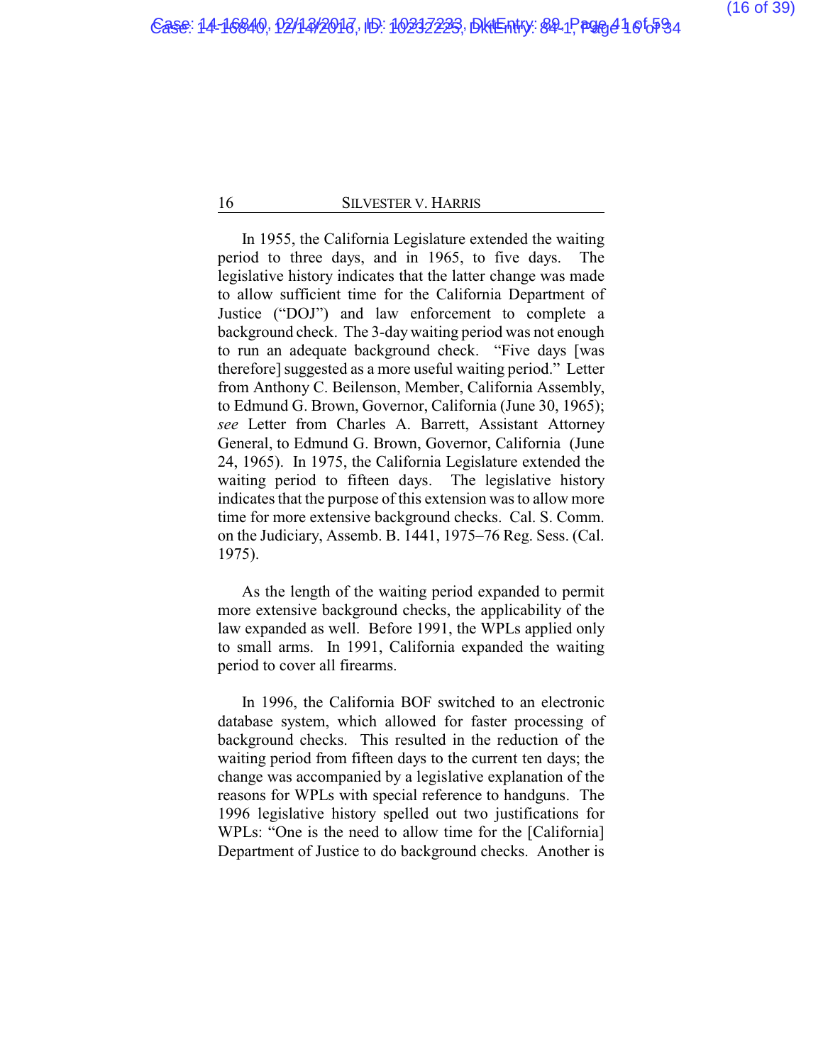In 1955, the California Legislature extended the waiting period to three days, and in 1965, to five days. The legislative history indicates that the latter change was made to allow sufficient time for the California Department of Justice ("DOJ") and law enforcement to complete a background check. The 3-day waiting period was not enough to run an adequate background check. "Five days [was therefore] suggested as a more useful waiting period." Letter from Anthony C. Beilenson, Member, California Assembly, to Edmund G. Brown, Governor, California (June 30, 1965); *see* Letter from Charles A. Barrett, Assistant Attorney General, to Edmund G. Brown, Governor, California (June 24, 1965). In 1975, the California Legislature extended the waiting period to fifteen days. The legislative history indicates that the purpose of this extension was to allow more time for more extensive background checks. Cal. S. Comm. on the Judiciary, Assemb. B. 1441, 1975–76 Reg. Sess. (Cal. 1975).

As the length of the waiting period expanded to permit more extensive background checks, the applicability of the law expanded as well. Before 1991, the WPLs applied only to small arms. In 1991, California expanded the waiting period to cover all firearms.

In 1996, the California BOF switched to an electronic database system, which allowed for faster processing of background checks. This resulted in the reduction of the waiting period from fifteen days to the current ten days; the change was accompanied by a legislative explanation of the reasons for WPLs with special reference to handguns. The 1996 legislative history spelled out two justifications for WPLs: "One is the need to allow time for the [California] Department of Justice to do background checks. Another is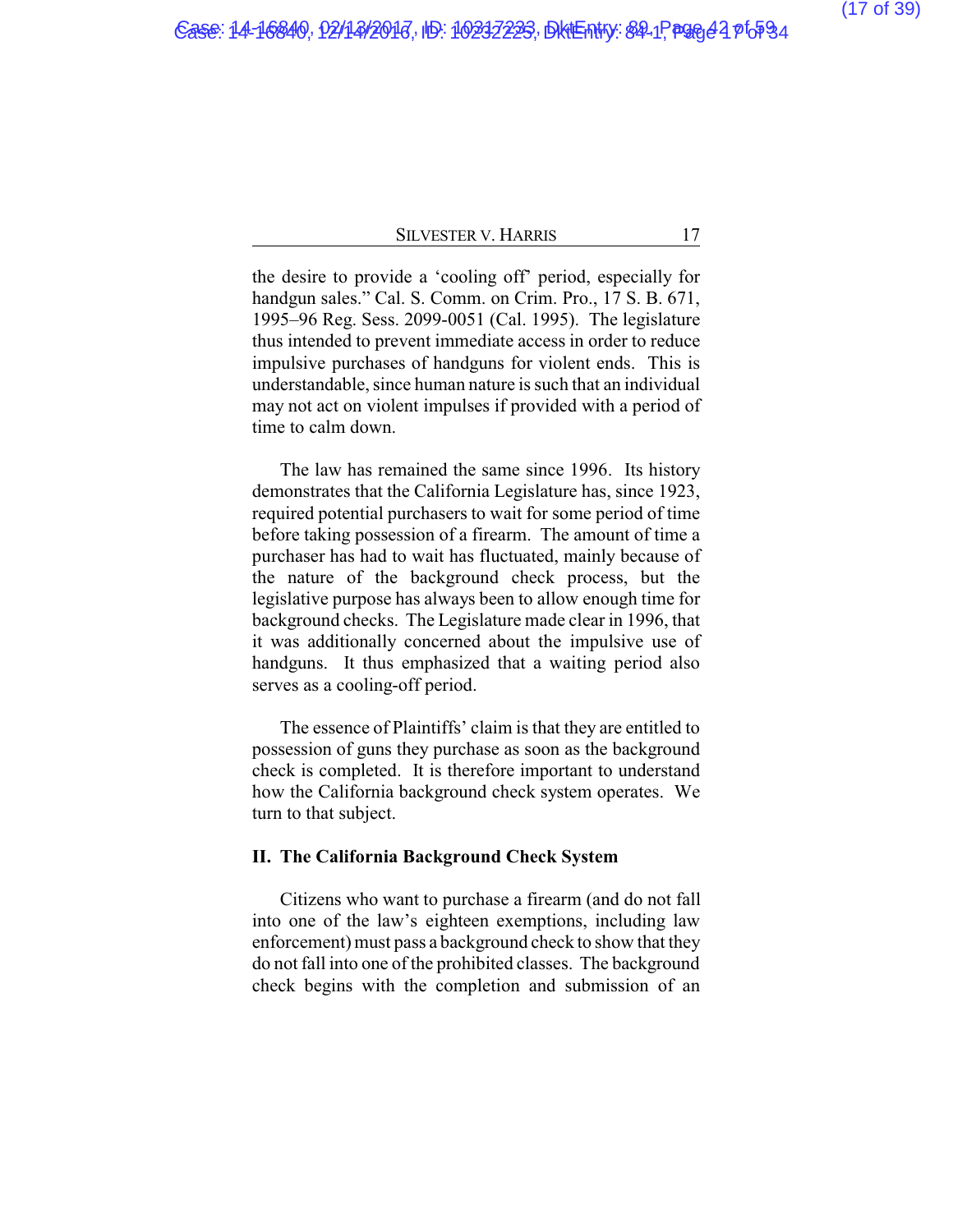the desire to provide a 'cooling off' period, especially for handgun sales." Cal. S. Comm. on Crim. Pro., 17 S. B. 671, 1995–96 Reg. Sess. 2099-0051 (Cal. 1995). The legislature thus intended to prevent immediate access in order to reduce impulsive purchases of handguns for violent ends. This is understandable, since human nature is such that an individual may not act on violent impulses if provided with a period of time to calm down.

The law has remained the same since 1996. Its history demonstrates that the California Legislature has, since 1923, required potential purchasers to wait for some period of time before taking possession of a firearm. The amount of time a purchaser has had to wait has fluctuated, mainly because of the nature of the background check process, but the legislative purpose has always been to allow enough time for background checks. The Legislature made clear in 1996, that it was additionally concerned about the impulsive use of handguns. It thus emphasized that a waiting period also serves as a cooling-off period.

The essence of Plaintiffs' claim is that they are entitled to possession of guns they purchase as soon as the background check is completed. It is therefore important to understand how the California background check system operates. We turn to that subject.

## II. The California Background Check System

Citizens who want to purchase a firearm (and do not fall into one of the law's eighteen exemptions, including law enforcement) must pass a background check to show that they do not fall into one of the prohibited classes. The background check begins with the completion and submission of an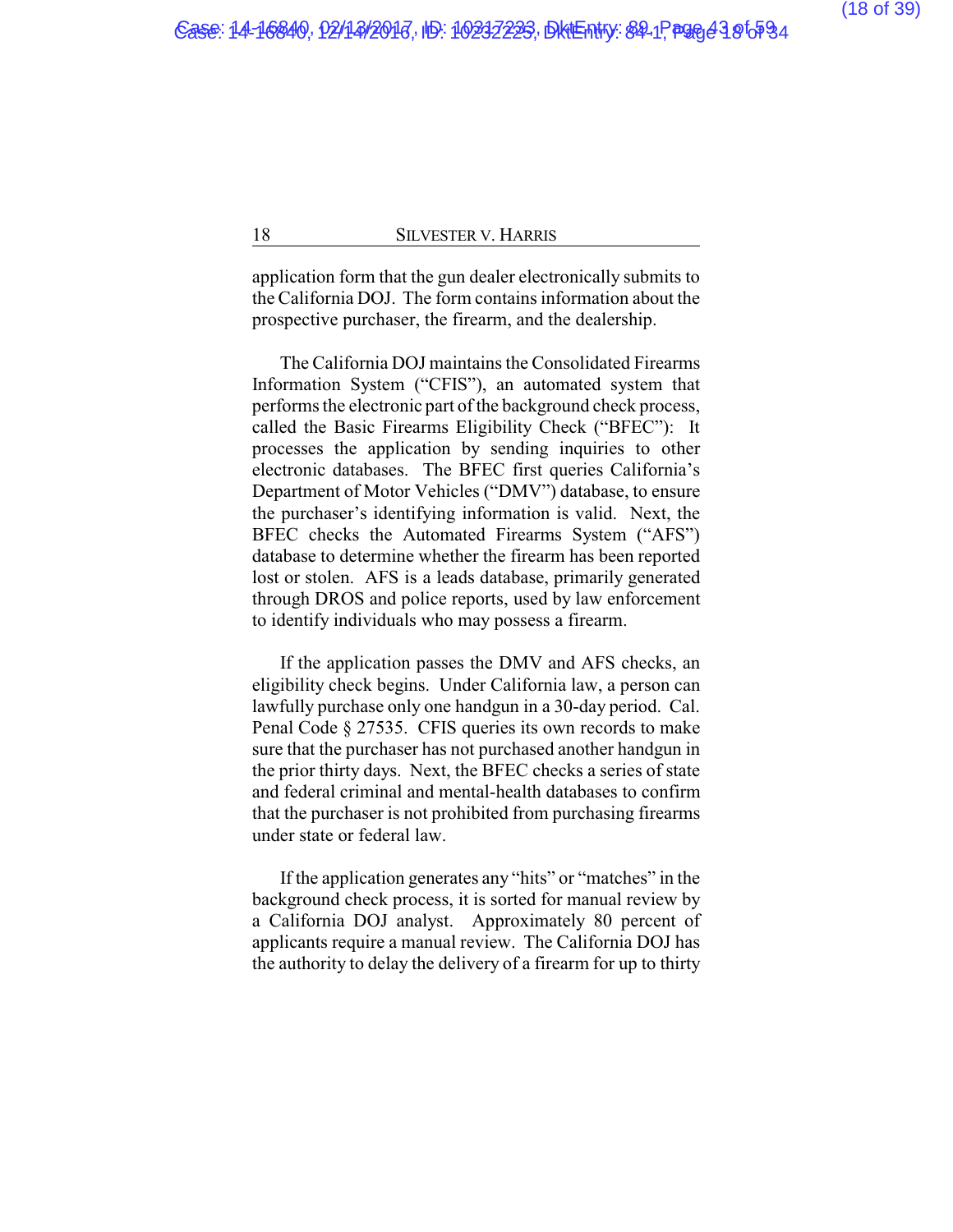application form that the gun dealer electronically submits to the California DOJ. The form contains information about the prospective purchaser, the firearm, and the dealership.

The California DOJ maintains the Consolidated Firearms Information System ("CFIS"), an automated system that performs the electronic part of the background check process, called the Basic Firearms Eligibility Check ("BFEC"): It processes the application by sending inquiries to other electronic databases. The BFEC first queries California's Department of Motor Vehicles ("DMV") database, to ensure the purchaser's identifying information is valid. Next, the BFEC checks the Automated Firearms System ("AFS") database to determine whether the firearm has been reported lost or stolen. AFS is a leads database, primarily generated through DROS and police reports, used by law enforcement to identify individuals who may possess a firearm.

If the application passes the DMV and AFS checks, an eligibility check begins. Under California law, a person can lawfully purchase only one handgun in a 30-day period. Cal. Penal Code § 27535. CFIS queries its own records to make sure that the purchaser has not purchased another handgun in the prior thirty days. Next, the BFEC checks a series of state and federal criminal and mental-health databases to confirm that the purchaser is not prohibited from purchasing firearms under state or federal law.

If the application generates any "hits" or "matches" in the background check process, it is sorted for manual review by a California DOJ analyst. Approximately 80 percent of applicants require a manual review. The California DOJ has the authority to delay the delivery of a firearm for up to thirty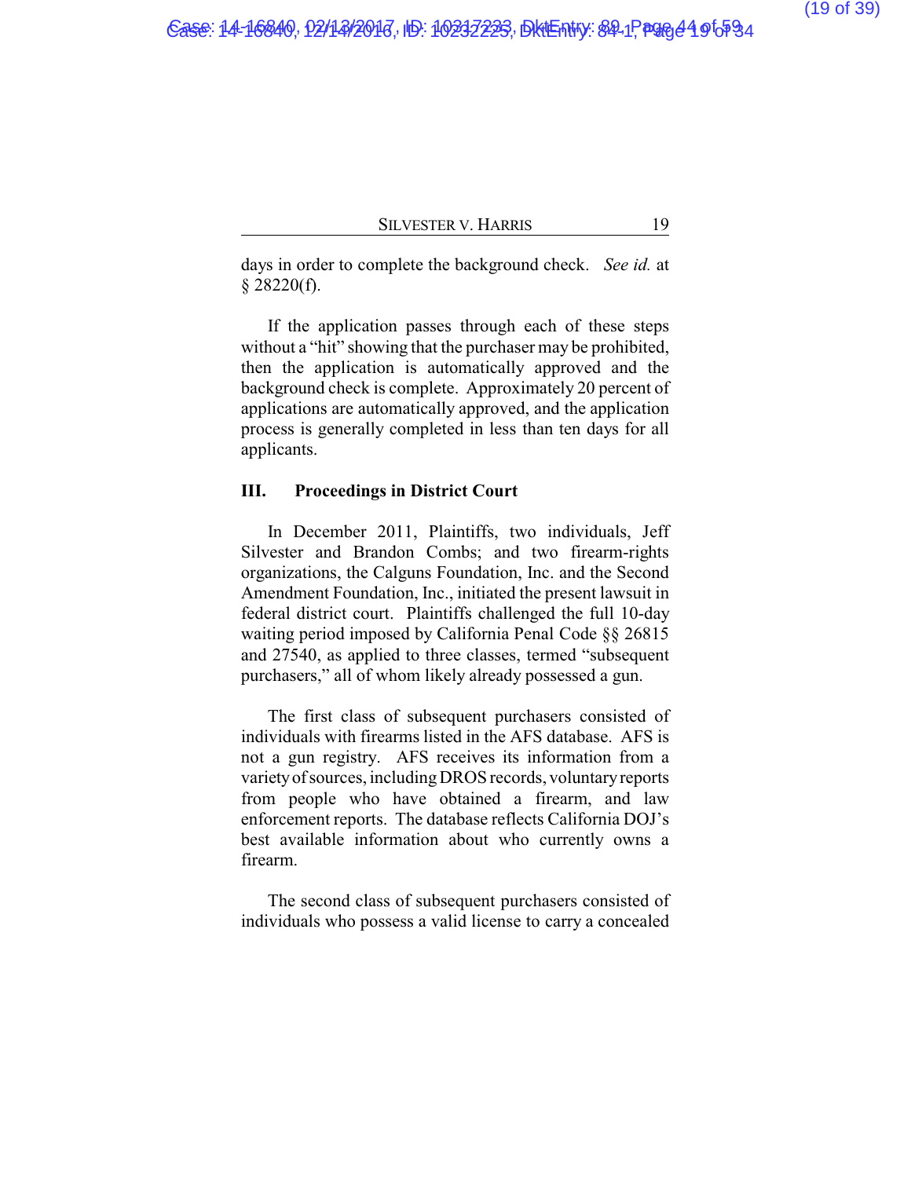days in order to complete the background check. *See id.* at § 28220(f).

If the application passes through each of these steps without a "hit" showing that the purchaser may be prohibited, then the application is automatically approved and the background check is complete. Approximately 20 percent of applications are automatically approved, and the application process is generally completed in less than ten days for all applicants.

## III. Proceedings in District Court

In December 2011, Plaintiffs, two individuals, Jeff Silvester and Brandon Combs; and two firearm-rights organizations, the Calguns Foundation, Inc. and the Second Amendment Foundation, Inc., initiated the present lawsuit in federal district court. Plaintiffs challenged the full 10-day waiting period imposed by California Penal Code §§ 26815 and 27540, as applied to three classes, termed "subsequent purchasers," all of whom likely already possessed a gun.

The first class of subsequent purchasers consisted of individuals with firearms listed in the AFS database. AFS is not a gun registry. AFS receives its information from a variety of sources, including DROS records, voluntary reports from people who have obtained a firearm, and law enforcement reports. The database reflects California DOJ's best available information about who currently owns a firearm.

The second class of subsequent purchasers consisted of individuals who possess a valid license to carry a concealed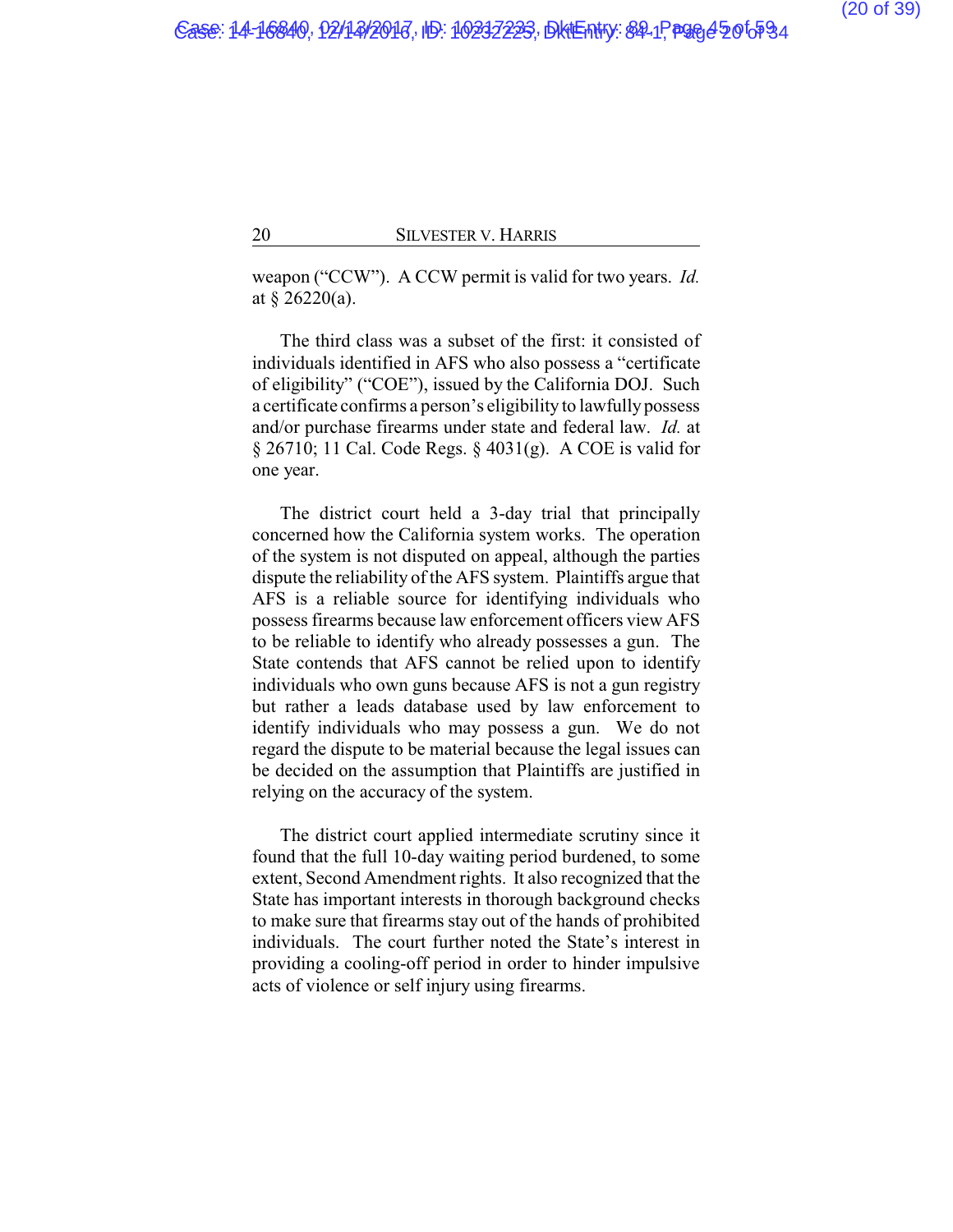weapon ("CCW"). A CCW permit is valid for two years. *Id.* at § 26220(a).

The third class was a subset of the first: it consisted of individuals identified in AFS who also possess a "certificate of eligibility" ("COE"), issued by the California DOJ. Such a certificate confirms a person's eligibility to lawfully possess and/or purchase firearms under state and federal law. *Id.* at § 26710; 11 Cal. Code Regs. § 4031(g). A COE is valid for one year.

The district court held a 3-day trial that principally concerned how the California system works. The operation of the system is not disputed on appeal, although the parties dispute the reliability of the AFS system. Plaintiffs argue that AFS is a reliable source for identifying individuals who possess firearms because law enforcement officers view AFS to be reliable to identify who already possesses a gun. The State contends that AFS cannot be relied upon to identify individuals who own guns because AFS is not a gun registry but rather a leads database used by law enforcement to identify individuals who may possess a gun. We do not regard the dispute to be material because the legal issues can be decided on the assumption that Plaintiffs are justified in relying on the accuracy of the system.

The district court applied intermediate scrutiny since it found that the full 10-day waiting period burdened, to some extent, Second Amendment rights. It also recognized that the State has important interests in thorough background checks to make sure that firearms stay out of the hands of prohibited individuals. The court further noted the State's interest in providing a cooling-off period in order to hinder impulsive acts of violence or self injury using firearms.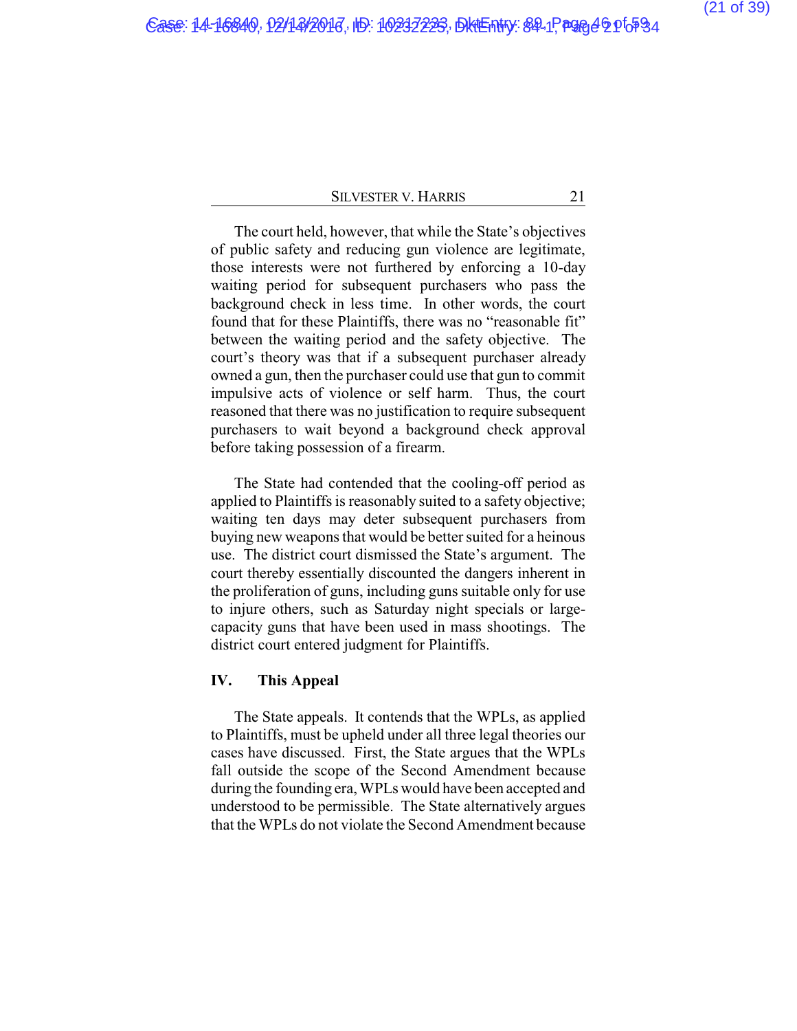The court held, however, that while the State's objectives of public safety and reducing gun violence are legitimate, those interests were not furthered by enforcing a 10-day waiting period for subsequent purchasers who pass the background check in less time. In other words, the court found that for these Plaintiffs, there was no "reasonable fit" between the waiting period and the safety objective. The court's theory was that if a subsequent purchaser already owned a gun, then the purchaser could use that gun to commit impulsive acts of violence or self harm. Thus, the court reasoned that there was no justification to require subsequent purchasers to wait beyond a background check approval before taking possession of a firearm.

The State had contended that the cooling-off period as applied to Plaintiffs is reasonably suited to a safety objective; waiting ten days may deter subsequent purchasers from buying new weapons that would be better suited for a heinous use. The district court dismissed the State's argument. The court thereby essentially discounted the dangers inherent in the proliferation of guns, including guns suitable only for use to injure others, such as Saturday night specials or large-capacity guns that have been used in mass shootings. The district court entered judgment for Plaintiffs.

## IV. This Appeal

The State appeals. It contends that the WPLs, as applied to Plaintiffs, must be upheld under all three legal theories our cases have discussed. First, the State argues that the WPLs fall outside the scope of the Second Amendment because during the founding era, WPLs would have been accepted and understood to be permissible. The State alternatively argues that the WPLs do not violate the Second Amendment because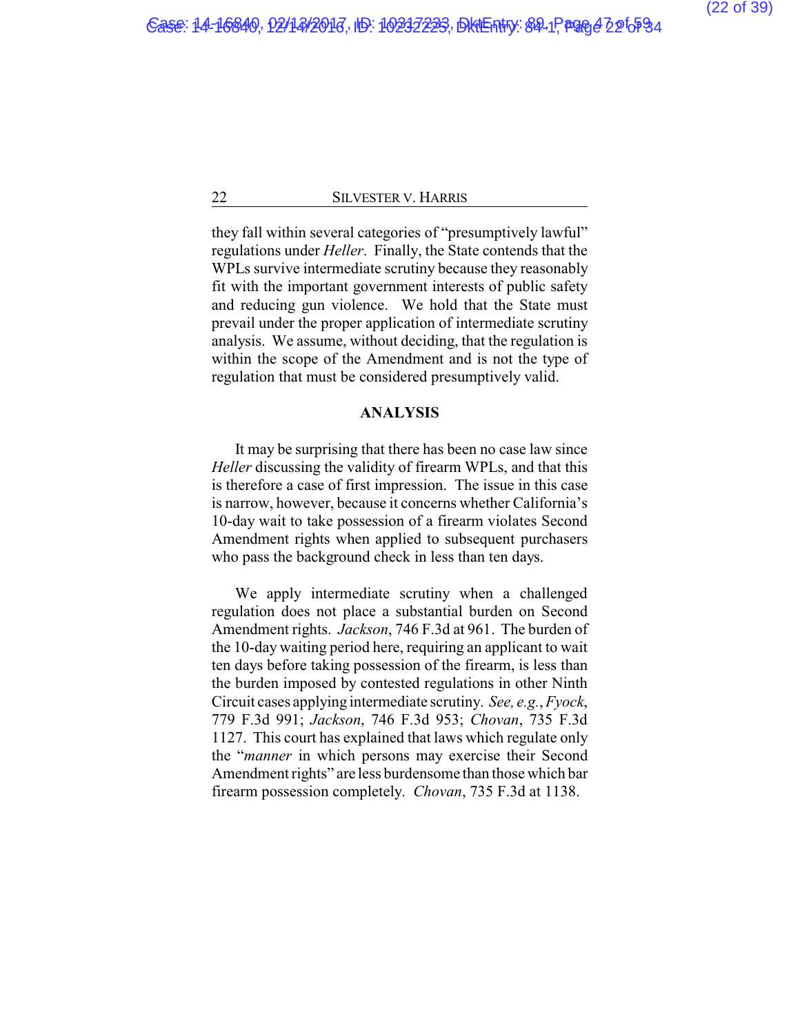they fall within several categories of "presumptively lawful" regulations under *Heller*. Finally, the State contends that the WPLs survive intermediate scrutiny because they reasonably fit with the important government interests of public safety and reducing gun violence. We hold that the State must prevail under the proper application of intermediate scrutiny analysis. We assume, without deciding, that the regulation is within the scope of the Amendment and is not the type of regulation that must be considered presumptively valid.

## ANALYSIS

It may be surprising that there has been no case law since *Heller* discussing the validity of firearm WPLs, and that this is therefore a case of first impression. The issue in this case is narrow, however, because it concerns whether California's 10-day wait to take possession of a firearm violates Second Amendment rights when applied to subsequent purchasers who pass the background check in less than ten days.

We apply intermediate scrutiny when a challenged regulation does not place a substantial burden on Second Amendment rights. *Jackson*, 746 F.3d at 961. The burden of the 10-day waiting period here, requiring an applicant to wait ten days before taking possession of the firearm, is less than the burden imposed by contested regulations in other Ninth Circuit cases applying intermediate scrutiny. *See, e.g.*, *Fyock*, 779 F.3d 991; *Jackson*, 746 F.3d 953; *Chovan*, 735 F.3d 1127. This court has explained that laws which regulate only the "*manner* in which persons may exercise their Second Amendment rights" are less burdensome than those which bar firearm possession completely. *Chovan*, 735 F.3d at 1138.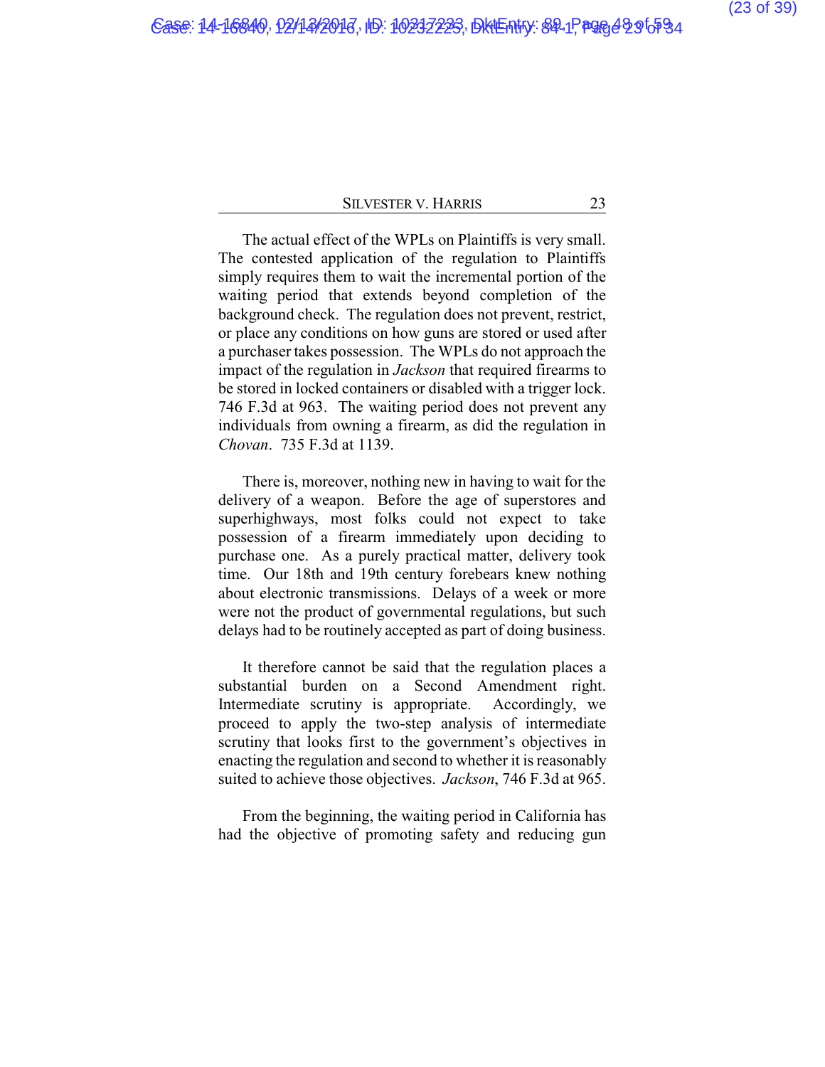The actual effect of the WPLs on Plaintiffs is very small. The contested application of the regulation to Plaintiffs simply requires them to wait the incremental portion of the waiting period that extends beyond completion of the background check. The regulation does not prevent, restrict, or place any conditions on how guns are stored or used after a purchaser takes possession. The WPLs do not approach the impact of the regulation in *Jackson* that required firearms to be stored in locked containers or disabled with a trigger lock. 746 F.3d at 963. The waiting period does not prevent any individuals from owning a firearm, as did the regulation in *Chovan*. 735 F.3d at 1139.

There is, moreover, nothing new in having to wait for the delivery of a weapon. Before the age of superstores and superhighways, most folks could not expect to take possession of a firearm immediately upon deciding to purchase one. As a purely practical matter, delivery took time. Our 18th and 19th century forebears knew nothing about electronic transmissions. Delays of a week or more were not the product of governmental regulations, but such delays had to be routinely accepted as part of doing business.

It therefore cannot be said that the regulation places a substantial burden on a Second Amendment right. Intermediate scrutiny is appropriate. Accordingly, we proceed to apply the two-step analysis of intermediate scrutiny that looks first to the government's objectives in enacting the regulation and second to whether it is reasonably suited to achieve those objectives. *Jackson*, 746 F.3d at 965.

From the beginning, the waiting period in California has had the objective of promoting safety and reducing gun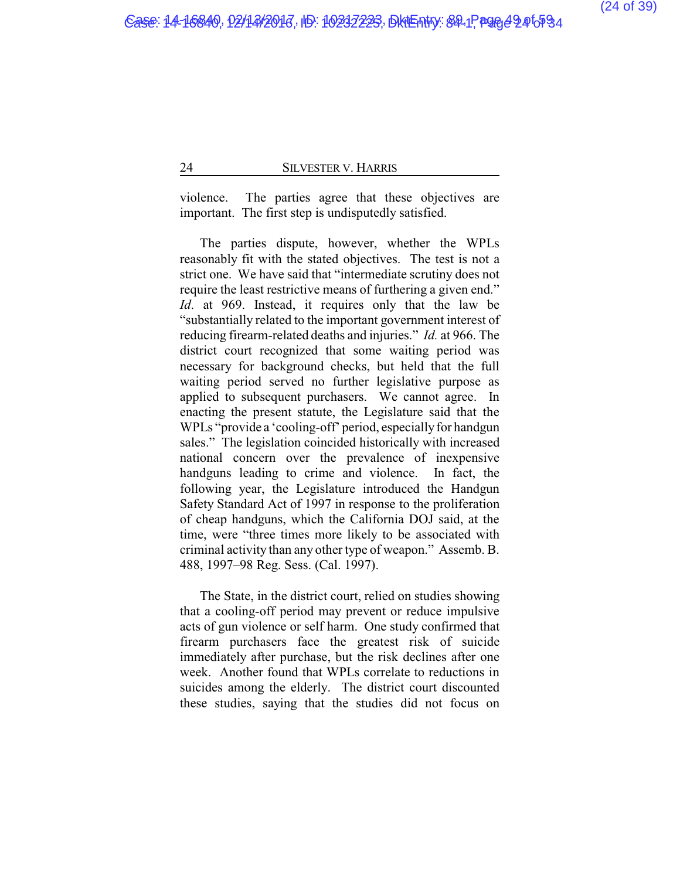violence. The parties agree that these objectives are important. The first step is undisputedly satisfied.

The parties dispute, however, whether the WPLs reasonably fit with the stated objectives. The test is not a strict one. We have said that "intermediate scrutiny does not require the least restrictive means of furthering a given end." *Id*. at 969. Instead, it requires only that the law be "substantially related to the important government interest of reducing firearm-related deaths and injuries." *Id.* at 966. The district court recognized that some waiting period was necessary for background checks, but held that the full waiting period served no further legislative purpose as applied to subsequent purchasers. We cannot agree. In enacting the present statute, the Legislature said that the WPLs "provide a 'cooling-off' period, especially for handgun sales." The legislation coincided historically with increased national concern over the prevalence of inexpensive handguns leading to crime and violence. In fact, the following year, the Legislature introduced the Handgun Safety Standard Act of 1997 in response to the proliferation of cheap handguns, which the California DOJ said, at the time, were "three times more likely to be associated with criminal activity than any other type of weapon." Assemb. B. 488, 1997–98 Reg. Sess. (Cal. 1997).

The State, in the district court, relied on studies showing that a cooling-off period may prevent or reduce impulsive acts of gun violence or self harm. One study confirmed that firearm purchasers face the greatest risk of suicide immediately after purchase, but the risk declines after one week. Another found that WPLs correlate to reductions in suicides among the elderly. The district court discounted these studies, saying that the studies did not focus on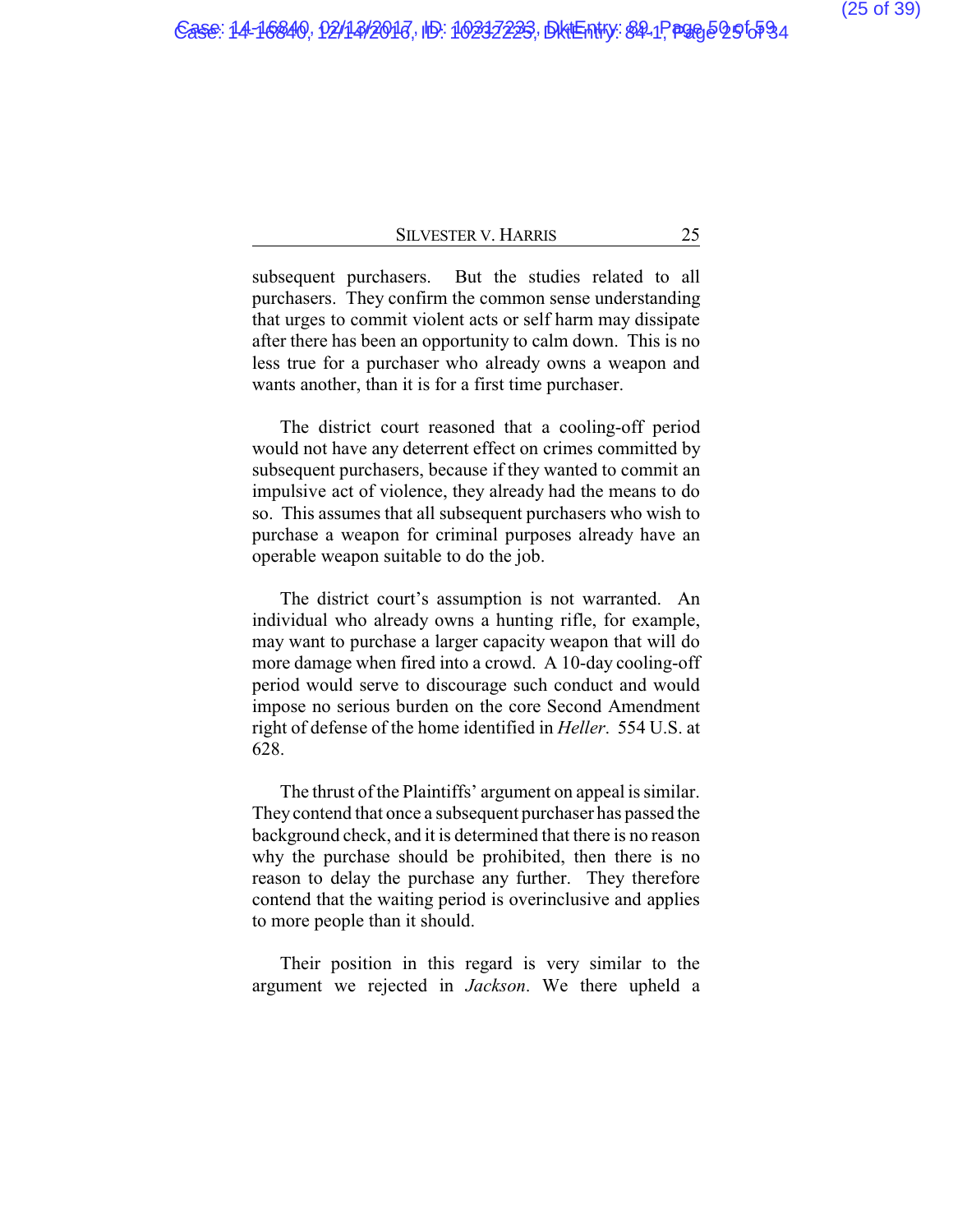subsequent purchasers. But the studies related to all purchasers. They confirm the common sense understanding that urges to commit violent acts or self harm may dissipate after there has been an opportunity to calm down. This is no less true for a purchaser who already owns a weapon and wants another, than it is for a first time purchaser.

The district court reasoned that a cooling-off period would not have any deterrent effect on crimes committed by subsequent purchasers, because if they wanted to commit an impulsive act of violence, they already had the means to do so. This assumes that all subsequent purchasers who wish to purchase a weapon for criminal purposes already have an operable weapon suitable to do the job.

The district court's assumption is not warranted. An individual who already owns a hunting rifle, for example, may want to purchase a larger capacity weapon that will do more damage when fired into a crowd. A 10-day cooling-off period would serve to discourage such conduct and would impose no serious burden on the core Second Amendment right of defense of the home identified in *Heller*. 554 U.S. at 628.

The thrust of the Plaintiffs' argument on appeal is similar. They contend that once a subsequent purchaser has passed the background check, and it is determined that there is no reason why the purchase should be prohibited, then there is no reason to delay the purchase any further. They therefore contend that the waiting period is overinclusive and applies to more people than it should.

Their position in this regard is very similar to the argument we rejected in *Jackson*. We there upheld a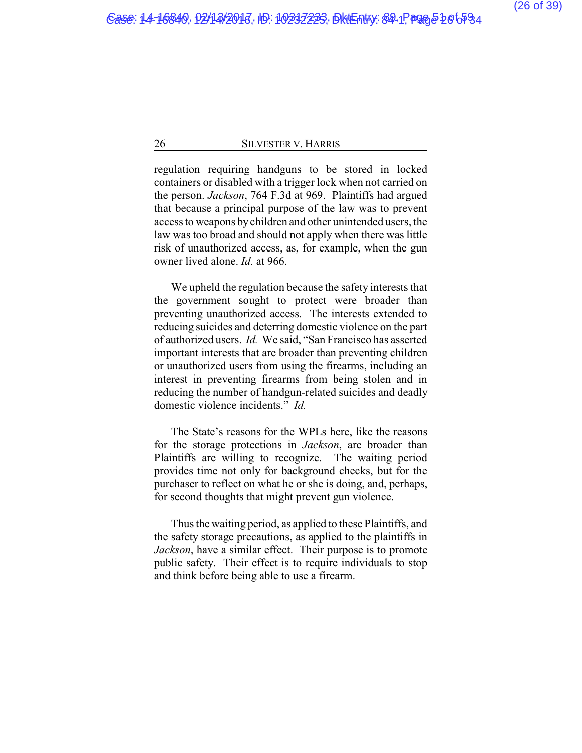regulation requiring handguns to be stored in locked containers or disabled with a trigger lock when not carried on the person. *Jackson*, 764 F.3d at 969. Plaintiffs had argued that because a principal purpose of the law was to prevent access to weapons by children and other unintended users, the law was too broad and should not apply when there was little risk of unauthorized access, as, for example, when the gun owner lived alone. *Id.* at 966.

We upheld the regulation because the safety interests that the government sought to protect were broader than preventing unauthorized access. The interests extended to reducing suicides and deterring domestic violence on the part of authorized users. *Id.* We said, "San Francisco has asserted important interests that are broader than preventing children or unauthorized users from using the firearms, including an interest in preventing firearms from being stolen and in reducing the number of handgun-related suicides and deadly domestic violence incidents." *Id.*

The State's reasons for the WPLs here, like the reasons for the storage protections in *Jackson*, are broader than Plaintiffs are willing to recognize. The waiting period provides time not only for background checks, but for the purchaser to reflect on what he or she is doing, and, perhaps, for second thoughts that might prevent gun violence.

Thus the waiting period, as applied to these Plaintiffs, and the safety storage precautions, as applied to the plaintiffs in *Jackson*, have a similar effect. Their purpose is to promote public safety. Their effect is to require individuals to stop and think before being able to use a firearm.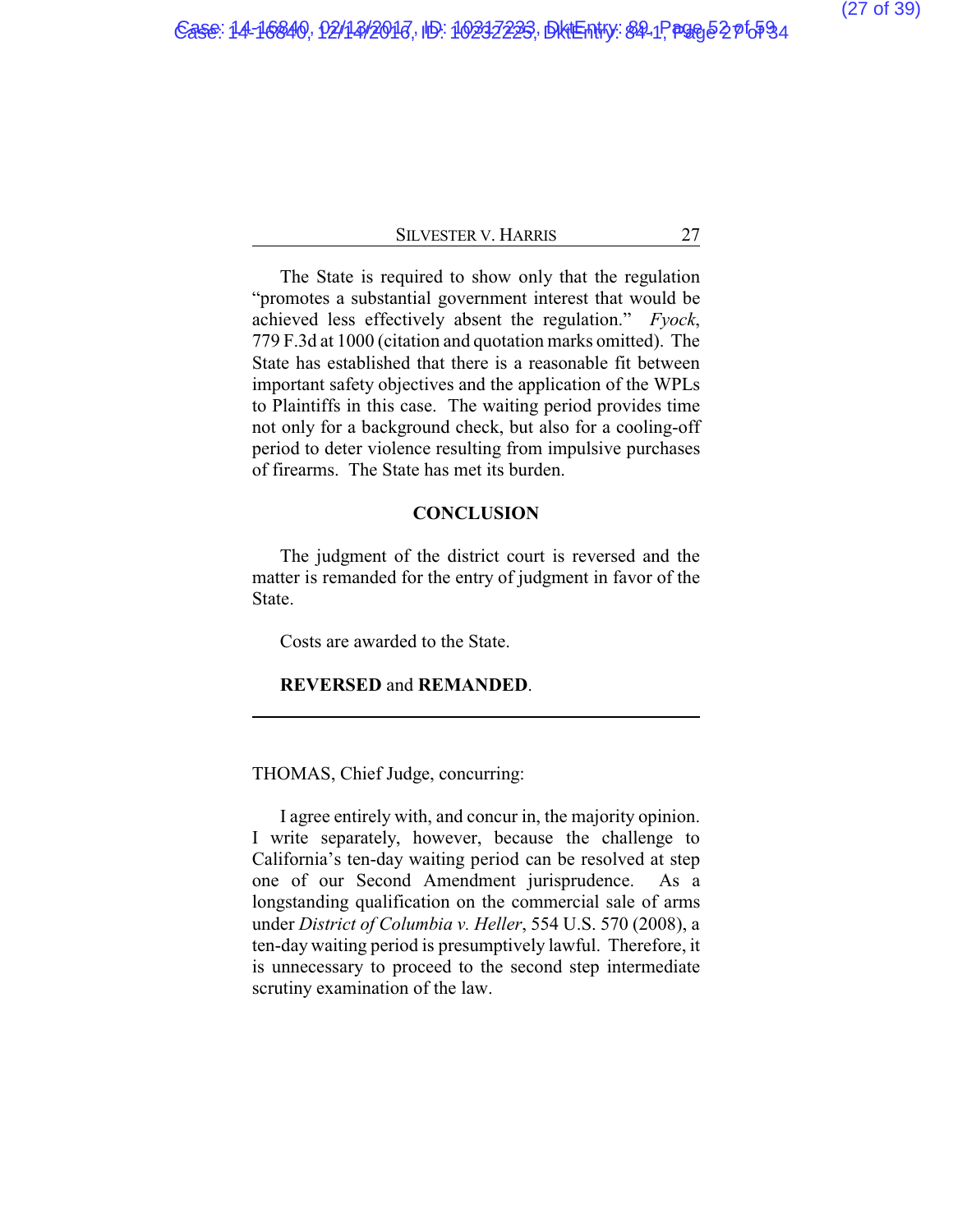The State is required to show only that the regulation "promotes a substantial government interest that would be achieved less effectively absent the regulation." *Fyock*, 779 F.3d at 1000 (citation and quotation marks omitted). The State has established that there is a reasonable fit between important safety objectives and the application of the WPLs to Plaintiffs in this case. The waiting period provides time not only for a background check, but also for a cooling-off period to deter violence resulting from impulsive purchases of firearms. The State has met its burden.

## CONCLUSION

The judgment of the district court is reversed and the matter is remanded for the entry of judgment in favor of the State.

Costs are awarded to the State.

**REVERSED** and **REMANDED**.

---

THOMAS, Chief Judge, concurring:

I agree entirely with, and concur in, the majority opinion. I write separately, however, because the challenge to California's ten-day waiting period can be resolved at step one of our Second Amendment jurisprudence. As a longstanding qualification on the commercial sale of arms under *District of Columbia v. Heller*, 554 U.S. 570 (2008), a ten-day waiting period is presumptively lawful. Therefore, it is unnecessary to proceed to the second step intermediate scrutiny examination of the law.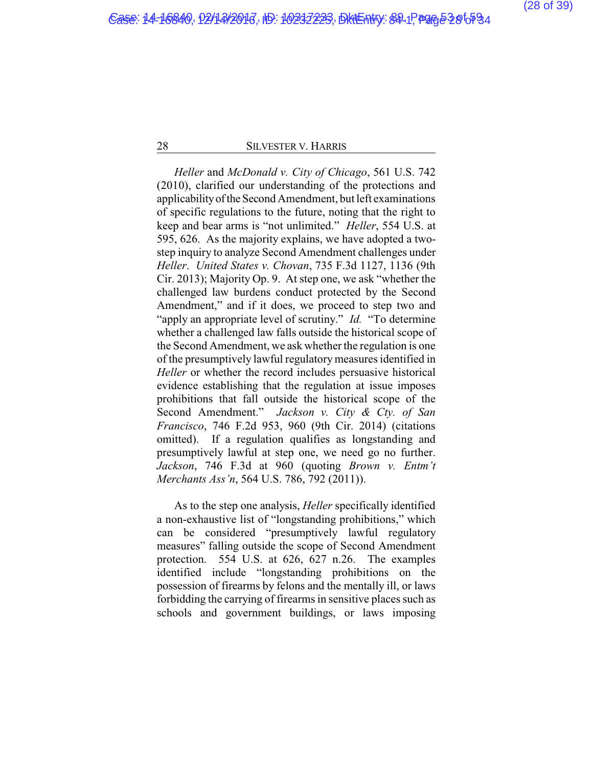*Heller* and *McDonald v. City of Chicago*, 561 U.S. 742 (2010), clarified our understanding of the protections and applicability of the Second Amendment, but left examinations of specific regulations to the future, noting that the right to keep and bear arms is "not unlimited." *Heller*, 554 U.S. at 595, 626. As the majority explains, we have adopted a two-step inquiry to analyze Second Amendment challenges under *Heller*. *United States v. Chovan*, 735 F.3d 1127, 1136 (9th Cir. 2013); Majority Op. 9. At step one, we ask "whether the challenged law burdens conduct protected by the Second Amendment," and if it does, we proceed to step two and "apply an appropriate level of scrutiny." *Id.* "To determine whether a challenged law falls outside the historical scope of the Second Amendment, we ask whether the regulation is one of the presumptively lawful regulatory measures identified in *Heller* or whether the record includes persuasive historical evidence establishing that the regulation at issue imposes prohibitions that fall outside the historical scope of the Second Amendment." *Jackson v. City & Cty. of San Francisco*, 746 F.2d 953, 960 (9th Cir. 2014) (citations omitted). If a regulation qualifies as longstanding and presumptively lawful at step one, we need go no further. *Jackson*, 746 F.3d at 960 (quoting *Brown v. Entm't Merchants Ass'n*, 564 U.S. 786, 792 (2011)).

As to the step one analysis, *Heller* specifically identified a non-exhaustive list of "longstanding prohibitions," which can be considered "presumptively lawful regulatory measures" falling outside the scope of Second Amendment protection. 554 U.S. at 626, 627 n.26. The examples identified include "longstanding prohibitions on the possession of firearms by felons and the mentally ill, or laws forbidding the carrying of firearms in sensitive places such as schools and government buildings, or laws imposing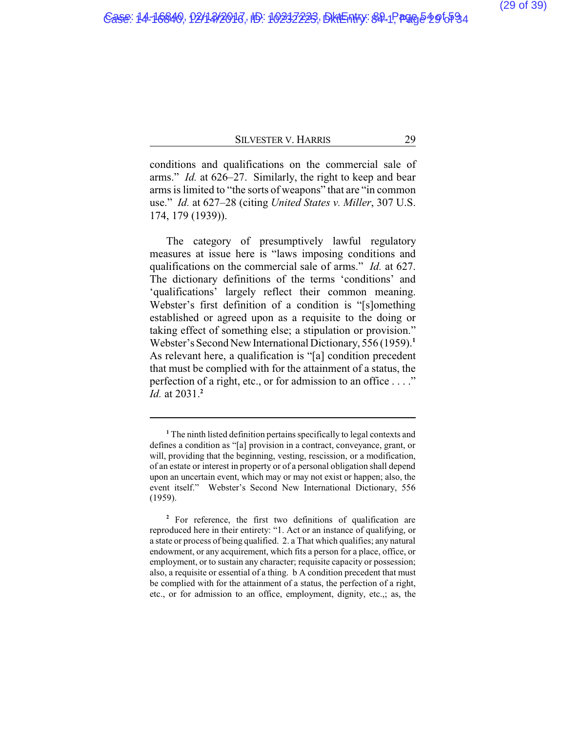conditions and qualifications on the commercial sale of arms." *Id.* at 626–27. Similarly, the right to keep and bear arms is limited to "the sorts of weapons" that are "in common use." *Id.* at 627–28 (citing *United States v. Miller*, 307 U.S. 174, 179 (1939)).

The category of presumptively lawful regulatory measures at issue here is "laws imposing conditions and qualifications on the commercial sale of arms." *Id.* at 627. The dictionary definitions of the terms 'conditions' and 'qualifications' largely reflect their common meaning. Webster's first definition of a condition is "[s]omething established or agreed upon as a requisite to the doing or taking effect of something else; a stipulation or provision." Webster's Second New International Dictionary, 556 (1959).[1] As relevant here, a qualification is "[a] condition precedent that must be complied with for the attainment of a status, the perfection of a right, etc., or for admission to an office . . . ." *Id.* at 2031.[2]

---

[1] The ninth listed definition pertains specifically to legal contexts and defines a condition as "[a] provision in a contract, conveyance, grant, or will, providing that the beginning, vesting, rescission, or a modification, of an estate or interest in property or of a personal obligation shall depend upon an uncertain event, which may or may not exist or happen; also, the event itself." Webster's Second New International Dictionary, 556 (1959).

[2] For reference, the first two definitions of qualification are reproduced here in their entirety: "1. Act or an instance of qualifying, or a state or process of being qualified. 2. a That which qualifies; any natural endowment, or any acquirement, which fits a person for a place, office, or employment, or to sustain any character; requisite capacity or possession; also, a requisite or essential of a thing. b A condition precedent that must be complied with for the attainment of a status, the perfection of a right, etc., or for admission to an office, employment, dignity, etc.,; as, the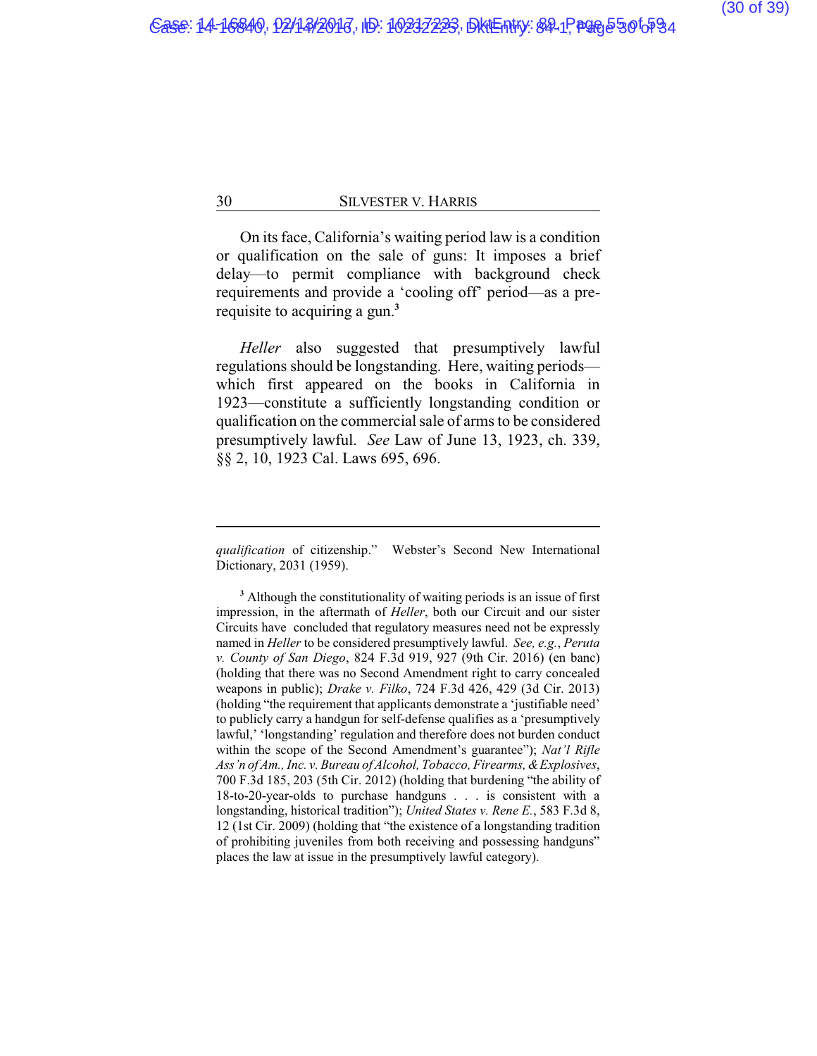On its face, California's waiting period law is a condition or qualification on the sale of guns: It imposes a brief delay—to permit compliance with background check requirements and provide a 'cooling off' period—as a pre-requisite to acquiring a gun.[3]

*Heller* also suggested that presumptively lawful regulations should be longstanding. Here, waiting periods—which first appeared on the books in California in 1923—constitute a sufficiently longstanding condition or qualification on the commercial sale of arms to be considered presumptively lawful. *See* Law of June 13, 1923, ch. 339, §§ 2, 10, 1923 Cal. Laws 695, 696.

---

*qualification* of citizenship." Webster's Second New International Dictionary, 2031 (1959).

[3] Although the constitutionality of waiting periods is an issue of first impression, in the aftermath of *Heller*, both our Circuit and our sister Circuits have concluded that regulatory measures need not be expressly named in *Heller* to be considered presumptively lawful. *See, e.g.*, *Peruta v. County of San Diego*, 824 F.3d 919, 927 (9th Cir. 2016) (en banc) (holding that there was no Second Amendment right to carry concealed weapons in public); *Drake v. Filko*, 724 F.3d 426, 429 (3d Cir. 2013) (holding "the requirement that applicants demonstrate a 'justifiable need' to publicly carry a handgun for self-defense qualifies as a 'presumptively lawful,' 'longstanding' regulation and therefore does not burden conduct within the scope of the Second Amendment's guarantee"); *Nat'l Rifle Ass'n of Am., Inc. v. Bureau of Alcohol, Tobacco, Firearms, & Explosives*, 700 F.3d 185, 203 (5th Cir. 2012) (holding that burdening "the ability of 18-to-20-year-olds to purchase handguns . . . is consistent with a longstanding, historical tradition"); *United States v. Rene E.*, 583 F.3d 8, 12 (1st Cir. 2009) (holding that "the existence of a longstanding tradition of prohibiting juveniles from both receiving and possessing handguns" places the law at issue in the presumptively lawful category).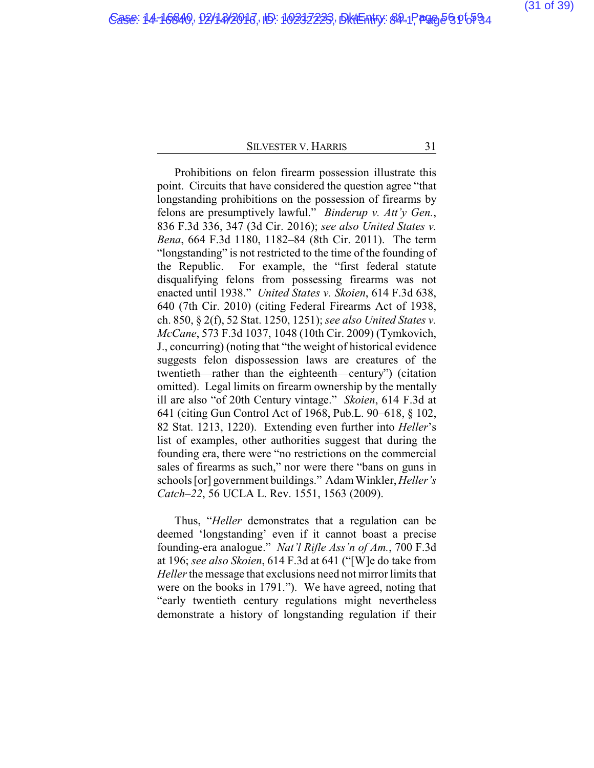Prohibitions on felon firearm possession illustrate this point. Circuits that have considered the question agree "that longstanding prohibitions on the possession of firearms by felons are presumptively lawful." *Binderup v. Att'y Gen.*, 836 F.3d 336, 347 (3d Cir. 2016); *see also United States v. Bena*, 664 F.3d 1180, 1182–84 (8th Cir. 2011). The term "longstanding" is not restricted to the time of the founding of the Republic. For example, the "first federal statute disqualifying felons from possessing firearms was not enacted until 1938." *United States v. Skoien*, 614 F.3d 638, 640 (7th Cir. 2010) (citing Federal Firearms Act of 1938, ch. 850, § 2(f), 52 Stat. 1250, 1251); *see also United States v. McCane*, 573 F.3d 1037, 1048 (10th Cir. 2009) (Tymkovich, J., concurring) (noting that "the weight of historical evidence suggests felon dispossession laws are creatures of the twentieth—rather than the eighteenth—century") (citation omitted). Legal limits on firearm ownership by the mentally ill are also "of 20th Century vintage." *Skoien*, 614 F.3d at 641 (citing Gun Control Act of 1968, Pub.L. 90–618, § 102, 82 Stat. 1213, 1220). Extending even further into *Heller*'s list of examples, other authorities suggest that during the founding era, there were "no restrictions on the commercial sales of firearms as such," nor were there "bans on guns in schools [or] government buildings." Adam Winkler, *Heller's Catch–22*, 56 UCLA L. Rev. 1551, 1563 (2009).

Thus, "*Heller* demonstrates that a regulation can be deemed 'longstanding' even if it cannot boast a precise founding-era analogue." *Nat'l Rifle Ass'n of Am.*, 700 F.3d at 196; *see also Skoien*, 614 F.3d at 641 ("[W]e do take from *Heller* the message that exclusions need not mirror limits that were on the books in 1791."). We have agreed, noting that "early twentieth century regulations might nevertheless demonstrate a history of longstanding regulation if their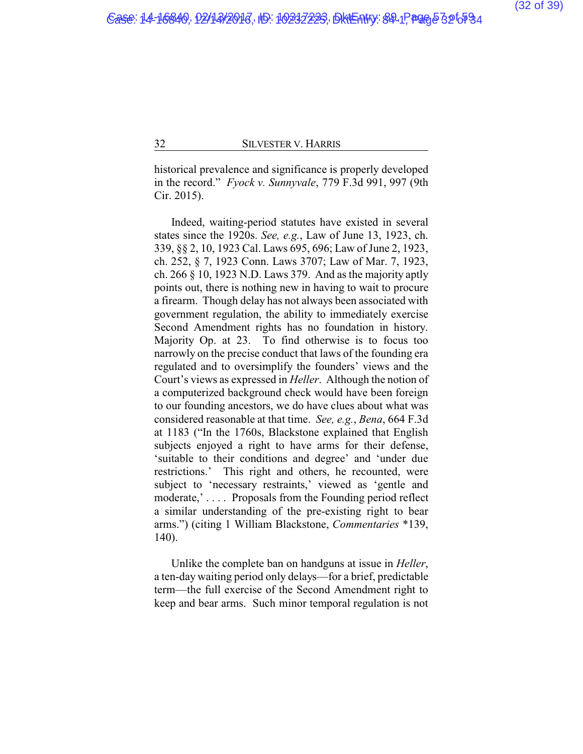historical prevalence and significance is properly developed in the record." *Fyock v. Sunnyvale*, 779 F.3d 991, 997 (9th Cir. 2015).

Indeed, waiting-period statutes have existed in several states since the 1920s. *See, e.g.*, Law of June 13, 1923, ch. 339, §§ 2, 10, 1923 Cal. Laws 695, 696; Law of June 2, 1923, ch. 252, § 7, 1923 Conn. Laws 3707; Law of Mar. 7, 1923, ch. 266 § 10, 1923 N.D. Laws 379. And as the majority aptly points out, there is nothing new in having to wait to procure a firearm. Though delay has not always been associated with government regulation, the ability to immediately exercise Second Amendment rights has no foundation in history. Majority Op. at 23. To find otherwise is to focus too narrowly on the precise conduct that laws of the founding era regulated and to oversimplify the founders' views and the Court's views as expressed in *Heller*. Although the notion of a computerized background check would have been foreign to our founding ancestors, we do have clues about what was considered reasonable at that time. *See, e.g.*, *Bena*, 664 F.3d at 1183 ("In the 1760s, Blackstone explained that English subjects enjoyed a right to have arms for their defense, 'suitable to their conditions and degree' and 'under due restrictions.' This right and others, he recounted, were subject to 'necessary restraints,' viewed as 'gentle and moderate,' . . . . Proposals from the Founding period reflect a similar understanding of the pre-existing right to bear arms.") (citing 1 William Blackstone, *Commentaries* *139, 140).

Unlike the complete ban on handguns at issue in *Heller*, a ten-day waiting period only delays—for a brief, predictable term—the full exercise of the Second Amendment right to keep and bear arms. Such minor temporal regulation is not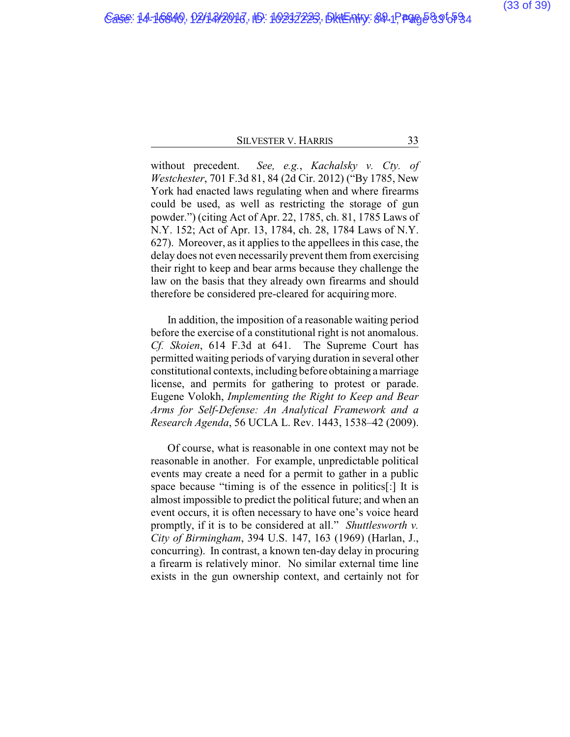without precedent. *See, e.g.*, *Kachalsky v. Cty. of Westchester*, 701 F.3d 81, 84 (2d Cir. 2012) ("By 1785, New York had enacted laws regulating when and where firearms could be used, as well as restricting the storage of gun powder.") (citing Act of Apr. 22, 1785, ch. 81, 1785 Laws of N.Y. 152; Act of Apr. 13, 1784, ch. 28, 1784 Laws of N.Y. 627). Moreover, as it applies to the appellees in this case, the delay does not even necessarily prevent them from exercising their right to keep and bear arms because they challenge the law on the basis that they already own firearms and should therefore be considered pre-cleared for acquiring more.

In addition, the imposition of a reasonable waiting period before the exercise of a constitutional right is not anomalous. *Cf. Skoien*, 614 F.3d at 641. The Supreme Court has permitted waiting periods of varying duration in several other constitutional contexts, including before obtaining a marriage license, and permits for gathering to protest or parade. Eugene Volokh, *Implementing the Right to Keep and Bear Arms for Self-Defense: An Analytical Framework and a Research Agenda*, 56 UCLA L. Rev. 1443, 1538–42 (2009).

Of course, what is reasonable in one context may not be reasonable in another. For example, unpredictable political events may create a need for a permit to gather in a public space because "timing is of the essence in politics[:] It is almost impossible to predict the political future; and when an event occurs, it is often necessary to have one's voice heard promptly, if it is to be considered at all." *Shuttlesworth v. City of Birmingham*, 394 U.S. 147, 163 (1969) (Harlan, J., concurring). In contrast, a known ten-day delay in procuring a firearm is relatively minor. No similar external time line exists in the gun ownership context, and certainly not for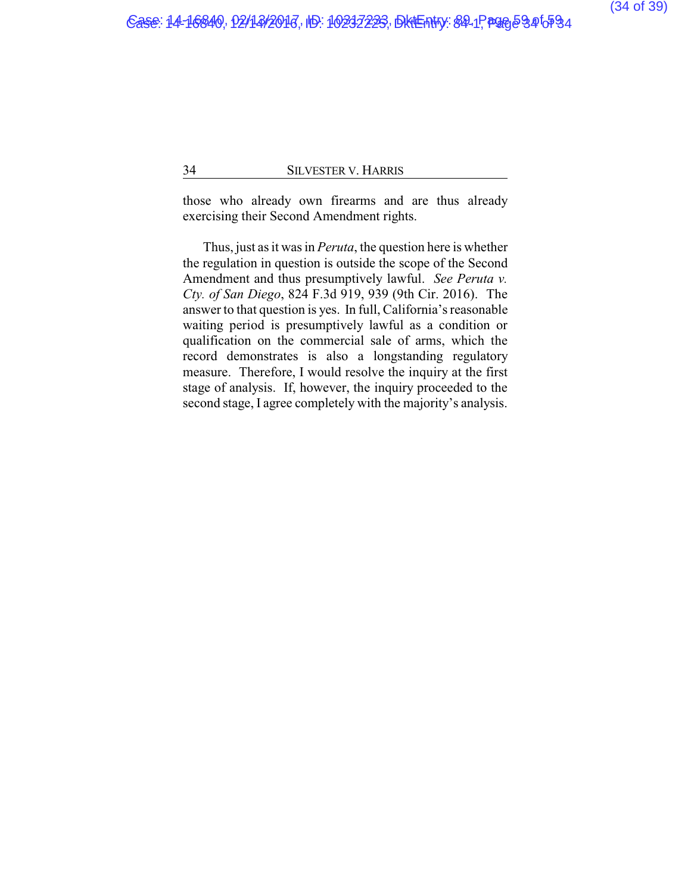those who already own firearms and are thus already exercising their Second Amendment rights.

Thus, just as it was in *Peruta*, the question here is whether the regulation in question is outside the scope of the Second Amendment and thus presumptively lawful. *See Peruta v. Cty. of San Diego*, 824 F.3d 919, 939 (9th Cir. 2016). The answer to that question is yes. In full, California's reasonable waiting period is presumptively lawful as a condition or qualification on the commercial sale of arms, which the record demonstrates is also a longstanding regulatory measure. Therefore, I would resolve the inquiry at the first stage of analysis. If, however, the inquiry proceeded to the second stage, I agree completely with the majority's analysis.